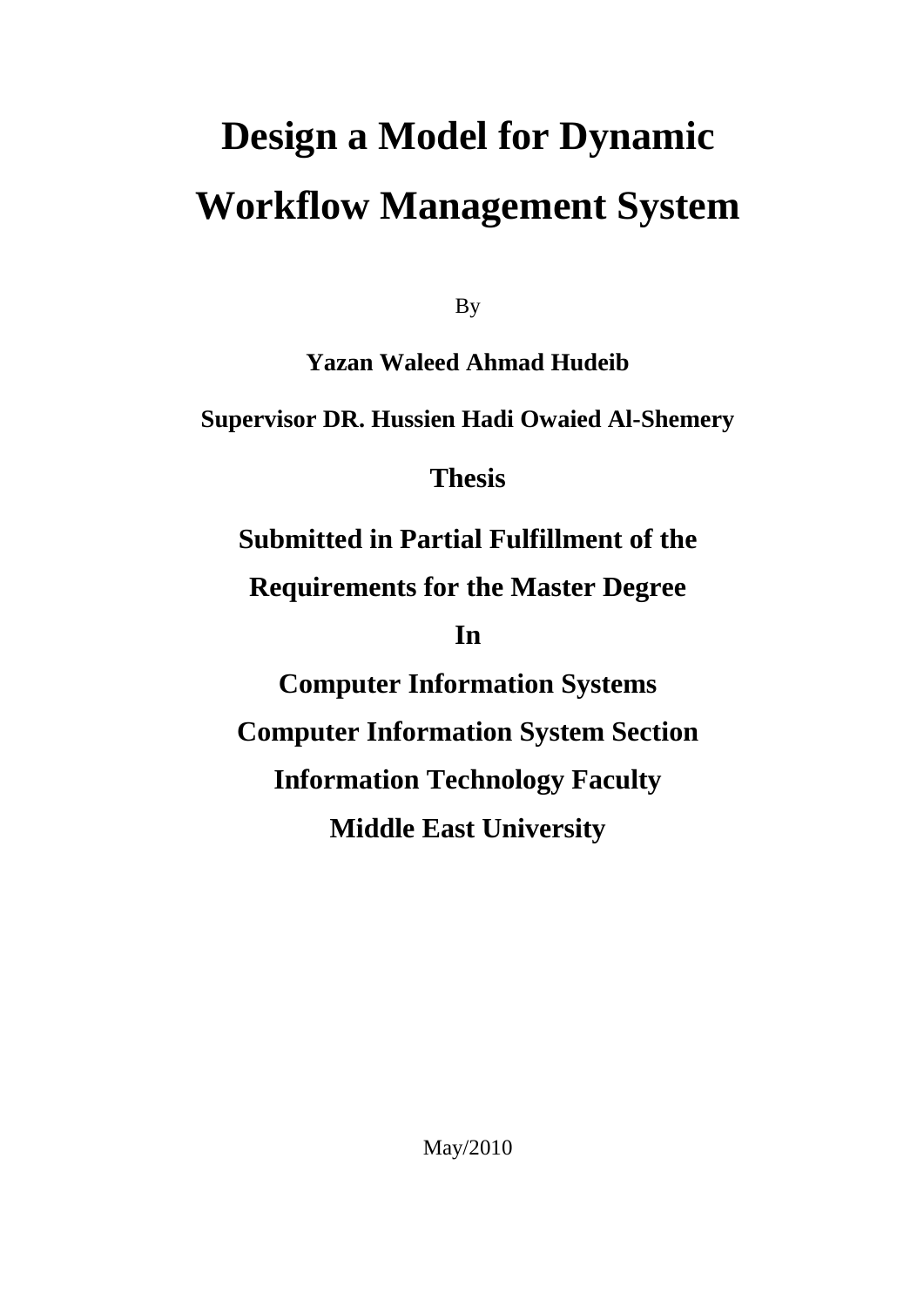# Design a Model for Dynamic Workflow Management System

By

**Yazan Waleed Ahmad Hudeib**

**Supervisor DR. Hussien Hadi Owaied Al-Shemery**

**Thesis**

**Submitted in Partial Fulfillment of the**

**Requirements for the Master Degree**

**In**

**Computer Information Systems**

**Computer Information System Section**

**Information Technology Faculty**

**Middle East University**

May/2010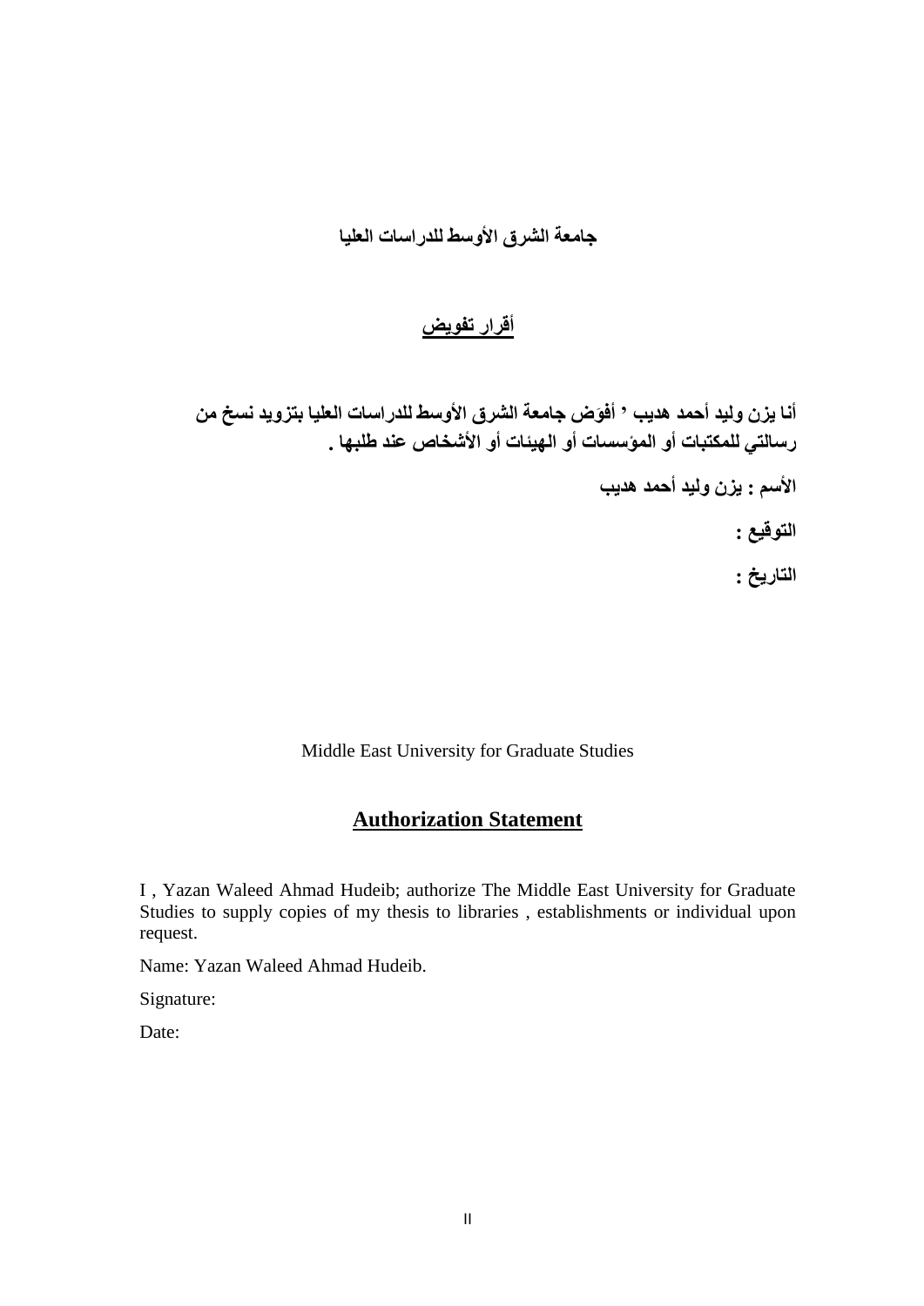**جامعة الشرق الأوسط للدراسات العليا**

## أقرار تفويض

**أنا يزن وليد أحمد هديب ' أفوض جامعة الشرق الأوسط للدراسات العليا بتزويد نسخ من رسالتي للمكتبات أو المؤسسات أو الهيئات أو الأشخاص عند طلبها .**

**الأسم : يزن وليد أحمد هديب**

**التوقيع :**

**التاريخ :**

Middle East University for Graduate Studies

## Authorization Statement

I , Yazan Waleed Ahmad Hudeib; authorize The Middle East University for Graduate Studies to supply copies of my thesis to libraries , establishments or individual upon request.

Name: Yazan Waleed Ahmad Hudeib.

Signature:

Date: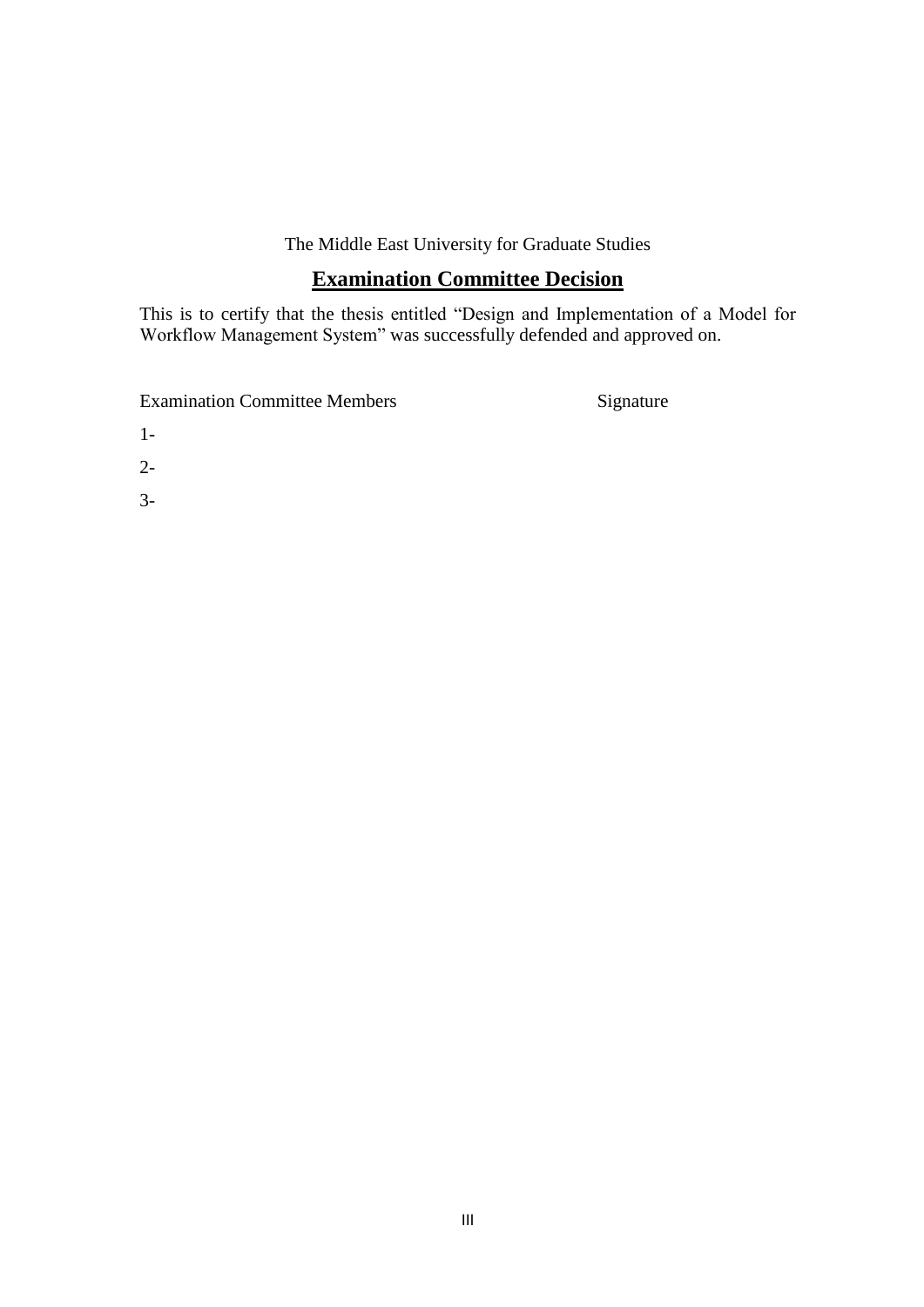The Middle East University for Graduate Studies

## **Examination Committee Decision**

This is to certify that the thesis entitled "Design and Implementation of a Model for Workflow Management System" was successfully defended and approved on.

| Examination Committee Members | Signature |
|---|---|
| 1- | |
| 2- | |
| 3- | |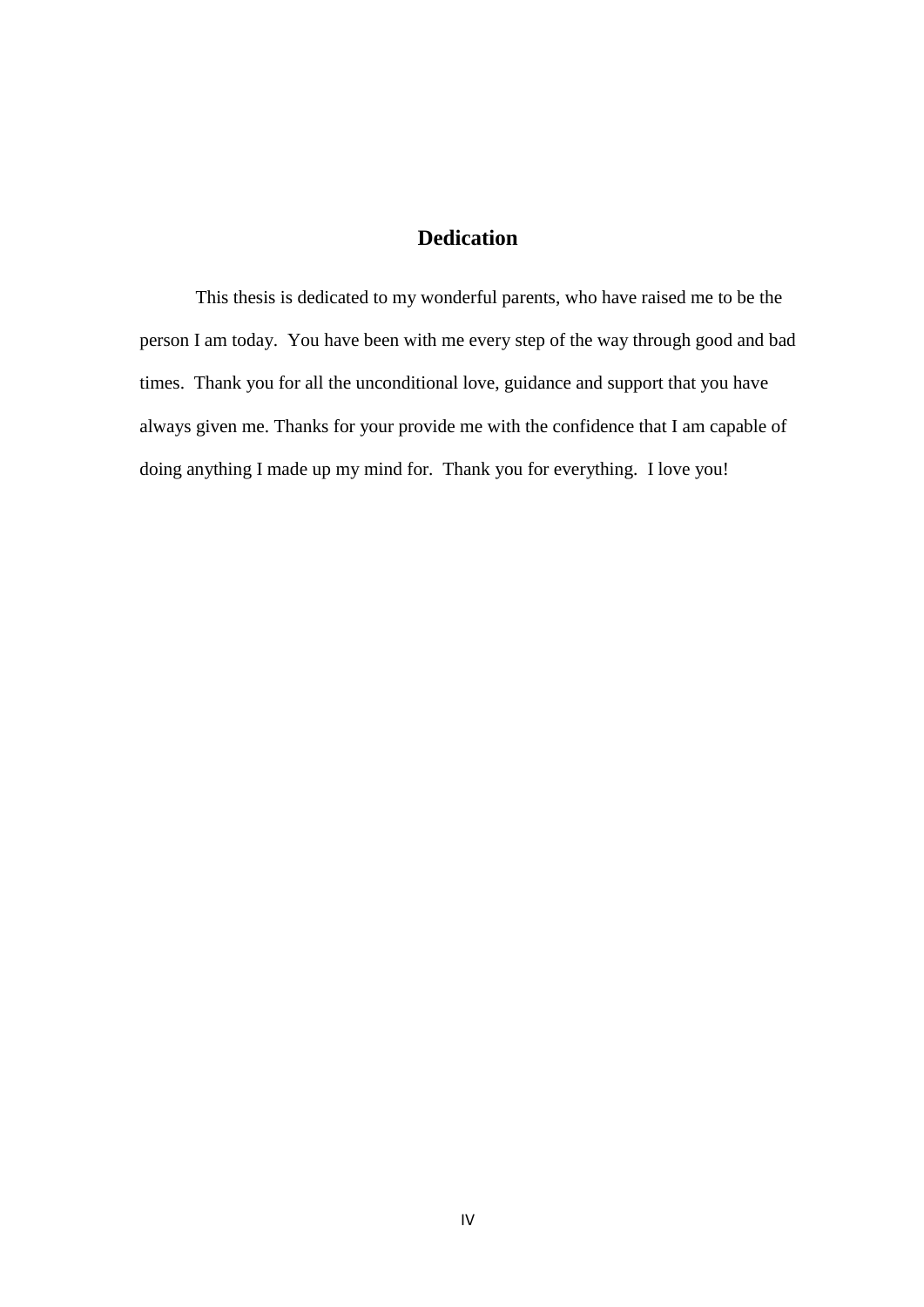# Dedication

This thesis is dedicated to my wonderful parents, who have raised me to be the person I am today. You have been with me every step of the way through good and bad times. Thank you for all the unconditional love, guidance and support that you have always given me. Thanks for your provide me with the confidence that I am capable of doing anything I made up my mind for. Thank you for everything. I love you!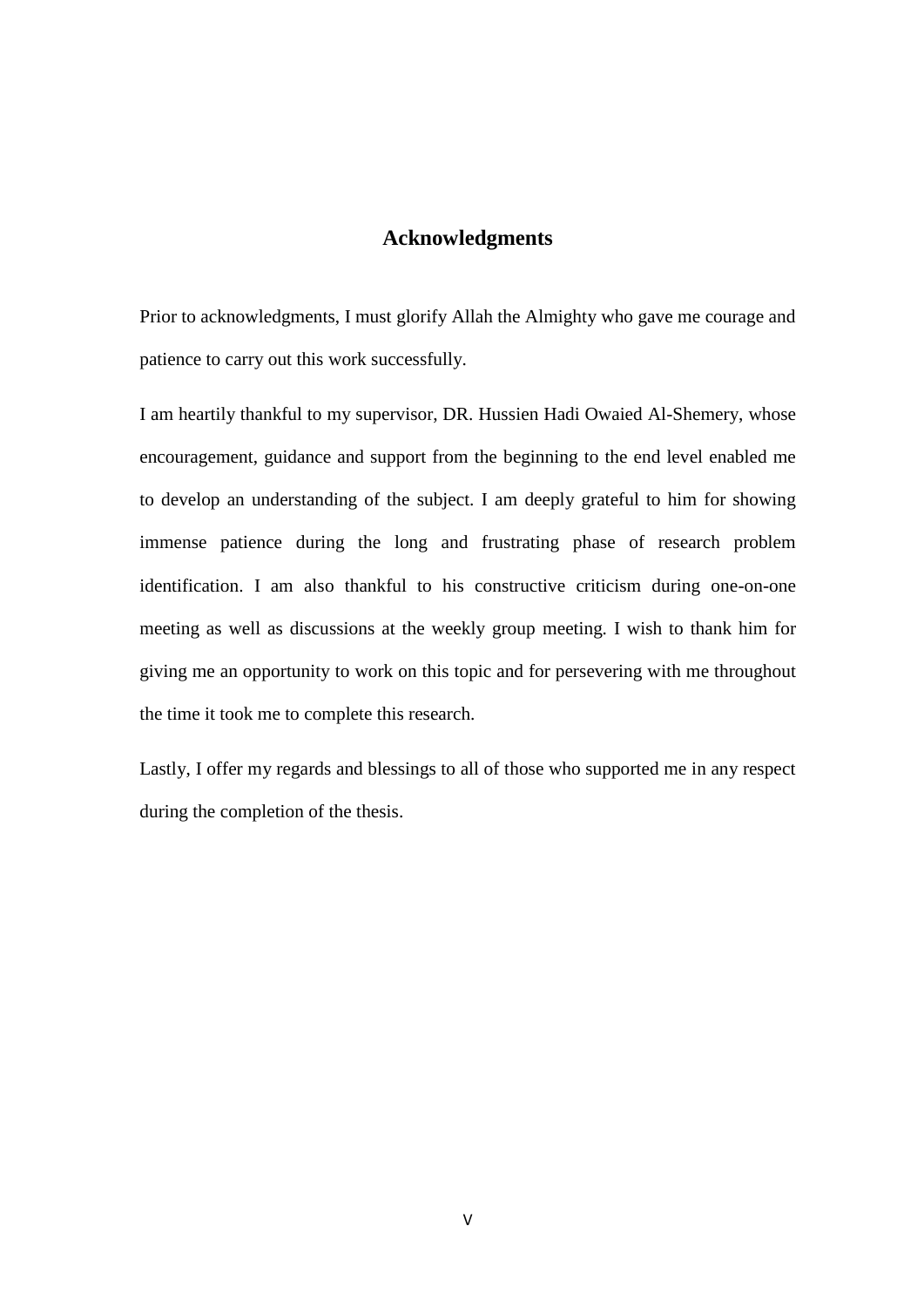# Acknowledgments

Prior to acknowledgments, I must glorify Allah the Almighty who gave me courage and patience to carry out this work successfully.

I am heartily thankful to my supervisor, DR. Hussien Hadi Owaied Al-Shemery, whose encouragement, guidance and support from the beginning to the end level enabled me to develop an understanding of the subject. I am deeply grateful to him for showing immense patience during the long and frustrating phase of research problem identification. I am also thankful to his constructive criticism during one-on-one meeting as well as discussions at the weekly group meeting. I wish to thank him for giving me an opportunity to work on this topic and for persevering with me throughout the time it took me to complete this research.

Lastly, I offer my regards and blessings to all of those who supported me in any respect during the completion of the thesis.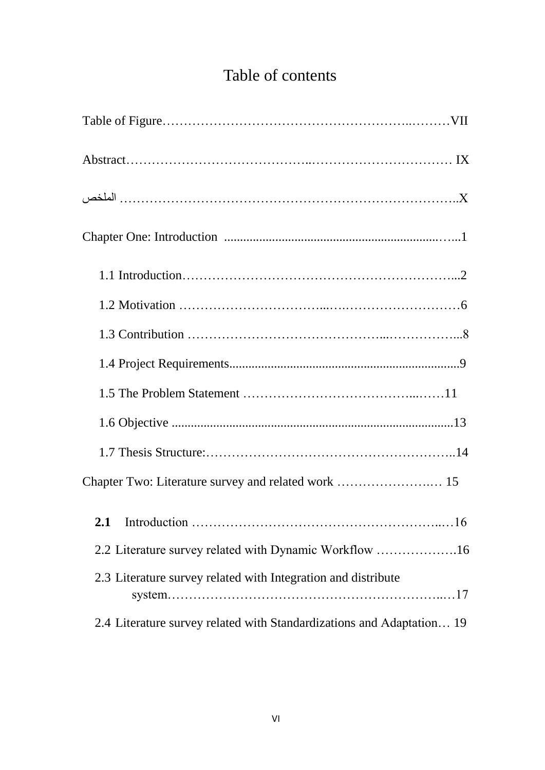# Table of contents

Table of Figure……………………………………………………..………VII

Abstract…………………………………..…………………………… IX

الملخص …………………………………………………………………..X

Chapter One: Introduction ....................................................................…..1

1.1 Introduction………………………………………………………...2

1.2 Motivation …………………………...…..………………………6

1.3 Contribution ……………………………………...……………...8

1.4 Project Requirements......................................................................9

1.5 The Problem Statement …………………………………...……11

1.6 Objective .....................................................................................13

1.7 Thesis Structure:…………………………………………………..14

Chapter Two: Literature survey and related work …………………..… 15

**2.1** Introduction …………………………………………………..…16

2.2 Literature survey related with Dynamic Workflow ……………….16

2.3 Literature survey related with Integration and distribute system……………………………………………………..…17

2.4 Literature survey related with Standardizations and Adaptation… 19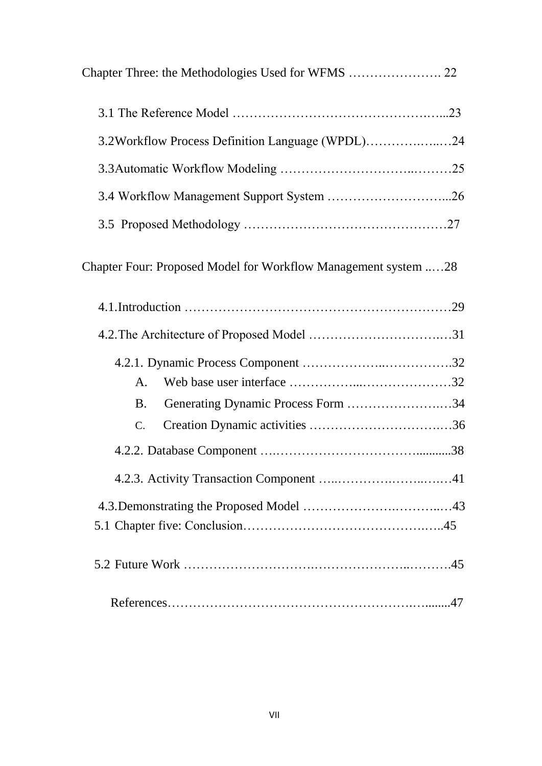Chapter Three: the Methodologies Used for WFMS …………………. 22

3.1 The Reference Model ……………………………………….…...23

3.2Workflow Process Definition Language (WPDL)………….…..…24

3.3Automatic Workflow Modeling ………………………..………25

3.4 Workflow Management Support System ………………………...26

3.5 Proposed Methodology …………………………………………27

Chapter Four: Proposed Model for Workflow Management system ..…28

4.1.Introduction ……………………………………………………29

4.2.The Architecture of Proposed Model ………………………….…31

4.2.1. Dynamic Process Component ………………..…………….32

A. Web base user interface ……………...…………………32

B. Generating Dynamic Process Form …………………….…34

C. Creation Dynamic activities …………………………….…36

4.2.2. Database Component ….…………………………...........38

4.2.3. Activity Transaction Component …..……….……..….…41

4.3.Demonstrating the Proposed Model ……………….………..…43

5.1 Chapter five: Conclusion……………………………….…..45

5.2 Future Work ……………………….…………………..……….45

References…………………………………………….….......47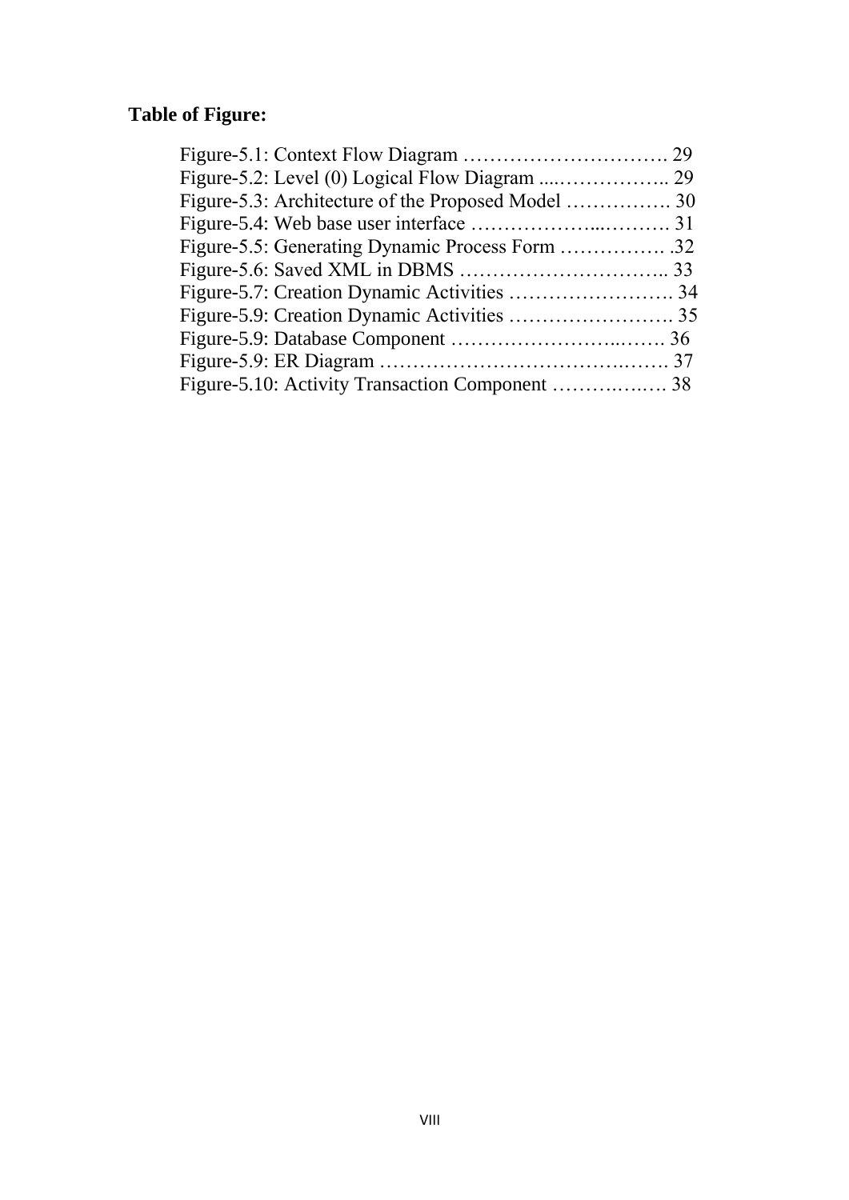**Table of Figure:**

Figure-5.1: Context Flow Diagram …………………………. 29
Figure-5.2: Level (0) Logical Flow Diagram ....…………….. 29
Figure-5.3: Architecture of the Proposed Model ……………. 30
Figure-5.4: Web base user interface ……………...………. 31
Figure-5.5: Generating Dynamic Process Form ……………. .32
Figure-5.6: Saved XML in DBMS ………………………….. 33
Figure-5.7: Creation Dynamic Activities ……………………. 34
Figure-5.9: Creation Dynamic Activities ……………………. 35
Figure-5.9: Database Component …………………….……. 36
Figure-5.9: ER Diagram …………………………………….……. 37
Figure-5.10: Activity Transaction Component …………..…. 38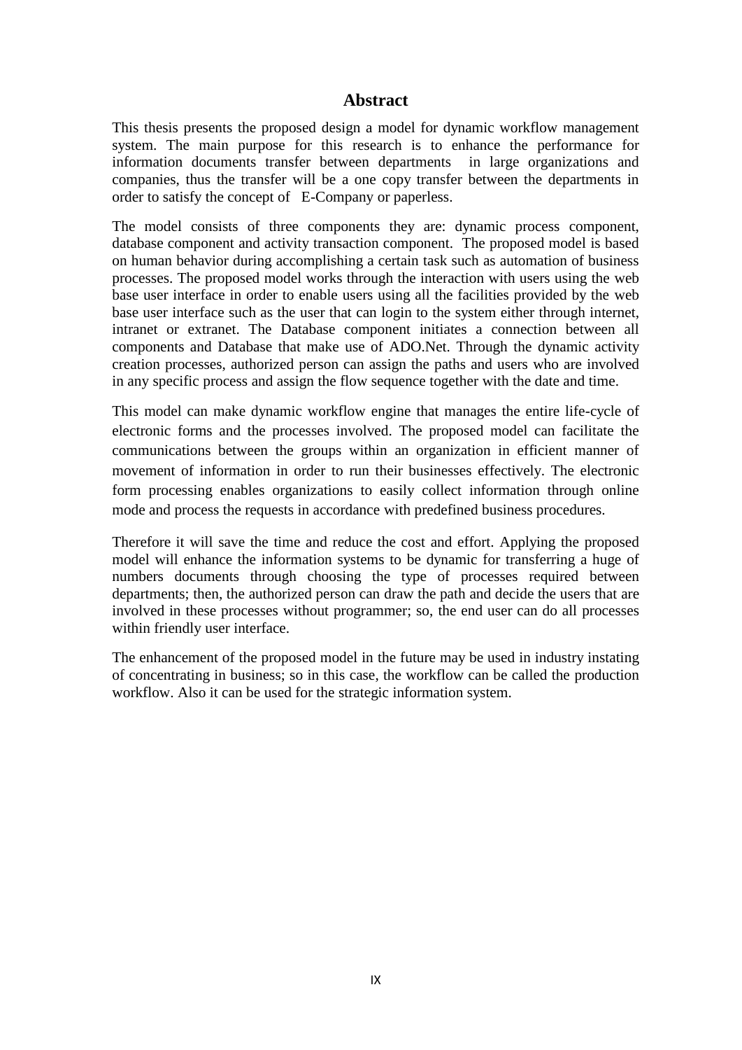# Abstract

This thesis presents the proposed design a model for dynamic workflow management system. The main purpose for this research is to enhance the performance for information documents transfer between departments in large organizations and companies, thus the transfer will be a one copy transfer between the departments in order to satisfy the concept of E-Company or paperless.

The model consists of three components they are: dynamic process component, database component and activity transaction component. The proposed model is based on human behavior during accomplishing a certain task such as automation of business processes. The proposed model works through the interaction with users using the web base user interface in order to enable users using all the facilities provided by the web base user interface such as the user that can login to the system either through internet, intranet or extranet. The Database component initiates a connection between all components and Database that make use of ADO.Net. Through the dynamic activity creation processes, authorized person can assign the paths and users who are involved in any specific process and assign the flow sequence together with the date and time.

This model can make dynamic workflow engine that manages the entire life-cycle of electronic forms and the processes involved. The proposed model can facilitate the communications between the groups within an organization in efficient manner of movement of information in order to run their businesses effectively. The electronic form processing enables organizations to easily collect information through online mode and process the requests in accordance with predefined business procedures.

Therefore it will save the time and reduce the cost and effort. Applying the proposed model will enhance the information systems to be dynamic for transferring a huge of numbers documents through choosing the type of processes required between departments; then, the authorized person can draw the path and decide the users that are involved in these processes without programmer; so, the end user can do all processes within friendly user interface.

The enhancement of the proposed model in the future may be used in industry instating of concentrating in business; so in this case, the workflow can be called the production workflow. Also it can be used for the strategic information system.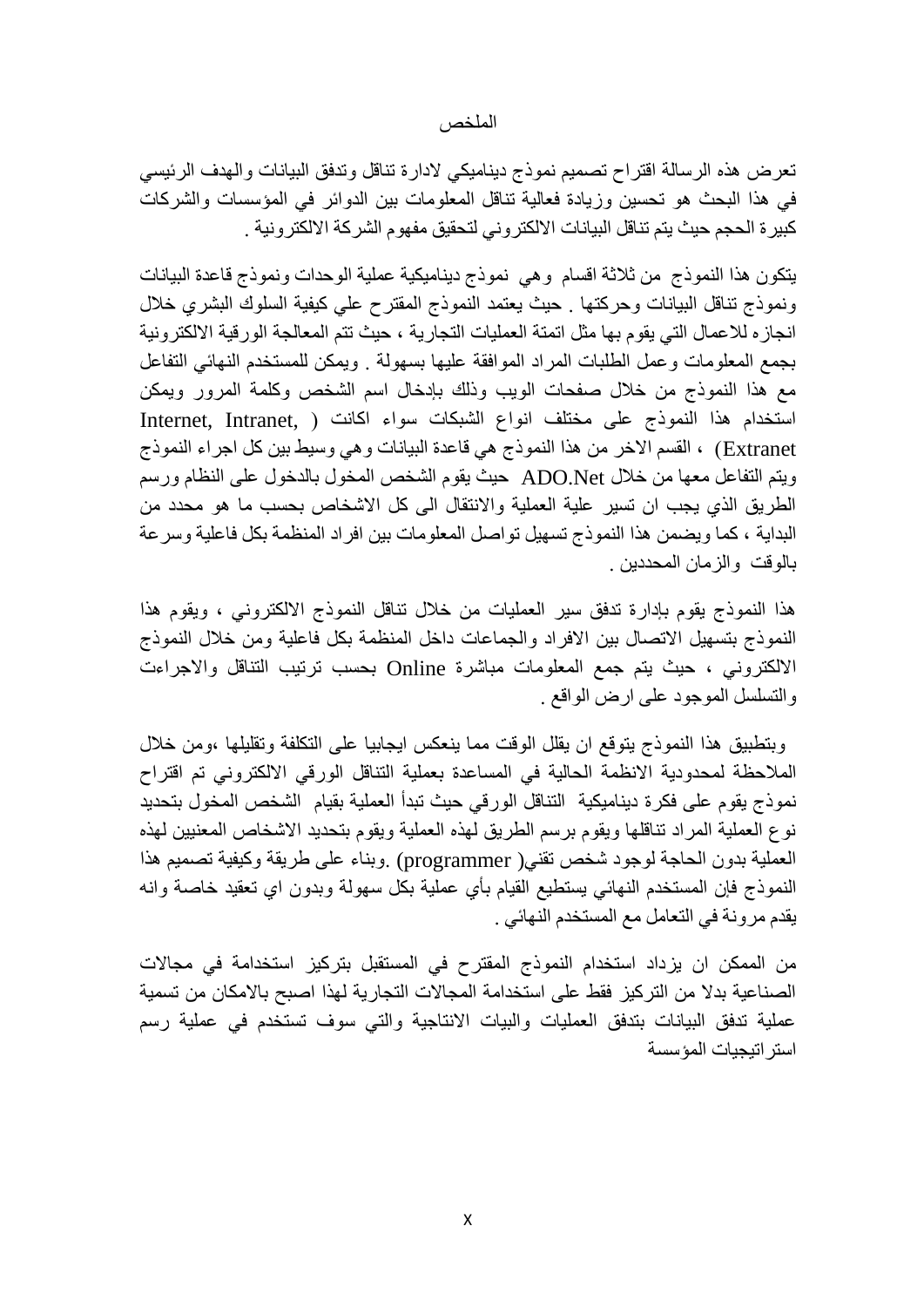# الملخص

تعرض هذه الرسالة اقتراح تصميم نموذج ديناميكي لادارة تناقل وتدفق البيانات والهدف الرئيسي في هذا البحث هو تحسين وزيادة فعالية تناقل المعلومات بين الدوائر في المؤسسات والشركات كبيرة الحجم حيث يتم تناقل البيانات الالكتروني لتحقيق مفهوم الشركة الالكترونية .

يتكون هذا النموذج من ثلاثة اقسام وهي نموذج ديناميكية عملية الوحدات ونموذج قاعدة البيانات ونموذج تناقل البيانات وحركتها . حيث يعتمد النموذج المقترح علي كيفية السلوك البشري خلال انجازه للاعمال التي يقوم بها مثل اتمتة العمليات التجارية ، حيث تتم المعالجة الورقية الالكترونية بجمع المعلومات وعمل الطلبات المراد الموافقة عليها بسهولة . ويمكن للمستخدم النهائي التفاعل مع هذا النموذج من خلال صفحات الويب وذلك بإدخال اسم الشخص وكلمة المرور ويمكن استخدام هذا النموذج على مختلف انواع الشبكات سواء اكانت ( Internet, Intranet, Extranet) ، القسم الاخر من هذا النموذج هي قاعدة البيانات وهي وسيط بين كل اجراء النموذج ويتم التفاعل معها من خلال ADO.Net حيث يقوم الشخص المخول بالدخول على النظام ورسم الطريق الذي يجب ان تسير علية العملية والانتقال الى كل الاشخاص بحسب ما هو محدد من البداية ، كما ويضمن هذا النموذج تسهيل تواصل المعلومات بين افراد المنظمة بكل فاعلية وسرعة بالوقت والزمان المحددين .

هذا النموذج يقوم بإدارة تدفق سير العمليات من خلال تناقل النموذج الالكتروني ، ويقوم هذا النموذج بتسهيل الاتصال بين الافراد والجماعات داخل المنظمة بكل فاعلية ومن خلال النموذج الالكتروني ، حيث يتم جمع المعلومات مباشرة Online بحسب ترتيب التناقل والاجراءت والتسلسل الموجود على ارض الواقع .

وبتطبيق هذا النموذج يتوقع ان يقلل الوقت مما ينعكس ايجابيا على التكلفة وتقليلها ،ومن خلال الملاحظة لمحدودية الانظمة الحالية في المساعدة بعملية التناقل الورقي الالكتروني تم اقتراح نموذج يقوم على فكرة ديناميكية التناقل الورقي حيث تبدأ العملية بقيام الشخص المخول بتحديد نوع العملية المراد تناقلها ويقوم برسم الطريق لهذه العملية ويقوم بتحديد الاشخاص المعنيين لهذه العملية بدون الحاجة لوجود شخص تقني( programmer) .وبناء على طريقة وكيفية تصميم هذا النموذج فإن المستخدم النهائي يستطيع القيام بأي عملية بكل سهولة وبدون اي تعقيد خاصة وانه يقدم مرونة في التعامل مع المستخدم النهائي .

من الممكن ان يزداد استخدام النموذج المقترح في المستقبل بتركيز استخدامة في مجالات الصناعية بدلا من التركيز فقط على استخدامة المجالات التجارية لهذا اصبح بالامكان من تسمية عملية تدفق البيانات بتدفق العمليات والبيات الانتاجية والتي سوف تستخدم في عملية رسم استراتيجيات المؤسسة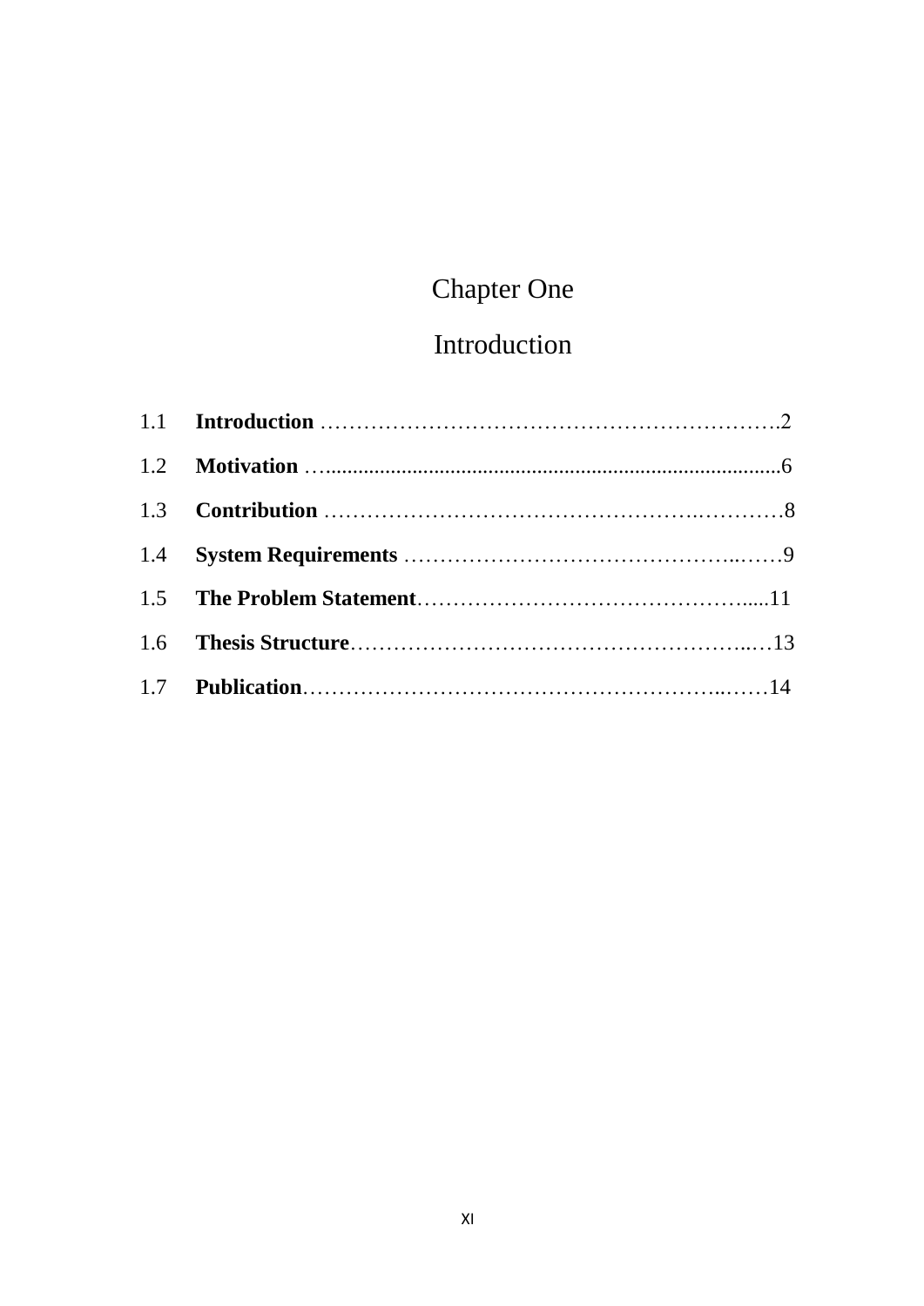# Chapter One

# Introduction

1.1 **Introduction** ……………………………………………………….2

1.2 **Motivation** …...................................................................................6

1.3 **Contribution** ……………………………………….…………8

1.4 **System Requirements** ……………………………………..……9

1.5 **The Problem Statement**……………………………………….....11

1.6 **Thesis Structure**…………………………………………..…13

1.7 **Publication**……………………………………………..……14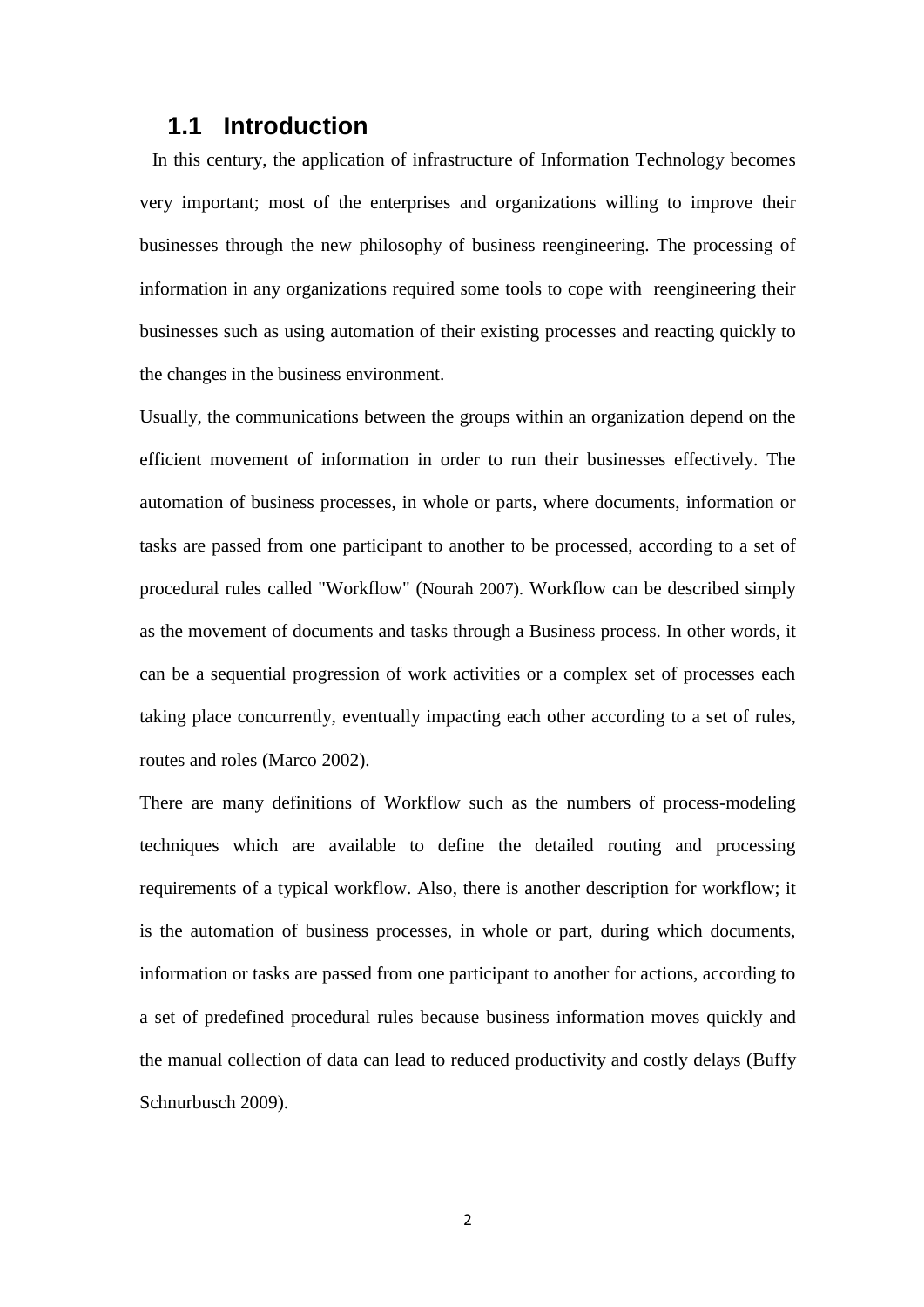## 1.1 Introduction

In this century, the application of infrastructure of Information Technology becomes very important; most of the enterprises and organizations willing to improve their businesses through the new philosophy of business reengineering. The processing of information in any organizations required some tools to cope with reengineering their businesses such as using automation of their existing processes and reacting quickly to the changes in the business environment.

Usually, the communications between the groups within an organization depend on the efficient movement of information in order to run their businesses effectively. The automation of business processes, in whole or parts, where documents, information or tasks are passed from one participant to another to be processed, according to a set of procedural rules called "Workflow" (Nourah 2007). Workflow can be described simply as the movement of documents and tasks through a Business process. In other words, it can be a sequential progression of work activities or a complex set of processes each taking place concurrently, eventually impacting each other according to a set of rules, routes and roles (Marco 2002).

There are many definitions of Workflow such as the numbers of process-modeling techniques which are available to define the detailed routing and processing requirements of a typical workflow. Also, there is another description for workflow; it is the automation of business processes, in whole or part, during which documents, information or tasks are passed from one participant to another for actions, according to a set of predefined procedural rules because business information moves quickly and the manual collection of data can lead to reduced productivity and costly delays (Buffy Schnurbusch 2009).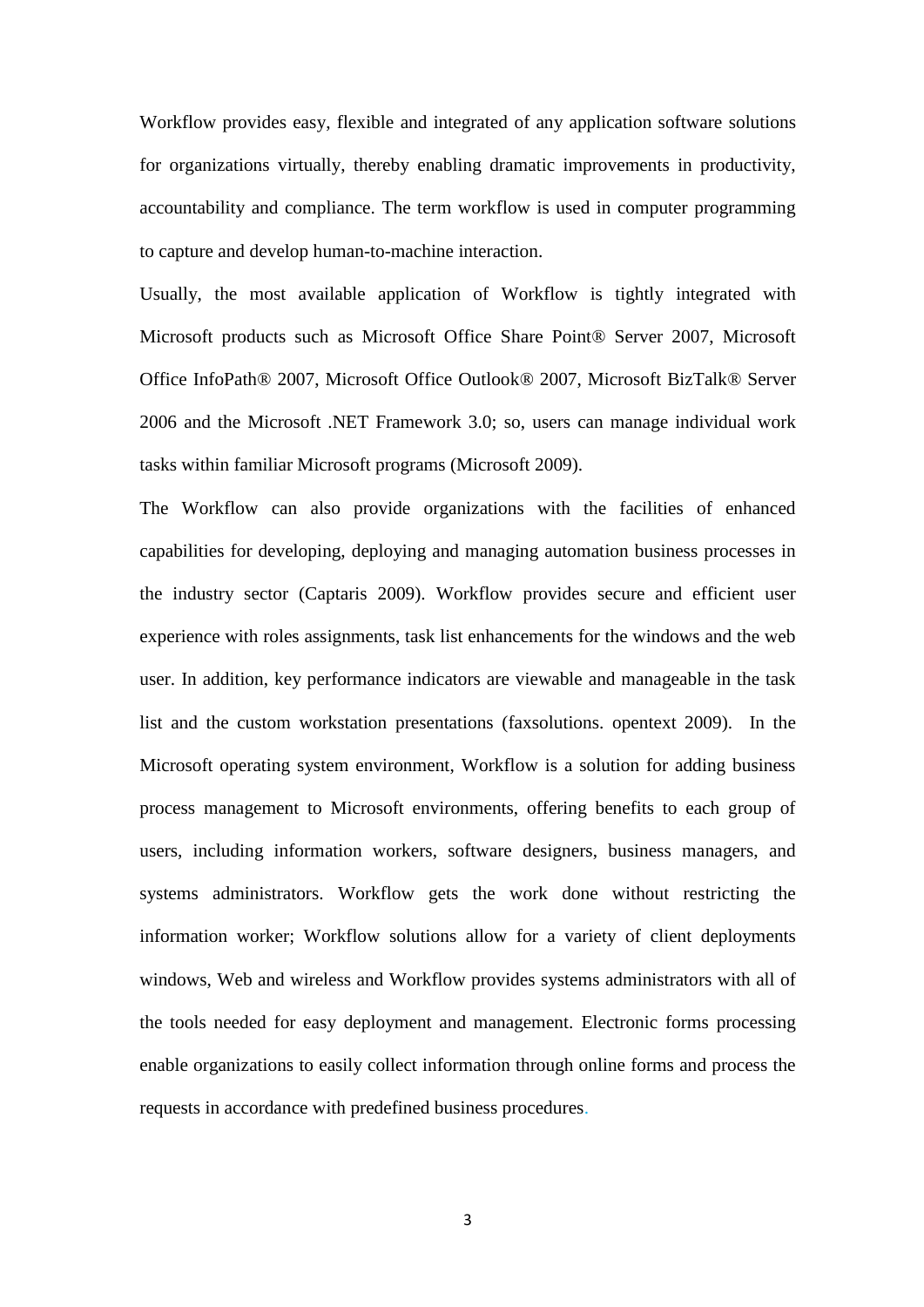Workflow provides easy, flexible and integrated of any application software solutions for organizations virtually, thereby enabling dramatic improvements in productivity, accountability and compliance. The term workflow is used in computer programming to capture and develop human-to-machine interaction.

Usually, the most available application of Workflow is tightly integrated with Microsoft products such as Microsoft Office Share Point® Server 2007, Microsoft Office InfoPath® 2007, Microsoft Office Outlook® 2007, Microsoft BizTalk® Server 2006 and the Microsoft .NET Framework 3.0; so, users can manage individual work tasks within familiar Microsoft programs (Microsoft 2009).

The Workflow can also provide organizations with the facilities of enhanced capabilities for developing, deploying and managing automation business processes in the industry sector (Captaris 2009). Workflow provides secure and efficient user experience with roles assignments, task list enhancements for the windows and the web user. In addition, key performance indicators are viewable and manageable in the task list and the custom workstation presentations (faxsolutions. opentext 2009). In the Microsoft operating system environment, Workflow is a solution for adding business process management to Microsoft environments, offering benefits to each group of users, including information workers, software designers, business managers, and systems administrators. Workflow gets the work done without restricting the information worker; Workflow solutions allow for a variety of client deployments windows, Web and wireless and Workflow provides systems administrators with all of the tools needed for easy deployment and management. Electronic forms processing enable organizations to easily collect information through online forms and process the requests in accordance with predefined business procedures.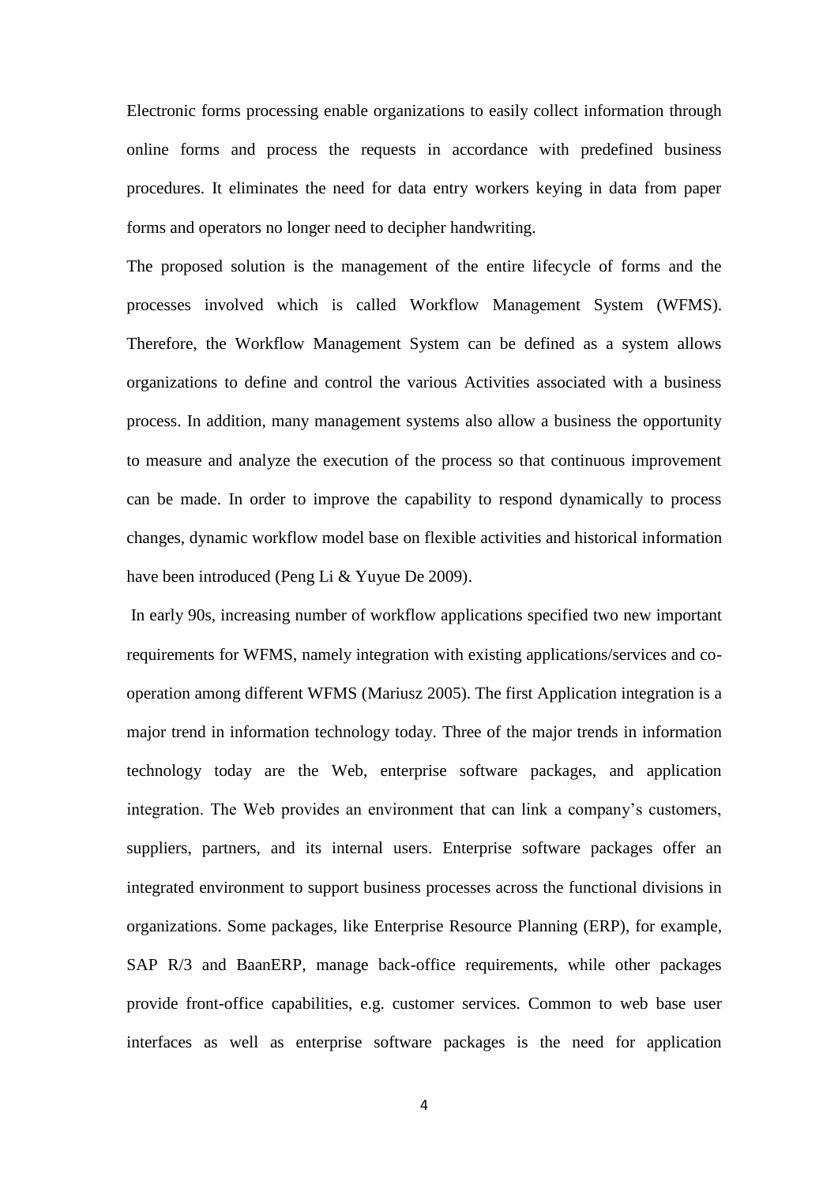Electronic forms processing enable organizations to easily collect information through online forms and process the requests in accordance with predefined business procedures. It eliminates the need for data entry workers keying in data from paper forms and operators no longer need to decipher handwriting.

The proposed solution is the management of the entire lifecycle of forms and the processes involved which is called Workflow Management System (WFMS). Therefore, the Workflow Management System can be defined as a system allows organizations to define and control the various Activities associated with a business process. In addition, many management systems also allow a business the opportunity to measure and analyze the execution of the process so that continuous improvement can be made. In order to improve the capability to respond dynamically to process changes, dynamic workflow model base on flexible activities and historical information have been introduced (Peng Li & Yuyue De 2009).

In early 90s, increasing number of workflow applications specified two new important requirements for WFMS, namely integration with existing applications/services and co-operation among different WFMS (Mariusz 2005). The first Application integration is a major trend in information technology today. Three of the major trends in information technology today are the Web, enterprise software packages, and application integration. The Web provides an environment that can link a company's customers, suppliers, partners, and its internal users. Enterprise software packages offer an integrated environment to support business processes across the functional divisions in organizations. Some packages, like Enterprise Resource Planning (ERP), for example, SAP R/3 and BaanERP, manage back-office requirements, while other packages provide front-office capabilities, e.g. customer services. Common to web base user interfaces as well as enterprise software packages is the need for application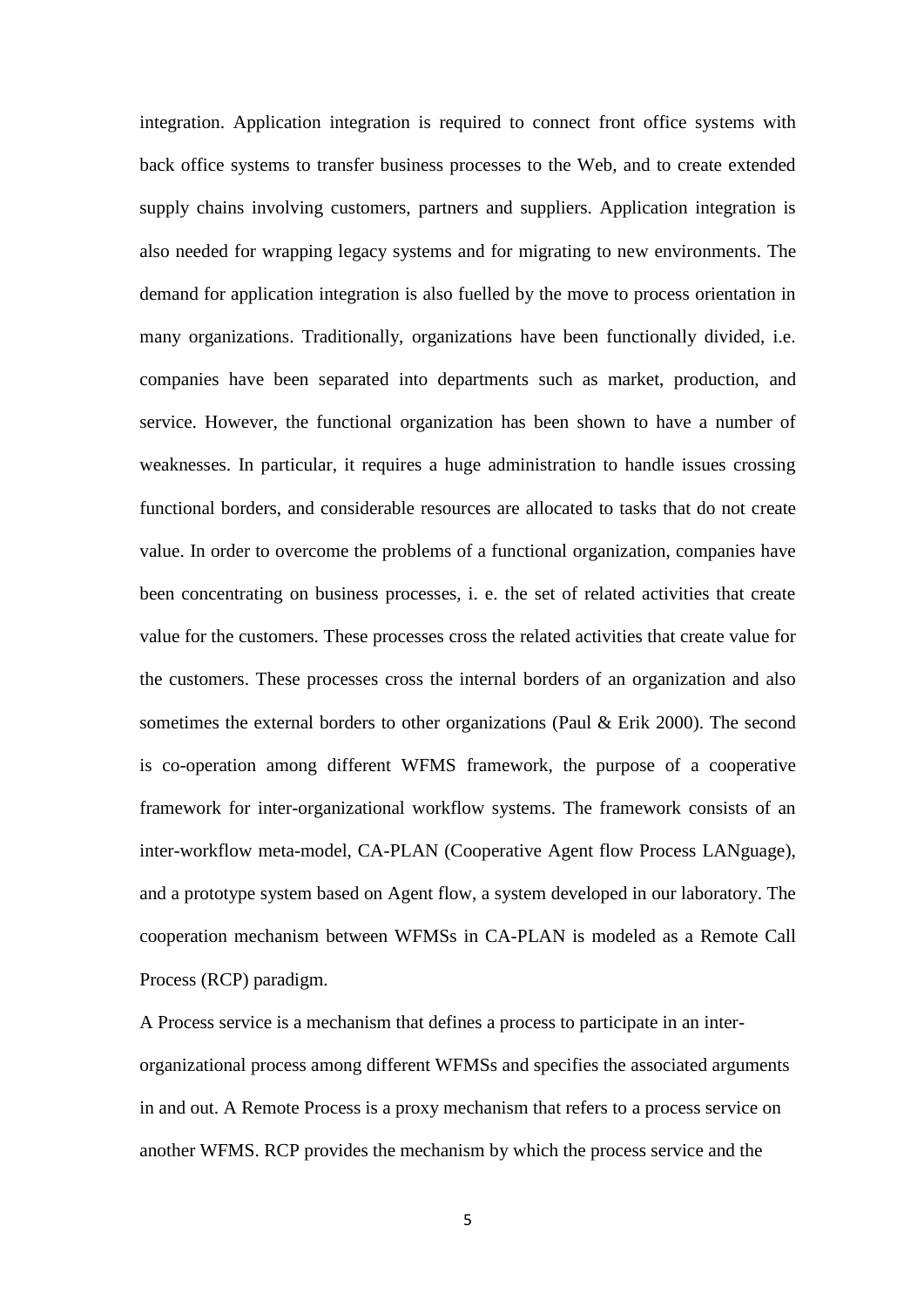integration. Application integration is required to connect front office systems with back office systems to transfer business processes to the Web, and to create extended supply chains involving customers, partners and suppliers. Application integration is also needed for wrapping legacy systems and for migrating to new environments. The demand for application integration is also fuelled by the move to process orientation in many organizations. Traditionally, organizations have been functionally divided, i.e. companies have been separated into departments such as market, production, and service. However, the functional organization has been shown to have a number of weaknesses. In particular, it requires a huge administration to handle issues crossing functional borders, and considerable resources are allocated to tasks that do not create value. In order to overcome the problems of a functional organization, companies have been concentrating on business processes, i. e. the set of related activities that create value for the customers. These processes cross the related activities that create value for the customers. These processes cross the internal borders of an organization and also sometimes the external borders to other organizations (Paul & Erik 2000). The second is co-operation among different WFMS framework, the purpose of a cooperative framework for inter-organizational workflow systems. The framework consists of an inter-workflow meta-model, CA-PLAN (Cooperative Agent flow Process LANguage), and a prototype system based on Agent flow, a system developed in our laboratory. The cooperation mechanism between WFMSs in CA-PLAN is modeled as a Remote Call Process (RCP) paradigm.

A Process service is a mechanism that defines a process to participate in an inter-organizational process among different WFMSs and specifies the associated arguments in and out. A Remote Process is a proxy mechanism that refers to a process service on another WFMS. RCP provides the mechanism by which the process service and the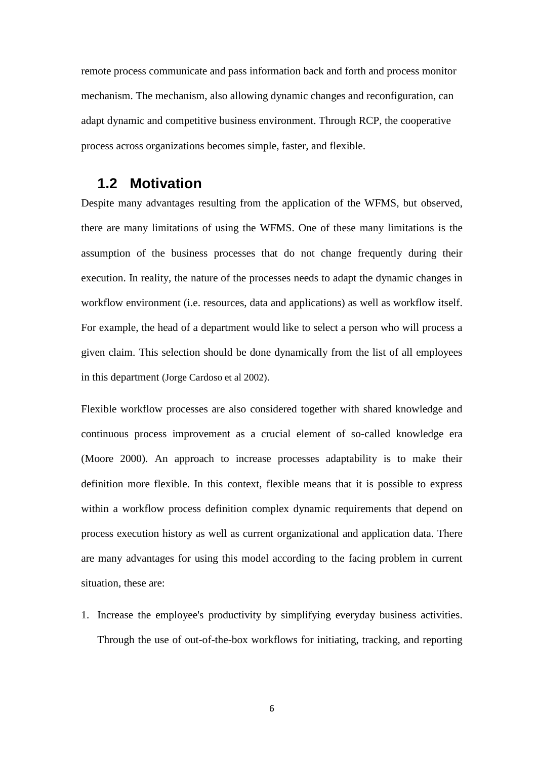remote process communicate and pass information back and forth and process monitor mechanism. The mechanism, also allowing dynamic changes and reconfiguration, can adapt dynamic and competitive business environment. Through RCP, the cooperative process across organizations becomes simple, faster, and flexible.

## 1.2 Motivation

Despite many advantages resulting from the application of the WFMS, but observed, there are many limitations of using the WFMS. One of these many limitations is the assumption of the business processes that do not change frequently during their execution. In reality, the nature of the processes needs to adapt the dynamic changes in workflow environment (i.e. resources, data and applications) as well as workflow itself. For example, the head of a department would like to select a person who will process a given claim. This selection should be done dynamically from the list of all employees in this department (Jorge Cardoso et al 2002).

Flexible workflow processes are also considered together with shared knowledge and continuous process improvement as a crucial element of so-called knowledge era (Moore 2000). An approach to increase processes adaptability is to make their definition more flexible. In this context, flexible means that it is possible to express within a workflow process definition complex dynamic requirements that depend on process execution history as well as current organizational and application data. There are many advantages for using this model according to the facing problem in current situation, these are:

1. Increase the employee's productivity by simplifying everyday business activities. Through the use of out-of-the-box workflows for initiating, tracking, and reporting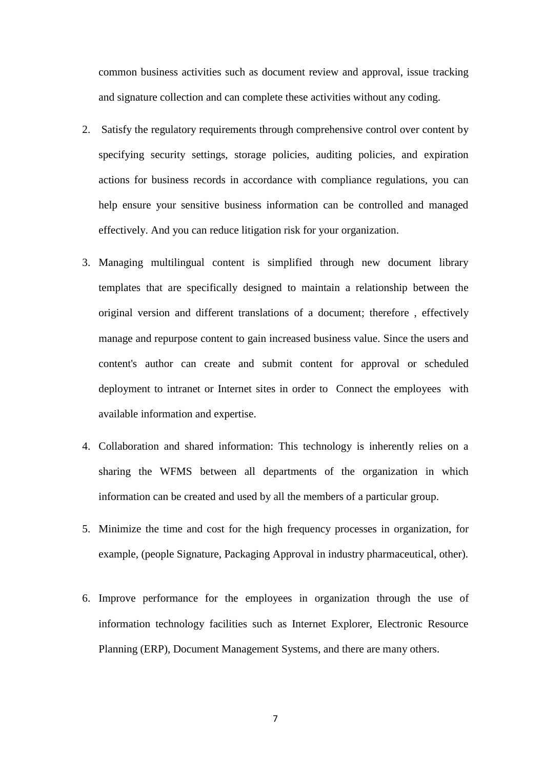common business activities such as document review and approval, issue tracking and signature collection and can complete these activities without any coding.

2. Satisfy the regulatory requirements through comprehensive control over content by specifying security settings, storage policies, auditing policies, and expiration actions for business records in accordance with compliance regulations, you can help ensure your sensitive business information can be controlled and managed effectively. And you can reduce litigation risk for your organization.

3. Managing multilingual content is simplified through new document library templates that are specifically designed to maintain a relationship between the original version and different translations of a document; therefore , effectively manage and repurpose content to gain increased business value. Since the users and content's author can create and submit content for approval or scheduled deployment to intranet or Internet sites in order to Connect the employees with available information and expertise.

4. Collaboration and shared information: This technology is inherently relies on a sharing the WFMS between all departments of the organization in which information can be created and used by all the members of a particular group.

5. Minimize the time and cost for the high frequency processes in organization, for example, (people Signature, Packaging Approval in industry pharmaceutical, other).

6. Improve performance for the employees in organization through the use of information technology facilities such as Internet Explorer, Electronic Resource Planning (ERP), Document Management Systems, and there are many others.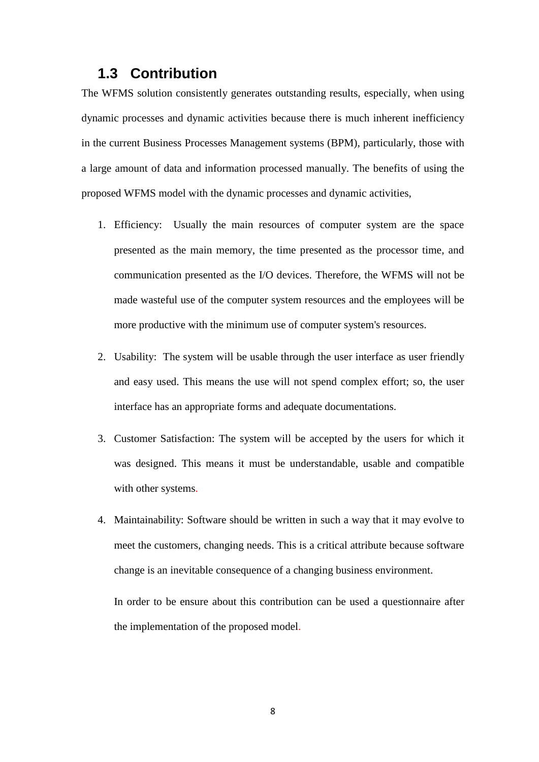## 1.3 Contribution

The WFMS solution consistently generates outstanding results, especially, when using dynamic processes and dynamic activities because there is much inherent inefficiency in the current Business Processes Management systems (BPM), particularly, those with a large amount of data and information processed manually. The benefits of using the proposed WFMS model with the dynamic processes and dynamic activities,

1. Efficiency: Usually the main resources of computer system are the space presented as the main memory, the time presented as the processor time, and communication presented as the I/O devices. Therefore, the WFMS will not be made wasteful use of the computer system resources and the employees will be more productive with the minimum use of computer system's resources.

2. Usability: The system will be usable through the user interface as user friendly and easy used. This means the use will not spend complex effort; so, the user interface has an appropriate forms and adequate documentations.

3. Customer Satisfaction: The system will be accepted by the users for which it was designed. This means it must be understandable, usable and compatible with other systems.

4. Maintainability: Software should be written in such a way that it may evolve to meet the customers, changing needs. This is a critical attribute because software change is an inevitable consequence of a changing business environment.

   In order to be ensure about this contribution can be used a questionnaire after the implementation of the proposed model.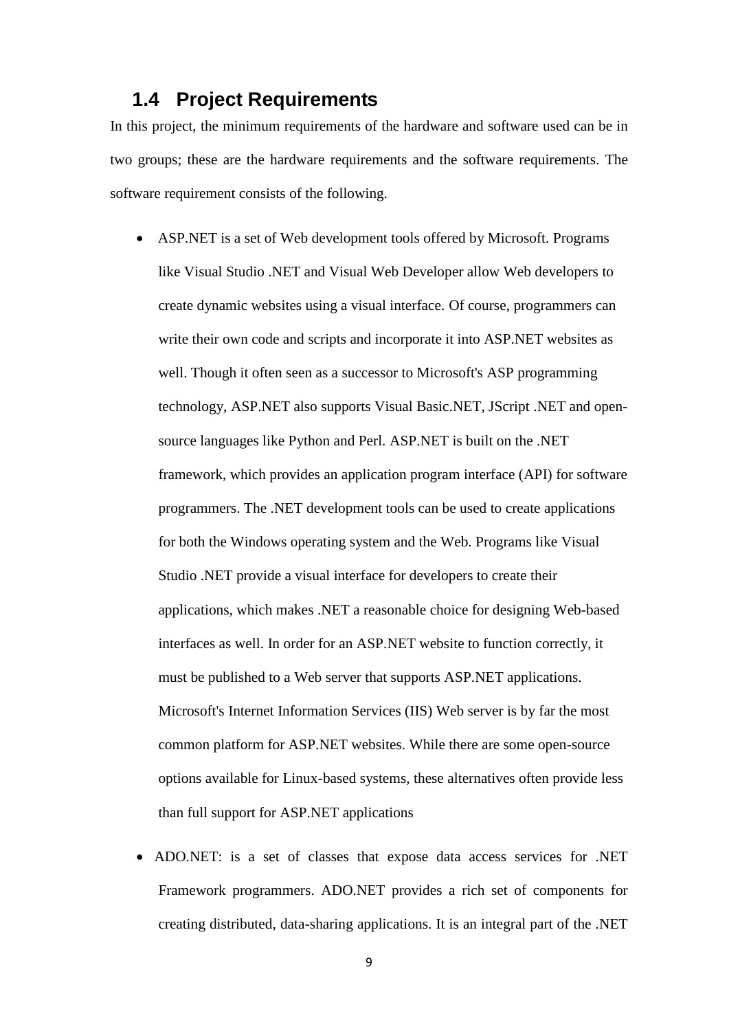## 1.4 Project Requirements

In this project, the minimum requirements of the hardware and software used can be in two groups; these are the hardware requirements and the software requirements. The software requirement consists of the following.

- ASP.NET is a set of Web development tools offered by Microsoft. Programs like Visual Studio .NET and Visual Web Developer allow Web developers to create dynamic websites using a visual interface. Of course, programmers can write their own code and scripts and incorporate it into ASP.NET websites as well. Though it often seen as a successor to Microsoft's ASP programming technology, ASP.NET also supports Visual Basic.NET, JScript .NET and open-source languages like Python and Perl. ASP.NET is built on the .NET framework, which provides an application program interface (API) for software programmers. The .NET development tools can be used to create applications for both the Windows operating system and the Web. Programs like Visual Studio .NET provide a visual interface for developers to create their applications, which makes .NET a reasonable choice for designing Web-based interfaces as well. In order for an ASP.NET website to function correctly, it must be published to a Web server that supports ASP.NET applications. Microsoft's Internet Information Services (IIS) Web server is by far the most common platform for ASP.NET websites. While there are some open-source options available for Linux-based systems, these alternatives often provide less than full support for ASP.NET applications

- ADO.NET: is a set of classes that expose data access services for .NET Framework programmers. ADO.NET provides a rich set of components for creating distributed, data-sharing applications. It is an integral part of the .NET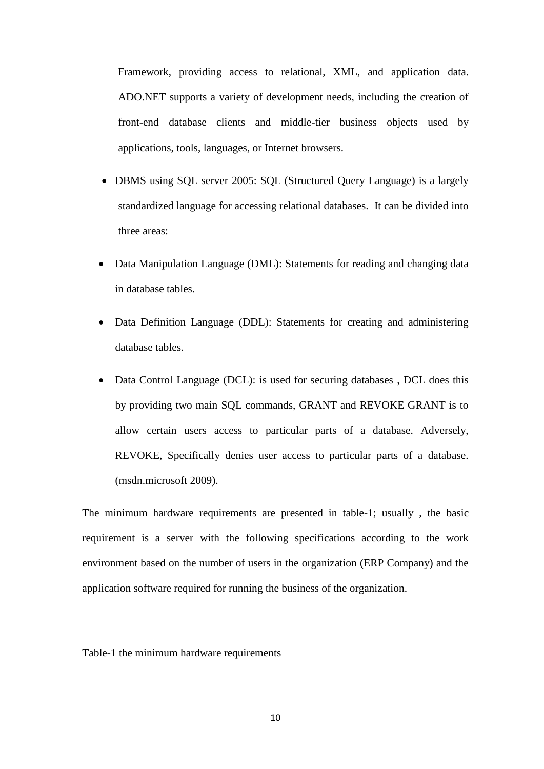Framework, providing access to relational, XML, and application data. ADO.NET supports a variety of development needs, including the creation of front-end database clients and middle-tier business objects used by applications, tools, languages, or Internet browsers.

- DBMS using SQL server 2005: SQL (Structured Query Language) is a largely standardized language for accessing relational databases. It can be divided into three areas:

- Data Manipulation Language (DML): Statements for reading and changing data in database tables.

- Data Definition Language (DDL): Statements for creating and administering database tables.

- Data Control Language (DCL): is used for securing databases , DCL does this by providing two main SQL commands, GRANT and REVOKE GRANT is to allow certain users access to particular parts of a database. Adversely, REVOKE, Specifically denies user access to particular parts of a database. (msdn.microsoft 2009).

The minimum hardware requirements are presented in table-1; usually , the basic requirement is a server with the following specifications according to the work environment based on the number of users in the organization (ERP Company) and the application software required for running the business of the organization.

Table-1 the minimum hardware requirements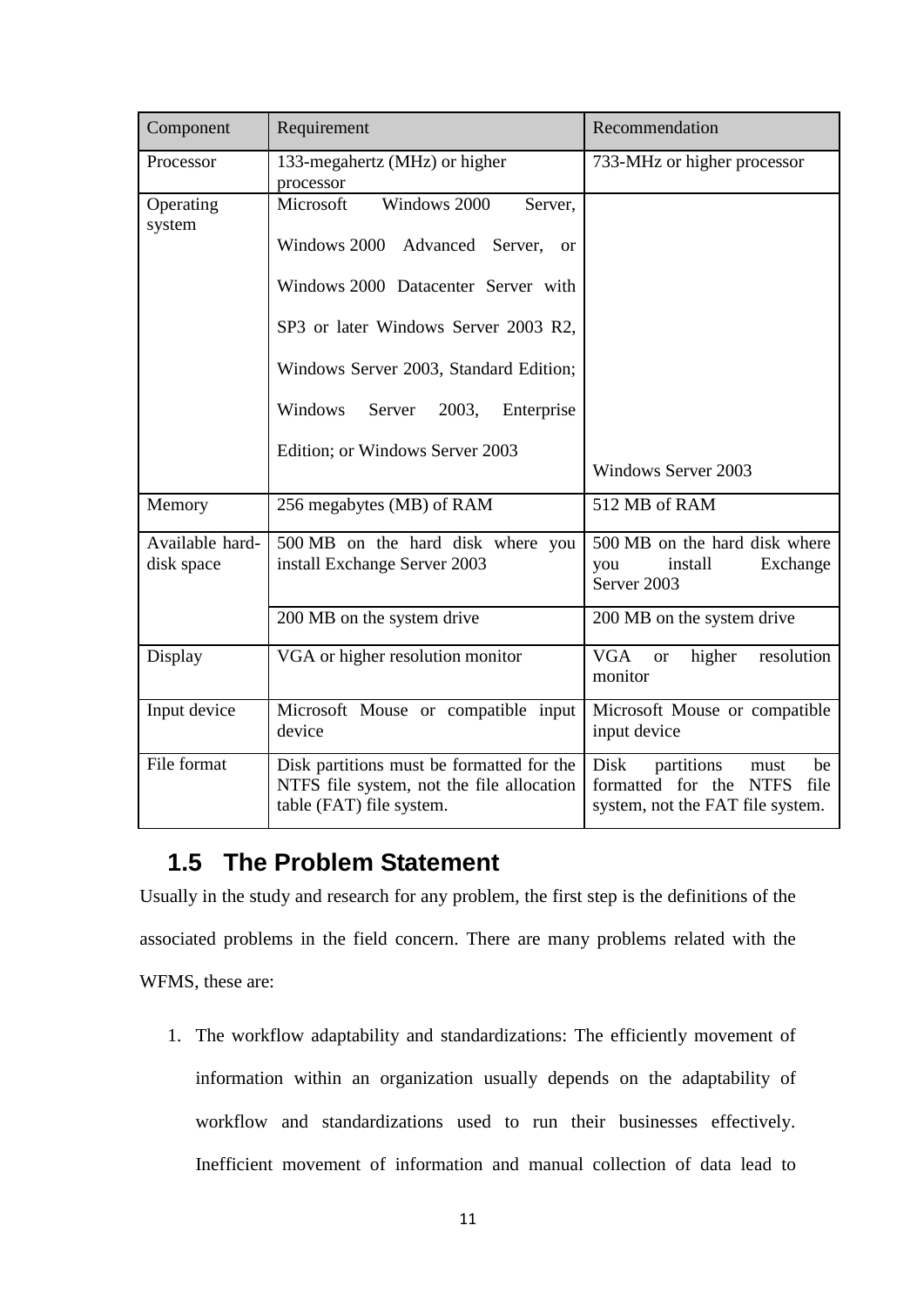| Component | Requirement | Recommendation |
| --- | --- | --- |
| Processor | 133-megahertz (MHz) or higher processor | 733-MHz or higher processor |
| Operating system | Microsoft Windows 2000 Server, Windows 2000 Advanced Server, or Windows 2000 Datacenter Server with SP3 or later Windows Server 2003 R2, Windows Server 2003, Standard Edition; Windows Server 2003, Enterprise Edition; or Windows Server 2003 | Windows Server 2003 |
| Memory | 256 megabytes (MB) of RAM | 512 MB of RAM |
| Available hard-disk space | 500 MB on the hard disk where you install Exchange Server 2003 | 500 MB on the hard disk where you install Exchange Server 2003 |
| | 200 MB on the system drive | 200 MB on the system drive |
| Display | VGA or higher resolution monitor | VGA or higher resolution monitor |
| Input device | Microsoft Mouse or compatible input device | Microsoft Mouse or compatible input device |
| File format | Disk partitions must be formatted for the NTFS file system, not the file allocation table (FAT) file system. | Disk partitions must be formatted for the NTFS file system, not the FAT file system. |

## 1.5 The Problem Statement

Usually in the study and research for any problem, the first step is the definitions of the associated problems in the field concern. There are many problems related with the WFMS, these are:

1. The workflow adaptability and standardizations: The efficiently movement of information within an organization usually depends on the adaptability of workflow and standardizations used to run their businesses effectively. Inefficient movement of information and manual collection of data lead to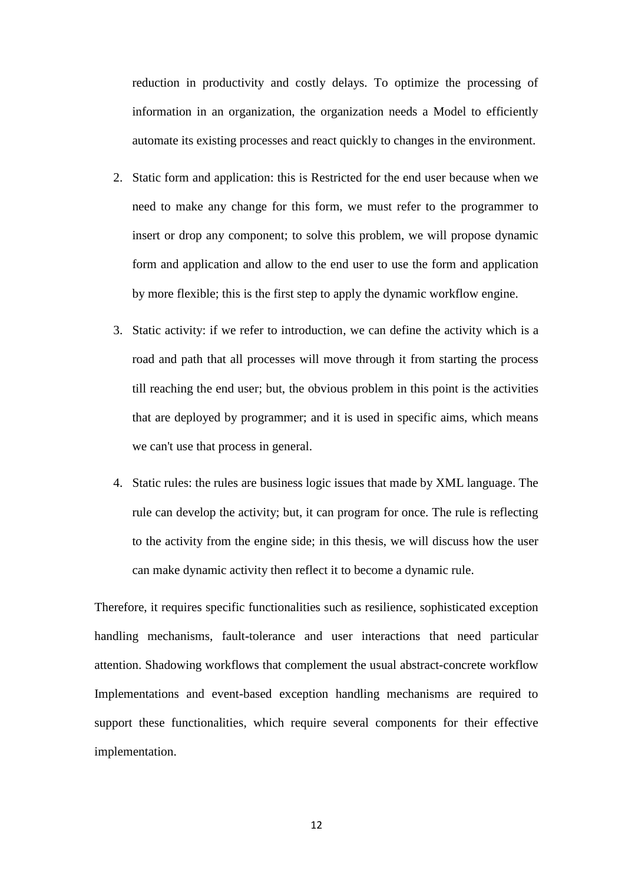reduction in productivity and costly delays. To optimize the processing of information in an organization, the organization needs a Model to efficiently automate its existing processes and react quickly to changes in the environment.

2. Static form and application: this is Restricted for the end user because when we need to make any change for this form, we must refer to the programmer to insert or drop any component; to solve this problem, we will propose dynamic form and application and allow to the end user to use the form and application by more flexible; this is the first step to apply the dynamic workflow engine.

3. Static activity: if we refer to introduction, we can define the activity which is a road and path that all processes will move through it from starting the process till reaching the end user; but, the obvious problem in this point is the activities that are deployed by programmer; and it is used in specific aims, which means we can't use that process in general.

4. Static rules: the rules are business logic issues that made by XML language. The rule can develop the activity; but, it can program for once. The rule is reflecting to the activity from the engine side; in this thesis, we will discuss how the user can make dynamic activity then reflect it to become a dynamic rule.

Therefore, it requires specific functionalities such as resilience, sophisticated exception handling mechanisms, fault-tolerance and user interactions that need particular attention. Shadowing workflows that complement the usual abstract-concrete workflow Implementations and event-based exception handling mechanisms are required to support these functionalities, which require several components for their effective implementation.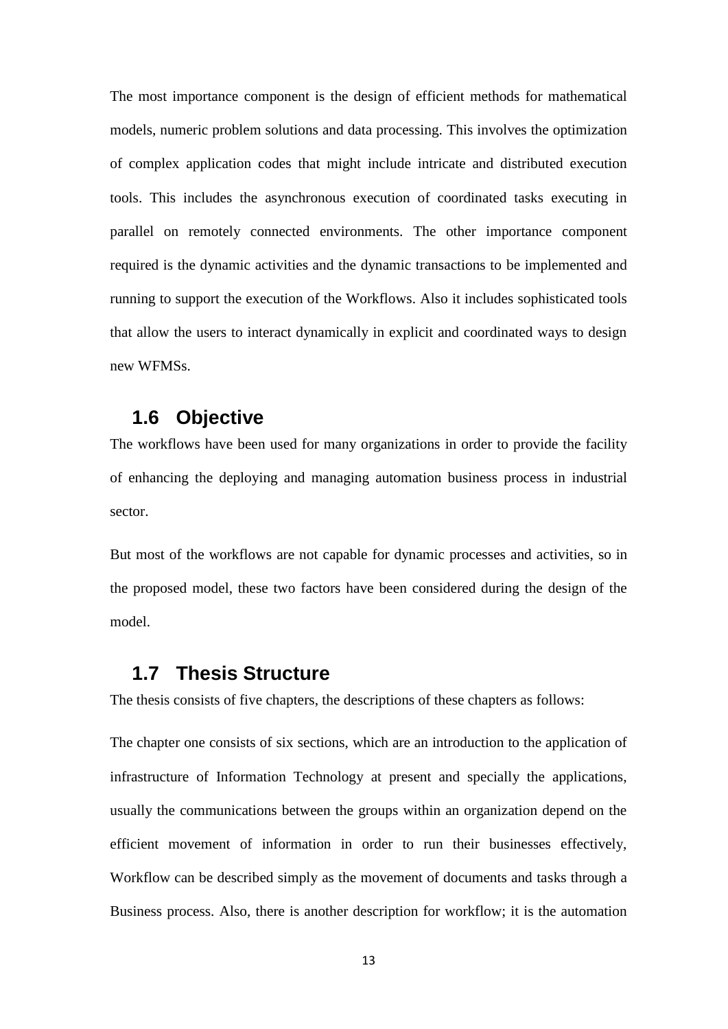The most importance component is the design of efficient methods for mathematical models, numeric problem solutions and data processing. This involves the optimization of complex application codes that might include intricate and distributed execution tools. This includes the asynchronous execution of coordinated tasks executing in parallel on remotely connected environments. The other importance component required is the dynamic activities and the dynamic transactions to be implemented and running to support the execution of the Workflows. Also it includes sophisticated tools that allow the users to interact dynamically in explicit and coordinated ways to design new WFMSs.

## 1.6 Objective

The workflows have been used for many organizations in order to provide the facility of enhancing the deploying and managing automation business process in industrial sector.

But most of the workflows are not capable for dynamic processes and activities, so in the proposed model, these two factors have been considered during the design of the model.

## 1.7 Thesis Structure

The thesis consists of five chapters, the descriptions of these chapters as follows:

The chapter one consists of six sections, which are an introduction to the application of infrastructure of Information Technology at present and specially the applications, usually the communications between the groups within an organization depend on the efficient movement of information in order to run their businesses effectively, Workflow can be described simply as the movement of documents and tasks through a Business process. Also, there is another description for workflow; it is the automation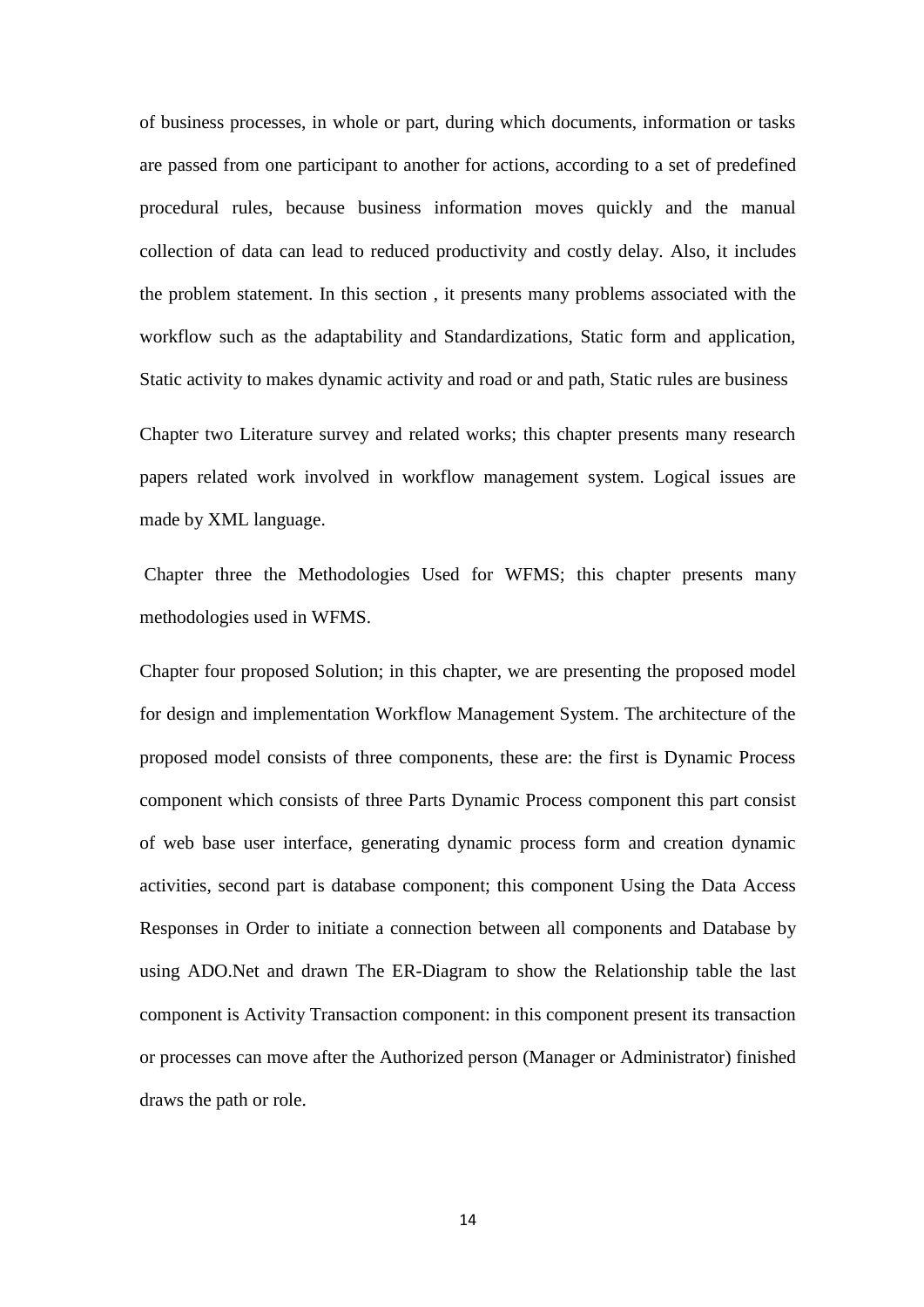of business processes, in whole or part, during which documents, information or tasks are passed from one participant to another for actions, according to a set of predefined procedural rules, because business information moves quickly and the manual collection of data can lead to reduced productivity and costly delay. Also, it includes the problem statement. In this section , it presents many problems associated with the workflow such as the adaptability and Standardizations, Static form and application, Static activity to makes dynamic activity and road or and path, Static rules are business

Chapter two Literature survey and related works; this chapter presents many research papers related work involved in workflow management system. Logical issues are made by XML language.

Chapter three the Methodologies Used for WFMS; this chapter presents many methodologies used in WFMS.

Chapter four proposed Solution; in this chapter, we are presenting the proposed model for design and implementation Workflow Management System. The architecture of the proposed model consists of three components, these are: the first is Dynamic Process component which consists of three Parts Dynamic Process component this part consist of web base user interface, generating dynamic process form and creation dynamic activities, second part is database component; this component Using the Data Access Responses in Order to initiate a connection between all components and Database by using ADO.Net and drawn The ER-Diagram to show the Relationship table the last component is Activity Transaction component: in this component present its transaction or processes can move after the Authorized person (Manager or Administrator) finished draws the path or role.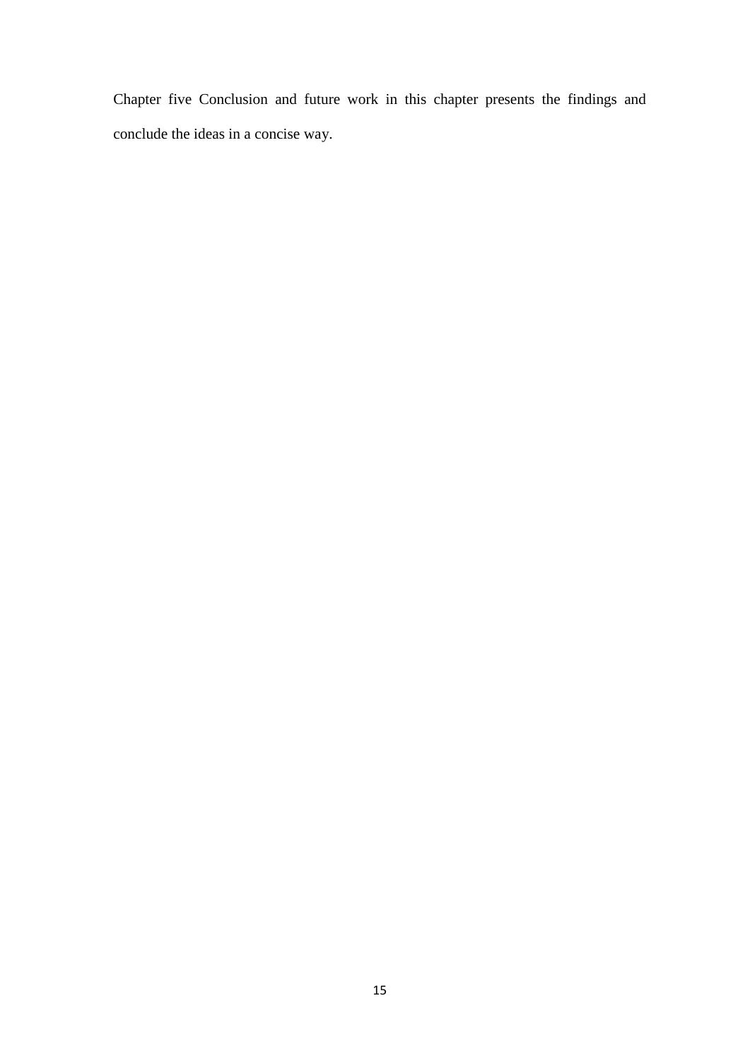Chapter five Conclusion and future work in this chapter presents the findings and conclude the ideas in a concise way.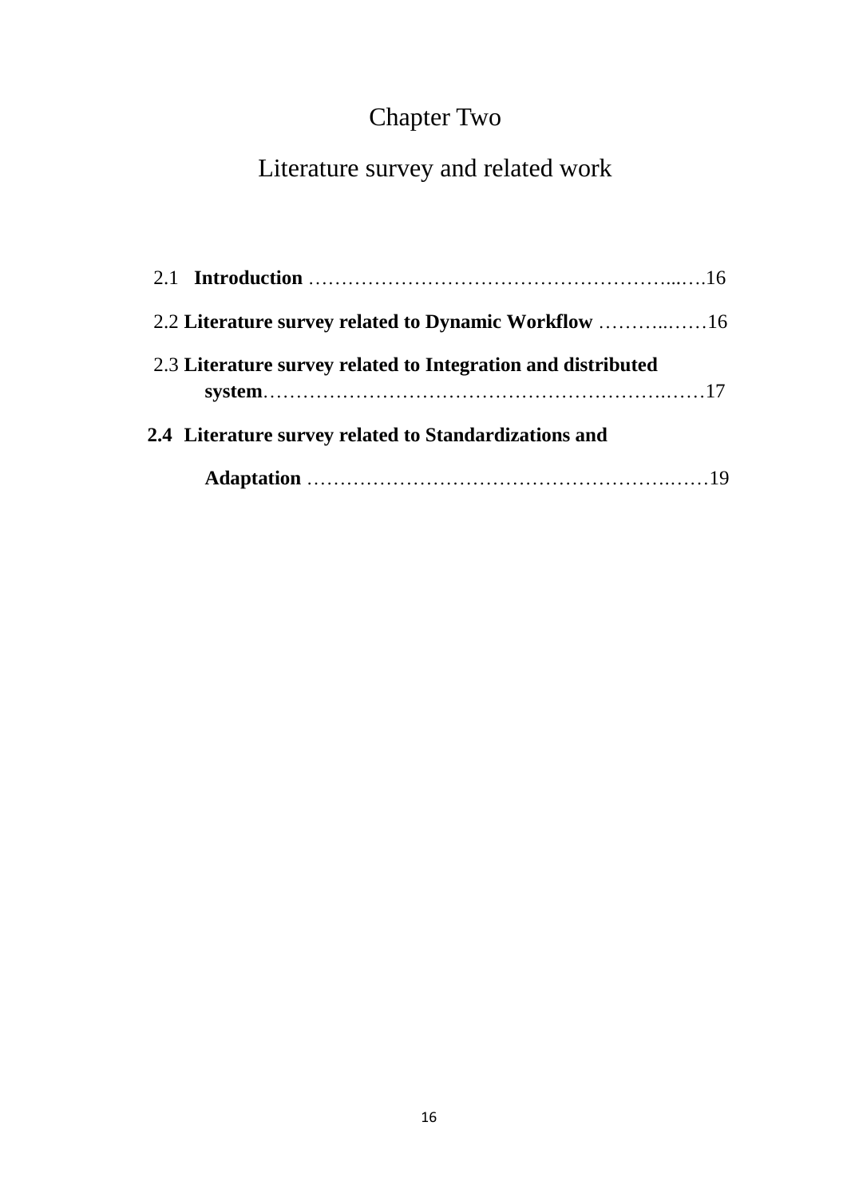# Chapter Two

# Literature survey and related work

2.1 **Introduction** ……………………………………………………...….16

2.2 **Literature survey related to Dynamic Workflow** ………..……16

2.3 **Literature survey related to Integration and distributed system**…………………………………………………….……17

**2.4 Literature survey related to Standardizations and Adaptation** ……………………………………………….……19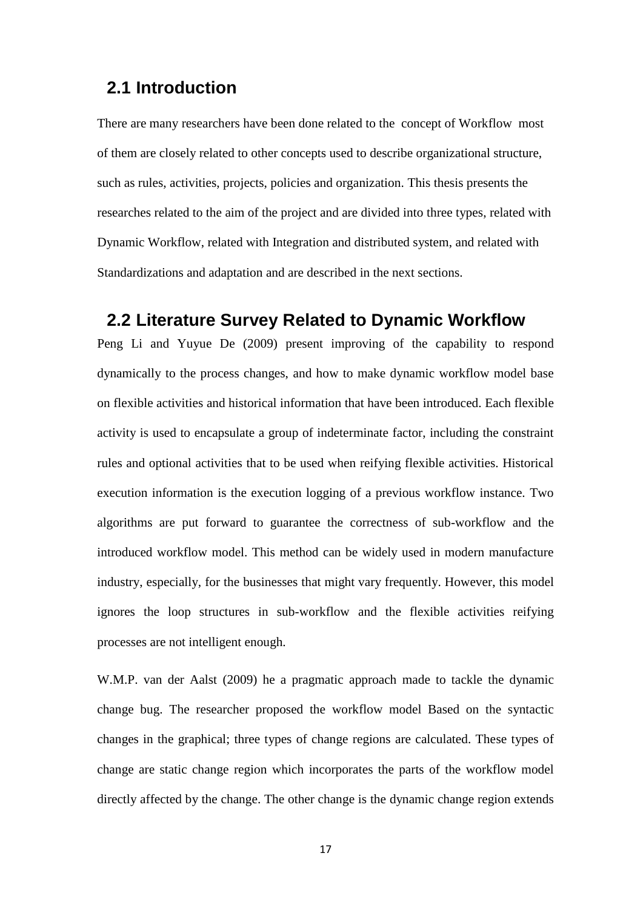## 2.1 Introduction

There are many researchers have been done related to the concept of Workflow most of them are closely related to other concepts used to describe organizational structure, such as rules, activities, projects, policies and organization. This thesis presents the researches related to the aim of the project and are divided into three types, related with Dynamic Workflow, related with Integration and distributed system, and related with Standardizations and adaptation and are described in the next sections.

## 2.2 Literature Survey Related to Dynamic Workflow

Peng Li and Yuyue De (2009) present improving of the capability to respond dynamically to the process changes, and how to make dynamic workflow model base on flexible activities and historical information that have been introduced. Each flexible activity is used to encapsulate a group of indeterminate factor, including the constraint rules and optional activities that to be used when reifying flexible activities. Historical execution information is the execution logging of a previous workflow instance. Two algorithms are put forward to guarantee the correctness of sub-workflow and the introduced workflow model. This method can be widely used in modern manufacture industry, especially, for the businesses that might vary frequently. However, this model ignores the loop structures in sub-workflow and the flexible activities reifying processes are not intelligent enough.

W.M.P. van der Aalst (2009) he a pragmatic approach made to tackle the dynamic change bug. The researcher proposed the workflow model Based on the syntactic changes in the graphical; three types of change regions are calculated. These types of change are static change region which incorporates the parts of the workflow model directly affected by the change. The other change is the dynamic change region extends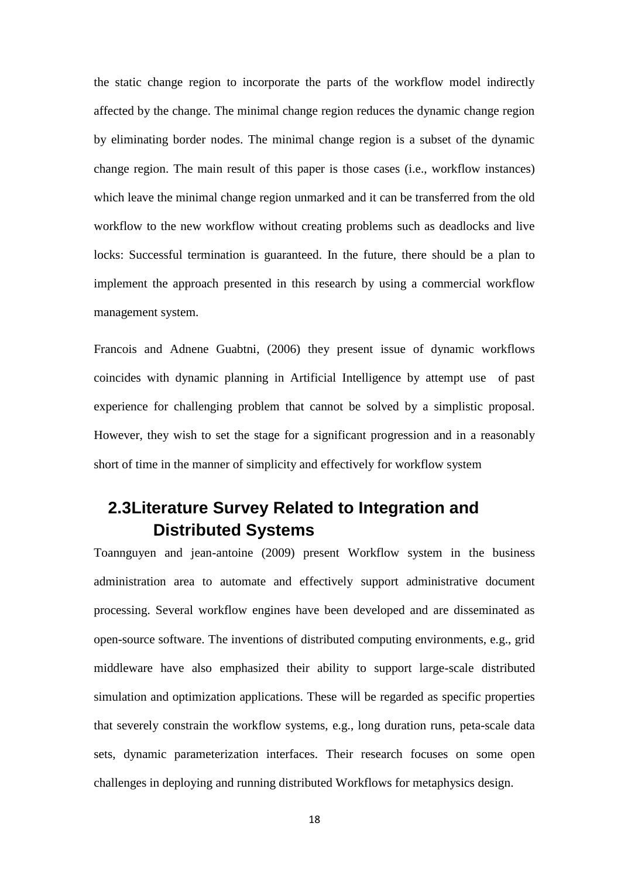the static change region to incorporate the parts of the workflow model indirectly affected by the change. The minimal change region reduces the dynamic change region by eliminating border nodes. The minimal change region is a subset of the dynamic change region. The main result of this paper is those cases (i.e., workflow instances) which leave the minimal change region unmarked and it can be transferred from the old workflow to the new workflow without creating problems such as deadlocks and live locks: Successful termination is guaranteed. In the future, there should be a plan to implement the approach presented in this research by using a commercial workflow management system.

Francois and Adnene Guabtni, (2006) they present issue of dynamic workflows coincides with dynamic planning in Artificial Intelligence by attempt use of past experience for challenging problem that cannot be solved by a simplistic proposal. However, they wish to set the stage for a significant progression and in a reasonably short of time in the manner of simplicity and effectively for workflow system

## 2.3Literature Survey Related to Integration and Distributed Systems

Toannguyen and jean-antoine (2009) present Workflow system in the business administration area to automate and effectively support administrative document processing. Several workflow engines have been developed and are disseminated as open-source software. The inventions of distributed computing environments, e.g., grid middleware have also emphasized their ability to support large-scale distributed simulation and optimization applications. These will be regarded as specific properties that severely constrain the workflow systems, e.g., long duration runs, peta-scale data sets, dynamic parameterization interfaces. Their research focuses on some open challenges in deploying and running distributed Workflows for metaphysics design.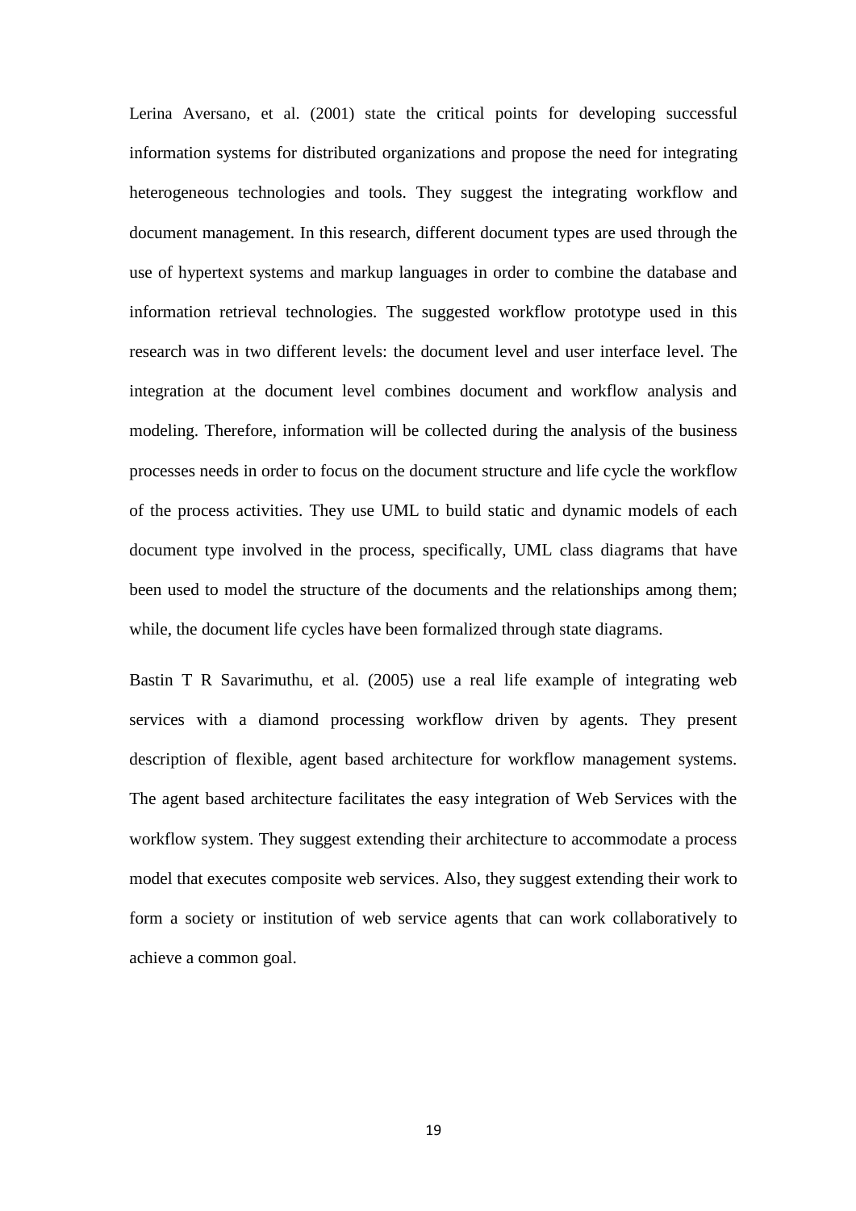Lerina Aversano, et al. (2001) state the critical points for developing successful information systems for distributed organizations and propose the need for integrating heterogeneous technologies and tools. They suggest the integrating workflow and document management. In this research, different document types are used through the use of hypertext systems and markup languages in order to combine the database and information retrieval technologies. The suggested workflow prototype used in this research was in two different levels: the document level and user interface level. The integration at the document level combines document and workflow analysis and modeling. Therefore, information will be collected during the analysis of the business processes needs in order to focus on the document structure and life cycle the workflow of the process activities. They use UML to build static and dynamic models of each document type involved in the process, specifically, UML class diagrams that have been used to model the structure of the documents and the relationships among them; while, the document life cycles have been formalized through state diagrams.

Bastin T R Savarimuthu, et al. (2005) use a real life example of integrating web services with a diamond processing workflow driven by agents. They present description of flexible, agent based architecture for workflow management systems. The agent based architecture facilitates the easy integration of Web Services with the workflow system. They suggest extending their architecture to accommodate a process model that executes composite web services. Also, they suggest extending their work to form a society or institution of web service agents that can work collaboratively to achieve a common goal.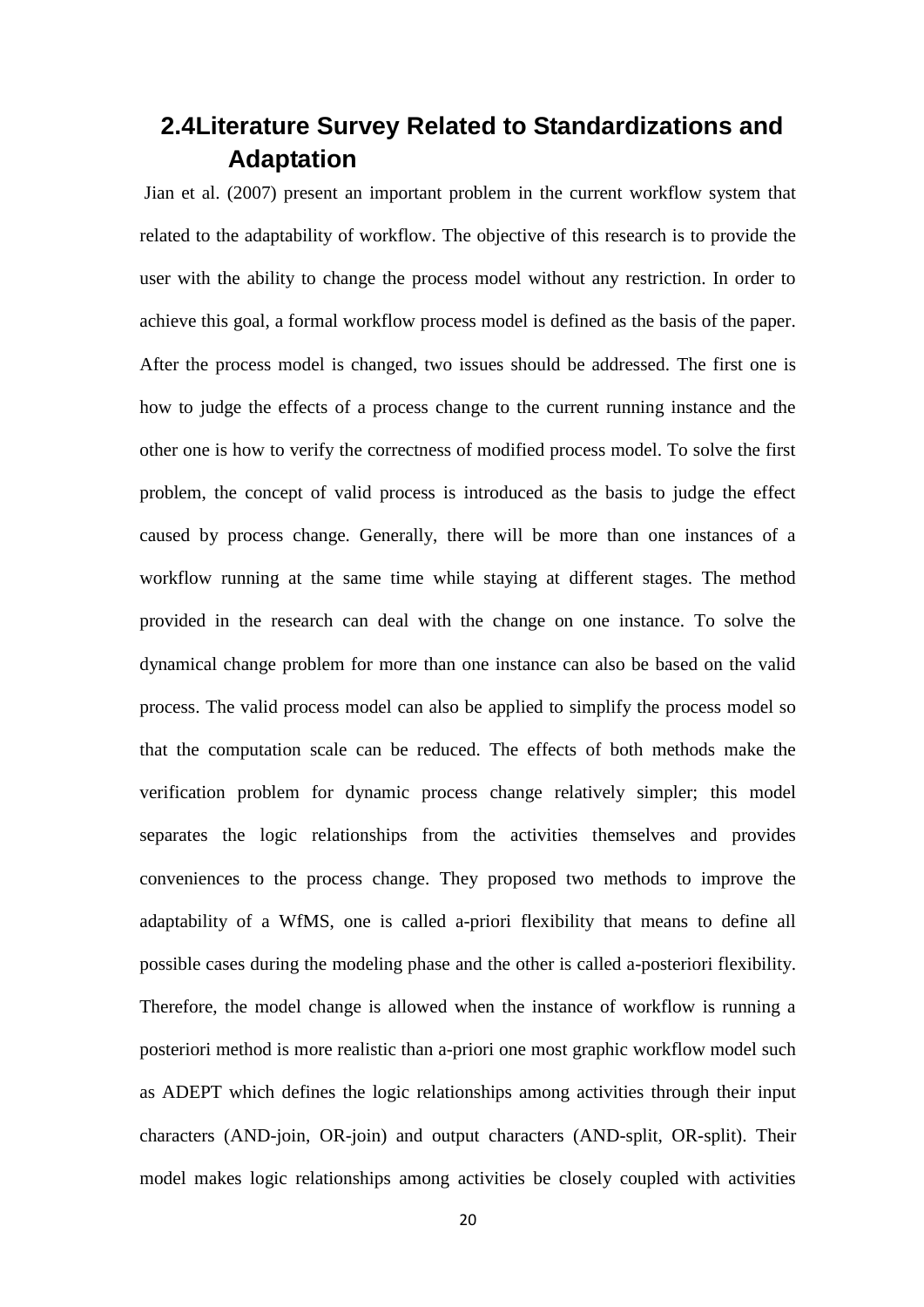## 2.4Literature Survey Related to Standardizations and Adaptation

Jian et al. (2007) present an important problem in the current workflow system that related to the adaptability of workflow. The objective of this research is to provide the user with the ability to change the process model without any restriction. In order to achieve this goal, a formal workflow process model is defined as the basis of the paper. After the process model is changed, two issues should be addressed. The first one is how to judge the effects of a process change to the current running instance and the other one is how to verify the correctness of modified process model. To solve the first problem, the concept of valid process is introduced as the basis to judge the effect caused by process change. Generally, there will be more than one instances of a workflow running at the same time while staying at different stages. The method provided in the research can deal with the change on one instance. To solve the dynamical change problem for more than one instance can also be based on the valid process. The valid process model can also be applied to simplify the process model so that the computation scale can be reduced. The effects of both methods make the verification problem for dynamic process change relatively simpler; this model separates the logic relationships from the activities themselves and provides conveniences to the process change. They proposed two methods to improve the adaptability of a WfMS, one is called a-priori flexibility that means to define all possible cases during the modeling phase and the other is called a-posteriori flexibility. Therefore, the model change is allowed when the instance of workflow is running a posteriori method is more realistic than a-priori one most graphic workflow model such as ADEPT which defines the logic relationships among activities through their input characters (AND-join, OR-join) and output characters (AND-split, OR-split). Their model makes logic relationships among activities be closely coupled with activities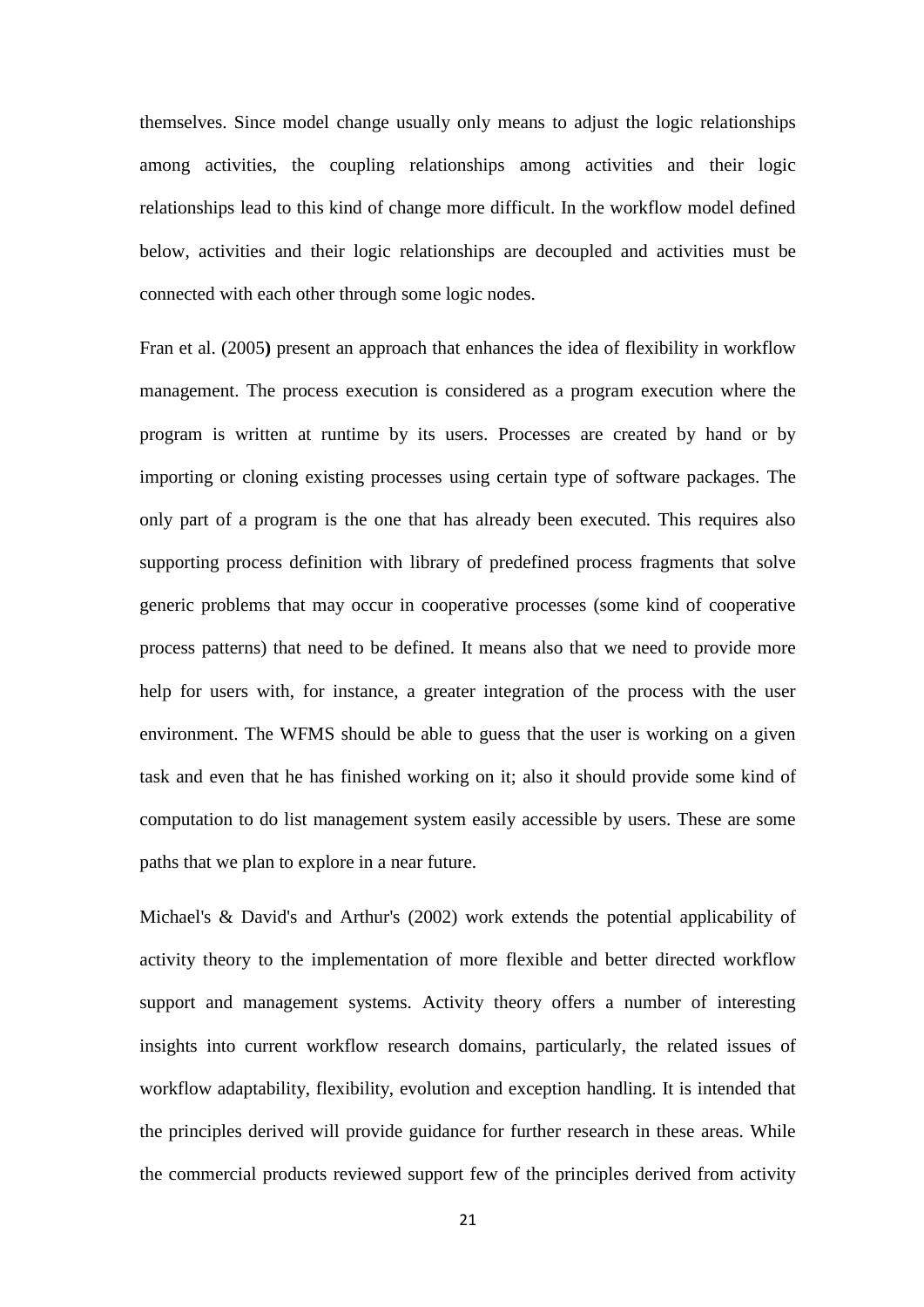themselves. Since model change usually only means to adjust the logic relationships among activities, the coupling relationships among activities and their logic relationships lead to this kind of change more difficult. In the workflow model defined below, activities and their logic relationships are decoupled and activities must be connected with each other through some logic nodes.

Fran et al. (2005**)** present an approach that enhances the idea of flexibility in workflow management. The process execution is considered as a program execution where the program is written at runtime by its users. Processes are created by hand or by importing or cloning existing processes using certain type of software packages. The only part of a program is the one that has already been executed. This requires also supporting process definition with library of predefined process fragments that solve generic problems that may occur in cooperative processes (some kind of cooperative process patterns) that need to be defined. It means also that we need to provide more help for users with, for instance, a greater integration of the process with the user environment. The WFMS should be able to guess that the user is working on a given task and even that he has finished working on it; also it should provide some kind of computation to do list management system easily accessible by users. These are some paths that we plan to explore in a near future.

Michael's & David's and Arthur's (2002) work extends the potential applicability of activity theory to the implementation of more flexible and better directed workflow support and management systems. Activity theory offers a number of interesting insights into current workflow research domains, particularly, the related issues of workflow adaptability, flexibility, evolution and exception handling. It is intended that the principles derived will provide guidance for further research in these areas. While the commercial products reviewed support few of the principles derived from activity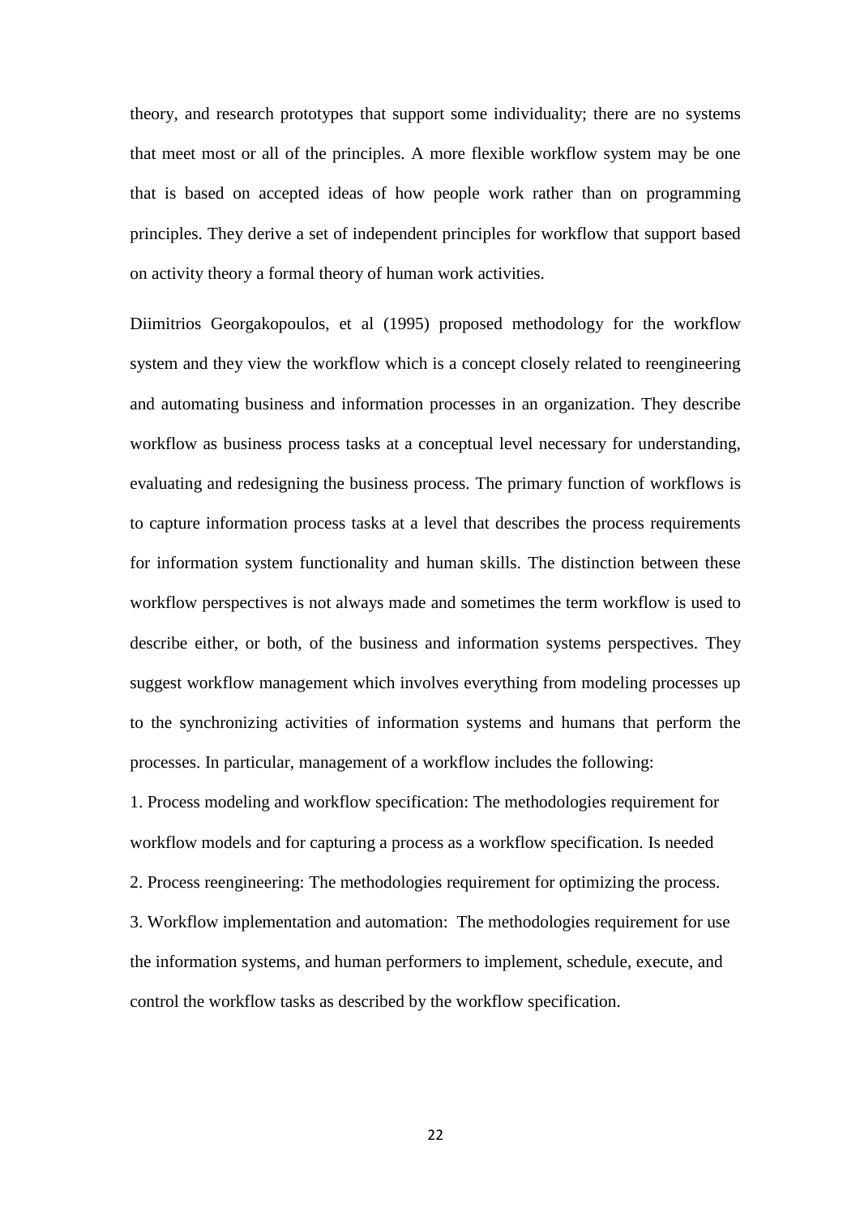theory, and research prototypes that support some individuality; there are no systems that meet most or all of the principles. A more flexible workflow system may be one that is based on accepted ideas of how people work rather than on programming principles. They derive a set of independent principles for workflow that support based on activity theory a formal theory of human work activities.

Diimitrios Georgakopoulos, et al (1995) proposed methodology for the workflow system and they view the workflow which is a concept closely related to reengineering and automating business and information processes in an organization. They describe workflow as business process tasks at a conceptual level necessary for understanding, evaluating and redesigning the business process. The primary function of workflows is to capture information process tasks at a level that describes the process requirements for information system functionality and human skills. The distinction between these workflow perspectives is not always made and sometimes the term workflow is used to describe either, or both, of the business and information systems perspectives. They suggest workflow management which involves everything from modeling processes up to the synchronizing activities of information systems and humans that perform the processes. In particular, management of a workflow includes the following:

1. Process modeling and workflow specification: The methodologies requirement for workflow models and for capturing a process as a workflow specification. Is needed
2. Process reengineering: The methodologies requirement for optimizing the process.
3. Workflow implementation and automation: The methodologies requirement for use the information systems, and human performers to implement, schedule, execute, and control the workflow tasks as described by the workflow specification.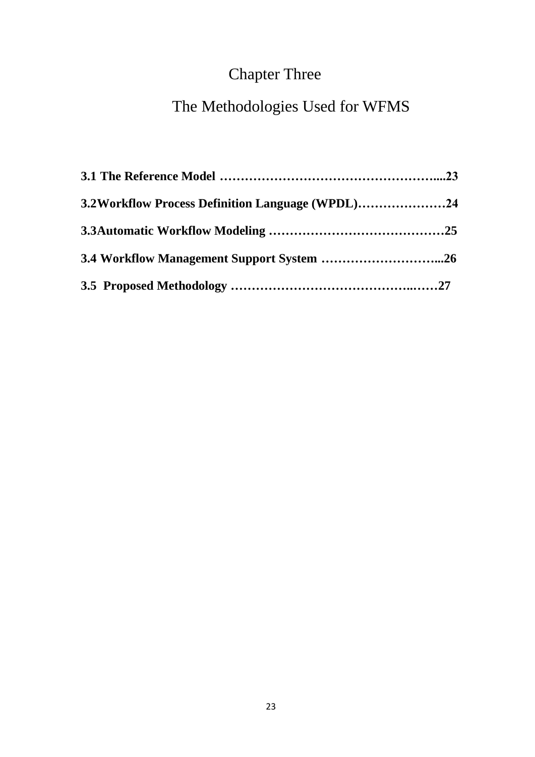# Chapter Three

# The Methodologies Used for WFMS

**3.1 The Reference Model ……………………………………………....23**

**3.2Workflow Process Definition Language (WPDL)…………………24**

**3.3Automatic Workflow Modeling ……………………………………25**

**3.4 Workflow Management Support System ………………………...26**

**3.5 Proposed Methodology …………………………………..……27**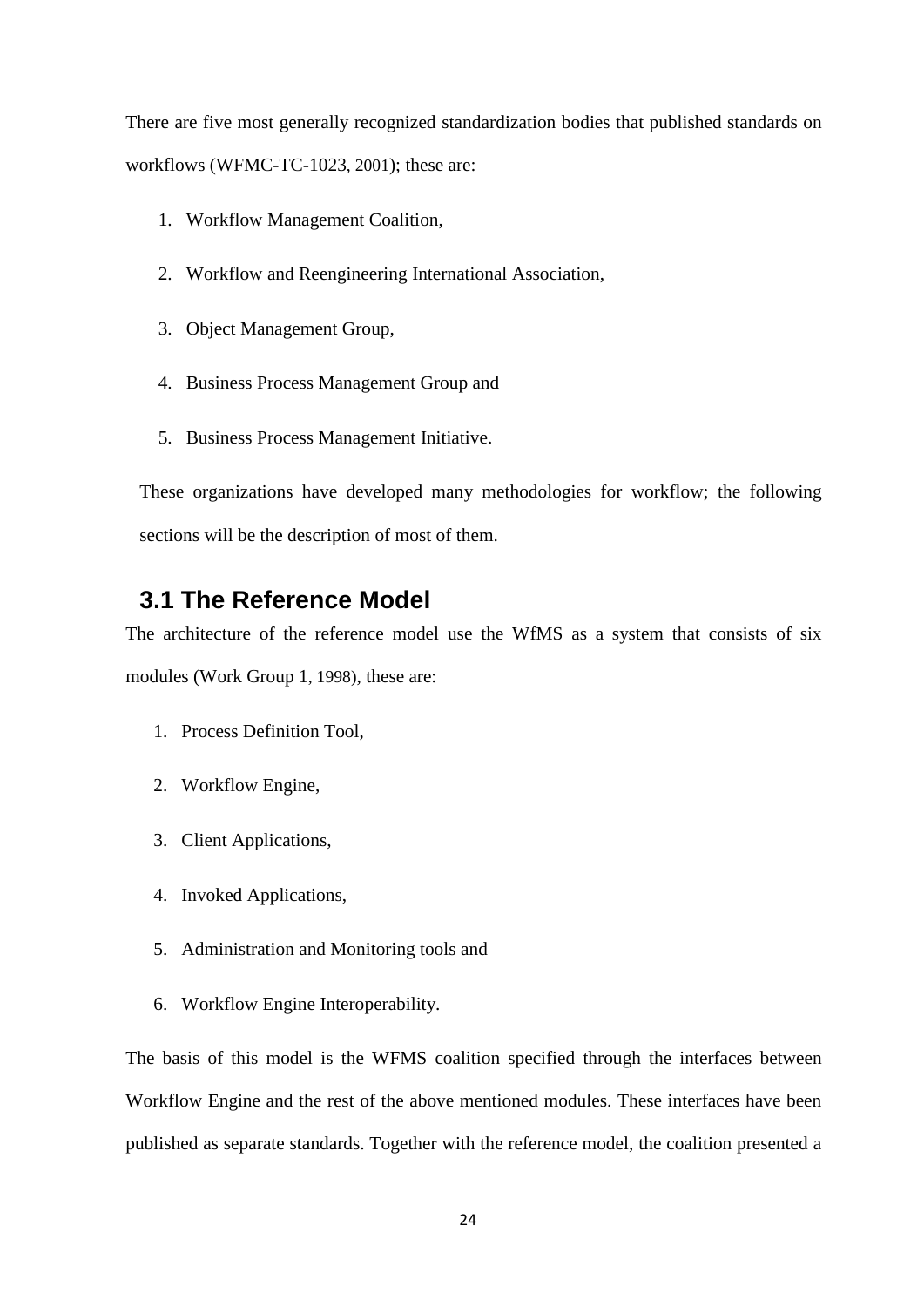There are five most generally recognized standardization bodies that published standards on workflows (WFMC-TC-1023, 2001); these are:

1. Workflow Management Coalition,
2. Workflow and Reengineering International Association,
3. Object Management Group,
4. Business Process Management Group and
5. Business Process Management Initiative.

These organizations have developed many methodologies for workflow; the following sections will be the description of most of them.

## 3.1 The Reference Model

The architecture of the reference model use the WfMS as a system that consists of six modules (Work Group 1, 1998), these are:

1. Process Definition Tool,
2. Workflow Engine,
3. Client Applications,
4. Invoked Applications,
5. Administration and Monitoring tools and
6. Workflow Engine Interoperability.

The basis of this model is the WFMS coalition specified through the interfaces between Workflow Engine and the rest of the above mentioned modules. These interfaces have been published as separate standards. Together with the reference model, the coalition presented a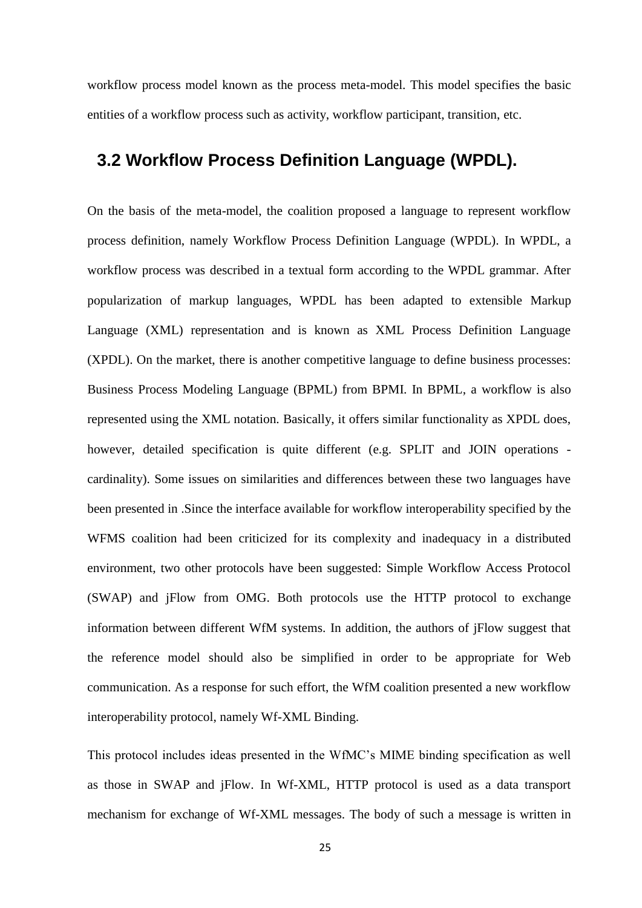workflow process model known as the process meta-model. This model specifies the basic entities of a workflow process such as activity, workflow participant, transition, etc.

## 3.2 Workflow Process Definition Language (WPDL).

On the basis of the meta-model, the coalition proposed a language to represent workflow process definition, namely Workflow Process Definition Language (WPDL). In WPDL, a workflow process was described in a textual form according to the WPDL grammar. After popularization of markup languages, WPDL has been adapted to extensible Markup Language (XML) representation and is known as XML Process Definition Language (XPDL). On the market, there is another competitive language to define business processes: Business Process Modeling Language (BPML) from BPMI. In BPML, a workflow is also represented using the XML notation. Basically, it offers similar functionality as XPDL does, however, detailed specification is quite different (e.g. SPLIT and JOIN operations - cardinality). Some issues on similarities and differences between these two languages have been presented in .Since the interface available for workflow interoperability specified by the WFMS coalition had been criticized for its complexity and inadequacy in a distributed environment, two other protocols have been suggested: Simple Workflow Access Protocol (SWAP) and jFlow from OMG. Both protocols use the HTTP protocol to exchange information between different WfM systems. In addition, the authors of jFlow suggest that the reference model should also be simplified in order to be appropriate for Web communication. As a response for such effort, the WfM coalition presented a new workflow interoperability protocol, namely Wf-XML Binding.

This protocol includes ideas presented in the WfMC's MIME binding specification as well as those in SWAP and jFlow. In Wf-XML, HTTP protocol is used as a data transport mechanism for exchange of Wf-XML messages. The body of such a message is written in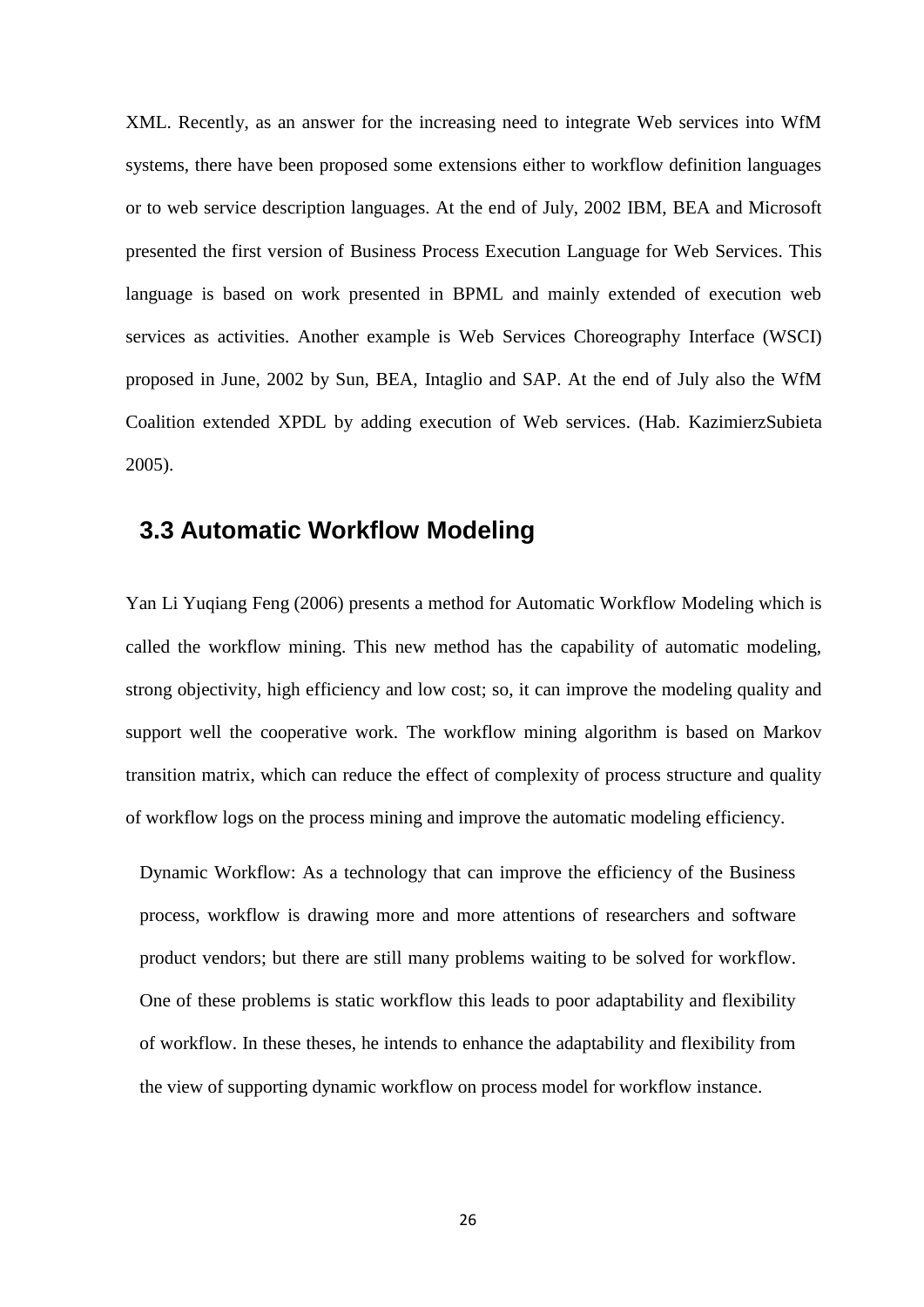XML. Recently, as an answer for the increasing need to integrate Web services into WfM systems, there have been proposed some extensions either to workflow definition languages or to web service description languages. At the end of July, 2002 IBM, BEA and Microsoft presented the first version of Business Process Execution Language for Web Services. This language is based on work presented in BPML and mainly extended of execution web services as activities. Another example is Web Services Choreography Interface (WSCI) proposed in June, 2002 by Sun, BEA, Intaglio and SAP. At the end of July also the WfM Coalition extended XPDL by adding execution of Web services. (Hab. KazimierzSubieta 2005).

## 3.3 Automatic Workflow Modeling

Yan Li Yuqiang Feng (2006) presents a method for Automatic Workflow Modeling which is called the workflow mining. This new method has the capability of automatic modeling, strong objectivity, high efficiency and low cost; so, it can improve the modeling quality and support well the cooperative work. The workflow mining algorithm is based on Markov transition matrix, which can reduce the effect of complexity of process structure and quality of workflow logs on the process mining and improve the automatic modeling efficiency.

Dynamic Workflow: As a technology that can improve the efficiency of the Business process, workflow is drawing more and more attentions of researchers and software product vendors; but there are still many problems waiting to be solved for workflow. One of these problems is static workflow this leads to poor adaptability and flexibility of workflow. In these theses, he intends to enhance the adaptability and flexibility from the view of supporting dynamic workflow on process model for workflow instance.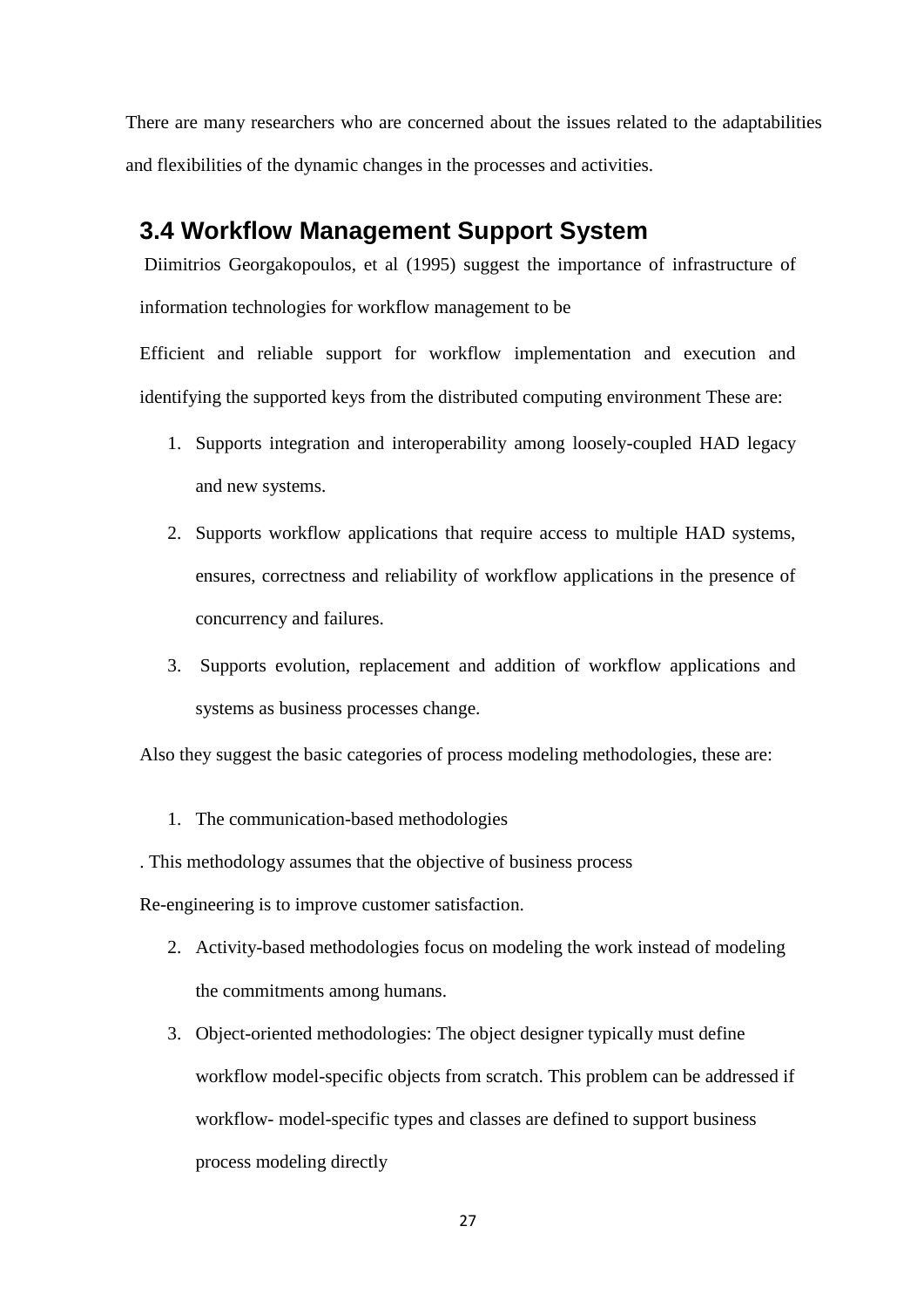There are many researchers who are concerned about the issues related to the adaptabilities and flexibilities of the dynamic changes in the processes and activities.

## 3.4 Workflow Management Support System

Diimitrios Georgakopoulos, et al (1995) suggest the importance of infrastructure of information technologies for workflow management to be

Efficient and reliable support for workflow implementation and execution and identifying the supported keys from the distributed computing environment These are:

1. Supports integration and interoperability among loosely-coupled HAD legacy and new systems.
2. Supports workflow applications that require access to multiple HAD systems, ensures, correctness and reliability of workflow applications in the presence of concurrency and failures.
3. Supports evolution, replacement and addition of workflow applications and systems as business processes change.

Also they suggest the basic categories of process modeling methodologies, these are:

1. The communication-based methodologies

. This methodology assumes that the objective of business process

Re-engineering is to improve customer satisfaction.

2. Activity-based methodologies focus on modeling the work instead of modeling the commitments among humans.
3. Object-oriented methodologies: The object designer typically must define workflow model-specific objects from scratch. This problem can be addressed if workflow- model-specific types and classes are defined to support business process modeling directly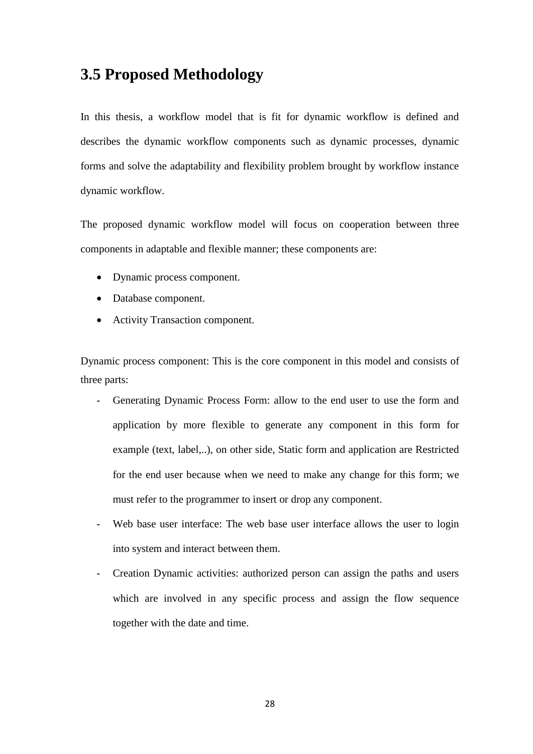## 3.5 Proposed Methodology

In this thesis, a workflow model that is fit for dynamic workflow is defined and describes the dynamic workflow components such as dynamic processes, dynamic forms and solve the adaptability and flexibility problem brought by workflow instance dynamic workflow.

The proposed dynamic workflow model will focus on cooperation between three components in adaptable and flexible manner; these components are:

- Dynamic process component.
- Database component.
- Activity Transaction component.

Dynamic process component: This is the core component in this model and consists of three parts:

- Generating Dynamic Process Form: allow to the end user to use the form and application by more flexible to generate any component in this form for example (text, label,..), on other side, Static form and application are Restricted for the end user because when we need to make any change for this form; we must refer to the programmer to insert or drop any component.
- Web base user interface: The web base user interface allows the user to login into system and interact between them.
- Creation Dynamic activities: authorized person can assign the paths and users which are involved in any specific process and assign the flow sequence together with the date and time.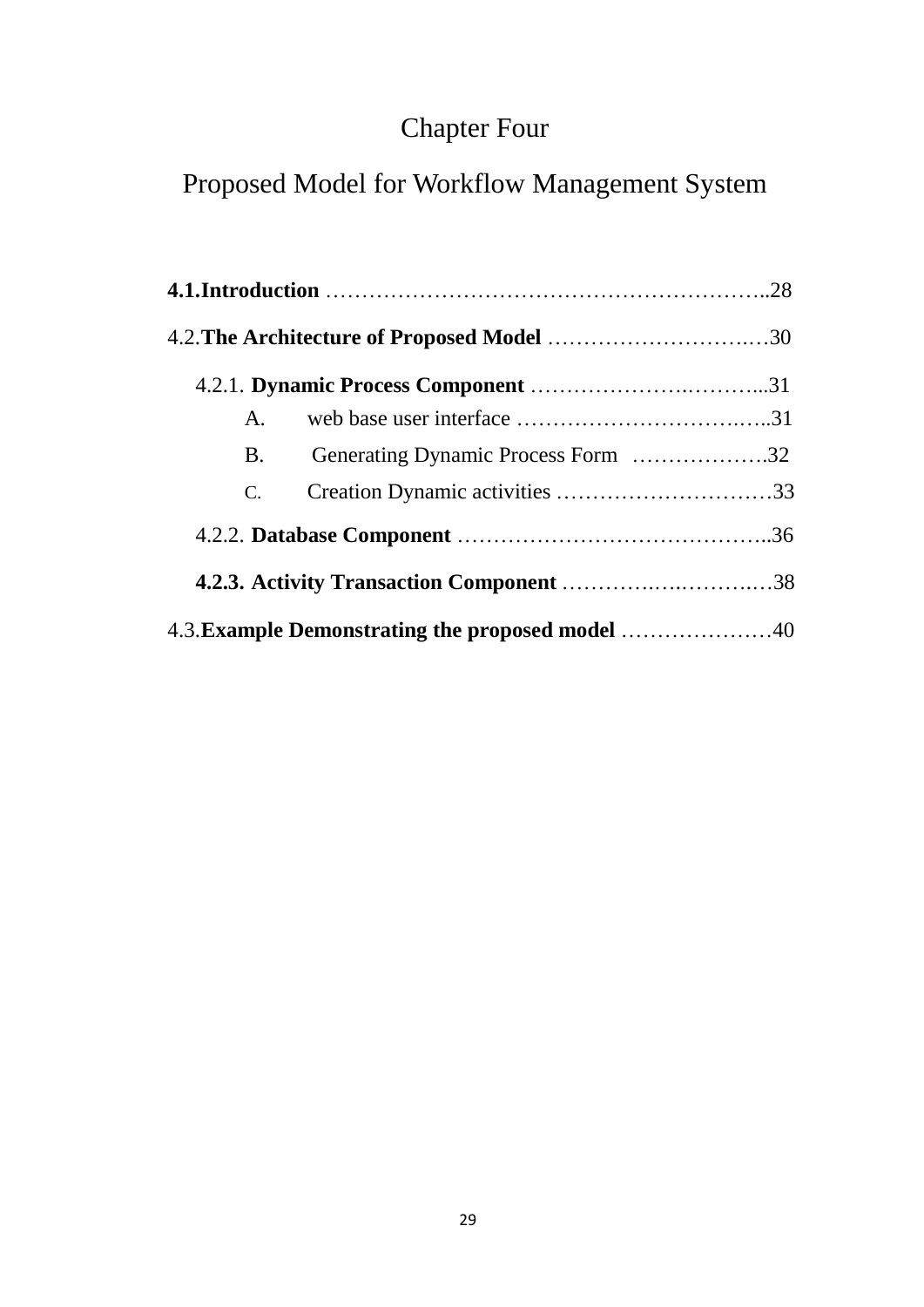# Chapter Four

# Proposed Model for Workflow Management System

**4.1.Introduction** ……………………………………………………..28

4.2.**The Architecture of Proposed Model** ………………………….…30

4.2.1. **Dynamic Process Component** ………………….………...31

A. web base user interface …………………………….…..31

B. Generating Dynamic Process Form ……………….32

C. Creation Dynamic activities …………………………33

4.2.2. **Database Component** ……………………………………..36

**4.2.3. Activity Transaction Component** ………….….……….…38

4.3.**Example Demonstrating the proposed model** …………………40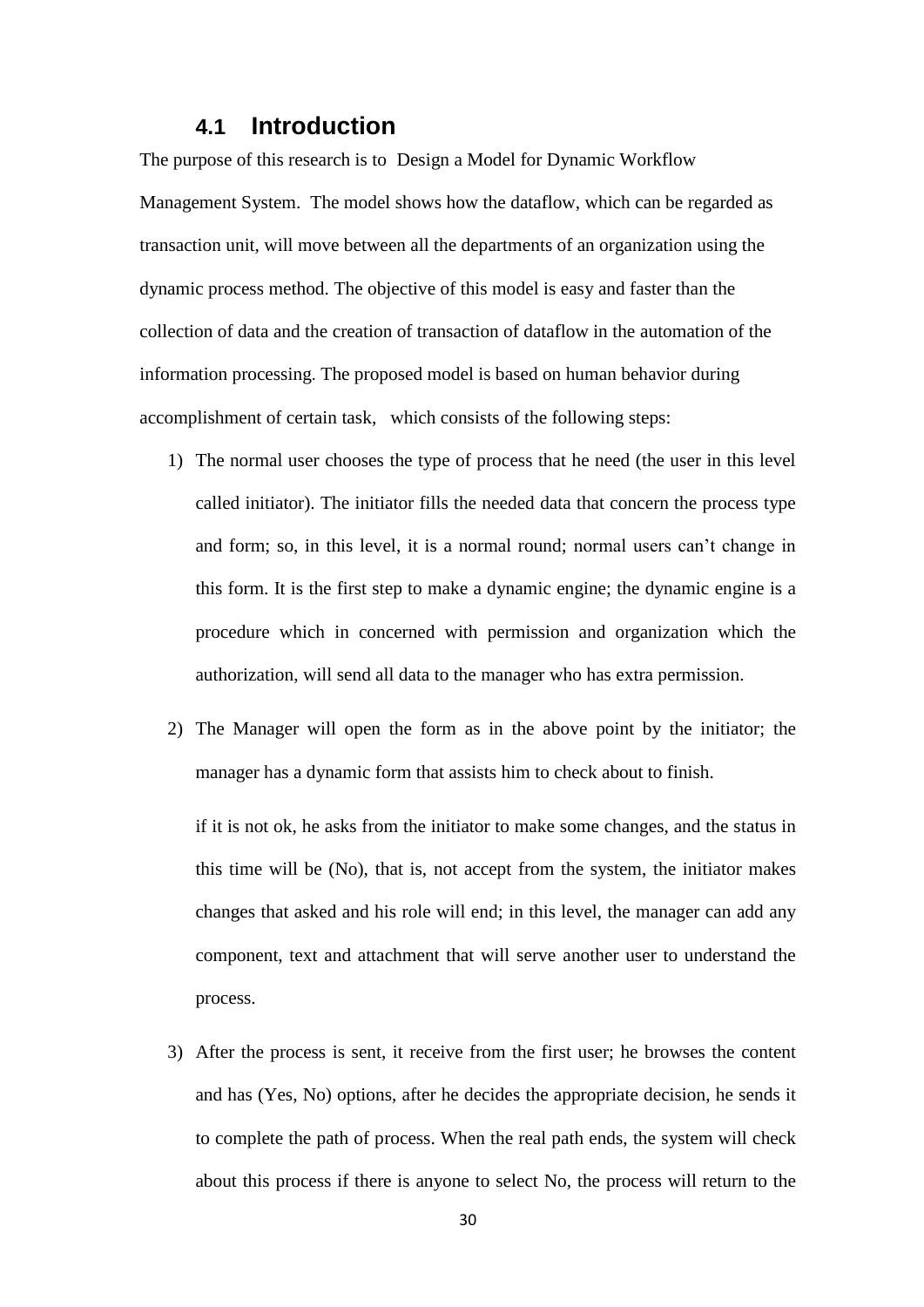## 4.1 Introduction

The purpose of this research is to Design a Model for Dynamic Workflow Management System. The model shows how the dataflow, which can be regarded as transaction unit, will move between all the departments of an organization using the dynamic process method. The objective of this model is easy and faster than the collection of data and the creation of transaction of dataflow in the automation of the information processing. The proposed model is based on human behavior during accomplishment of certain task, which consists of the following steps:

1) The normal user chooses the type of process that he need (the user in this level called initiator). The initiator fills the needed data that concern the process type and form; so, in this level, it is a normal round; normal users can't change in this form. It is the first step to make a dynamic engine; the dynamic engine is a procedure which in concerned with permission and organization which the authorization, will send all data to the manager who has extra permission.

2) The Manager will open the form as in the above point by the initiator; the manager has a dynamic form that assists him to check about to finish.

   if it is not ok, he asks from the initiator to make some changes, and the status in this time will be (No), that is, not accept from the system, the initiator makes changes that asked and his role will end; in this level, the manager can add any component, text and attachment that will serve another user to understand the process.

3) After the process is sent, it receive from the first user; he browses the content and has (Yes, No) options, after he decides the appropriate decision, he sends it to complete the path of process. When the real path ends, the system will check about this process if there is anyone to select No, the process will return to the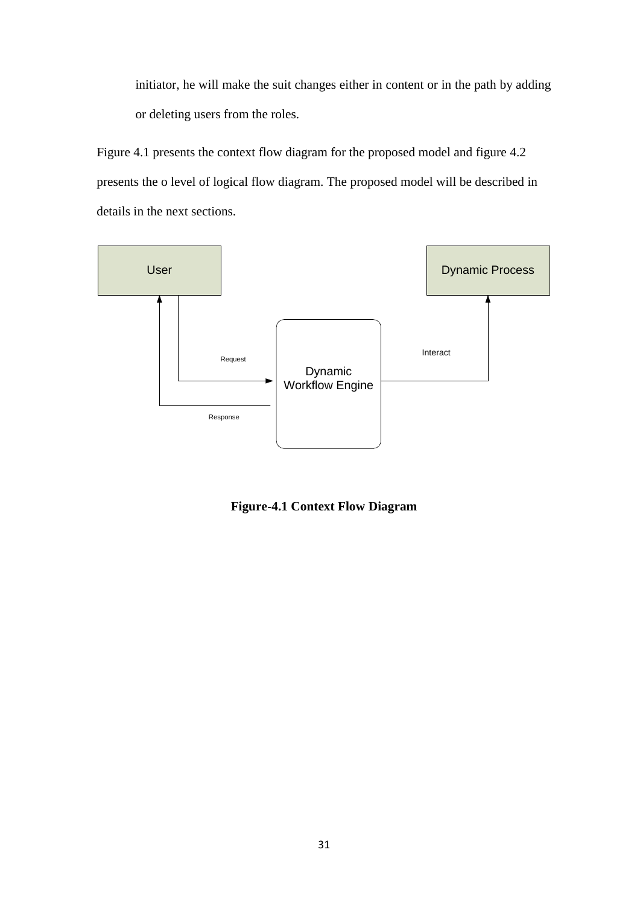initiator, he will make the suit changes either in content or in the path by adding or deleting users from the roles.

Figure 4.1 presents the context flow diagram for the proposed model and figure 4.2 presents the o level of logical flow diagram. The proposed model will be described in details in the next sections.

User

Dynamic Process

Request

Dynamic Workflow Engine

Interact

Response

**Figure-4.1 Context Flow Diagram**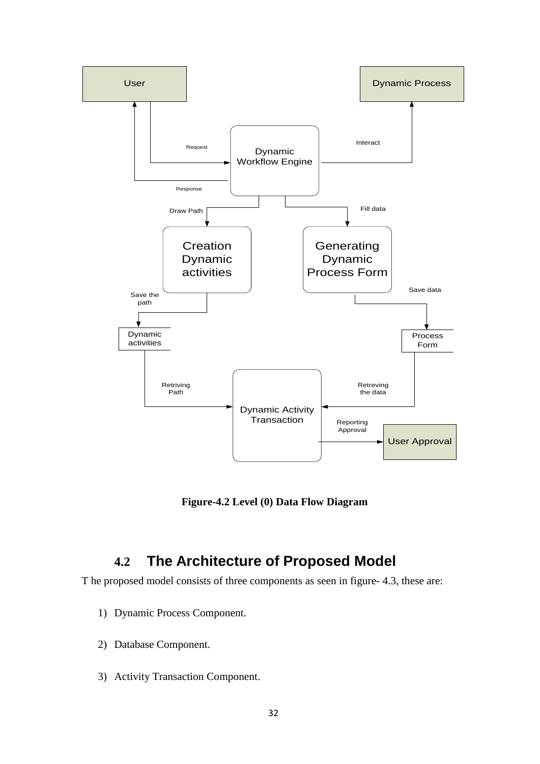**Figure-4.2 Level (0) Data Flow Diagram**

## 4.2 The Architecture of Proposed Model

T he proposed model consists of three components as seen in figure- 4.3, these are:

1) Dynamic Process Component.
2) Database Component.
3) Activity Transaction Component.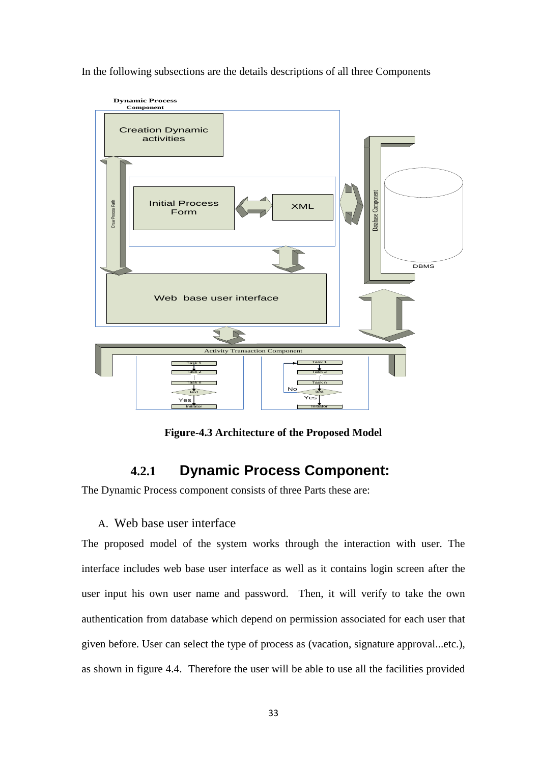In the following subsections are the details descriptions of all three Components

Figure-4.3 Architecture of the Proposed Model

### 4.2.1 Dynamic Process Component:

The Dynamic Process component consists of three Parts these are:

A. Web base user interface

The proposed model of the system works through the interaction with user. The interface includes web base user interface as well as it contains login screen after the user input his own user name and password. Then, it will verify to take the own authentication from database which depend on permission associated for each user that given before. User can select the type of process as (vacation, signature approval...etc.), as shown in figure 4.4. Therefore the user will be able to use all the facilities provided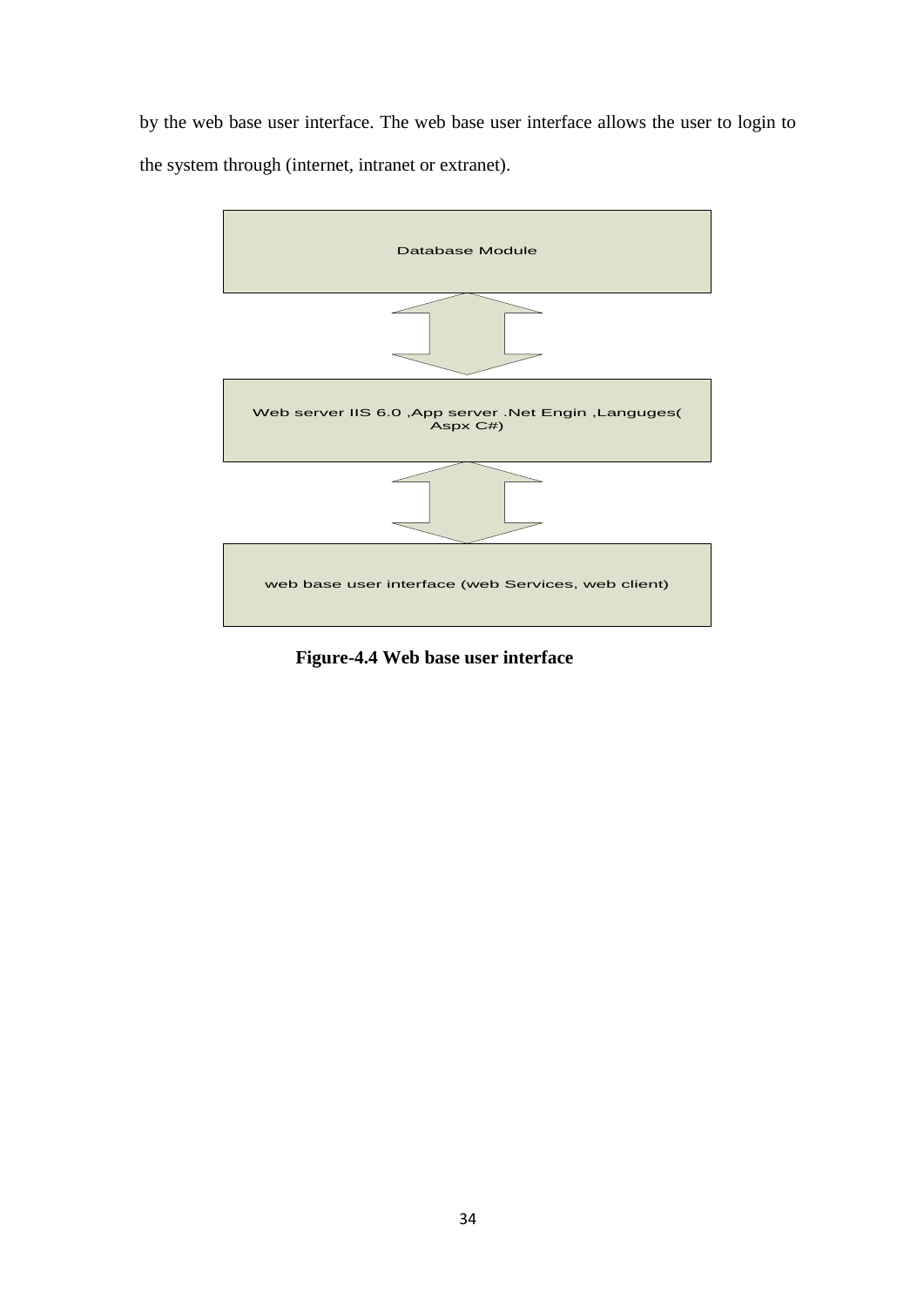by the web base user interface. The web base user interface allows the user to login to the system through (internet, intranet or extranet).

Database Module

Web server IIS 6.0 ,App server .Net Engin ,Languges( Aspx C#)

web base user interface (web Services, web client)

**Figure-4.4 Web base user interface**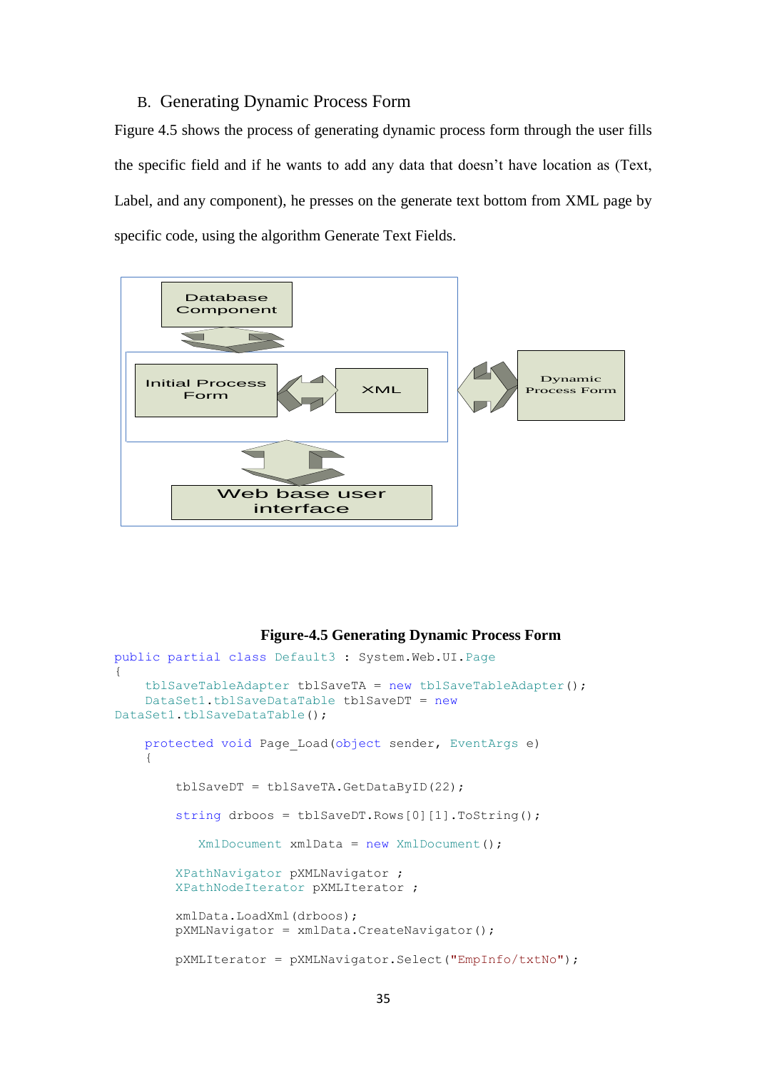### B. Generating Dynamic Process Form

Figure 4.5 shows the process of generating dynamic process form through the user fills the specific field and if he wants to add any data that doesn't have location as (Text, Label, and any component), he presses on the generate text bottom from XML page by specific code, using the algorithm Generate Text Fields.

Database Component

Initial Process Form

XML

Dynamic Process Form

Web base user interface

**Figure-4.5 Generating Dynamic Process Form**

```
public partial class Default3 : System.Web.UI.Page
{
    tblSaveTableAdapter tblSaveTA = new tblSaveTableAdapter();
    DataSet1.tblSaveDataTable tblSaveDT = new
DataSet1.tblSaveDataTable();

    protected void Page_Load(object sender, EventArgs e)
    {

        tblSaveDT = tblSaveTA.GetDataByID(22);

        string drboos = tblSaveDT.Rows[0][1].ToString();

           XmlDocument xmlData = new XmlDocument();

        XPathNavigator pXMLNavigator ;
        XPathNodeIterator pXMLIterator ;

        xmlData.LoadXml(drboos);
        pXMLNavigator = xmlData.CreateNavigator();

        pXMLIterator = pXMLNavigator.Select("EmpInfo/txtNo");
```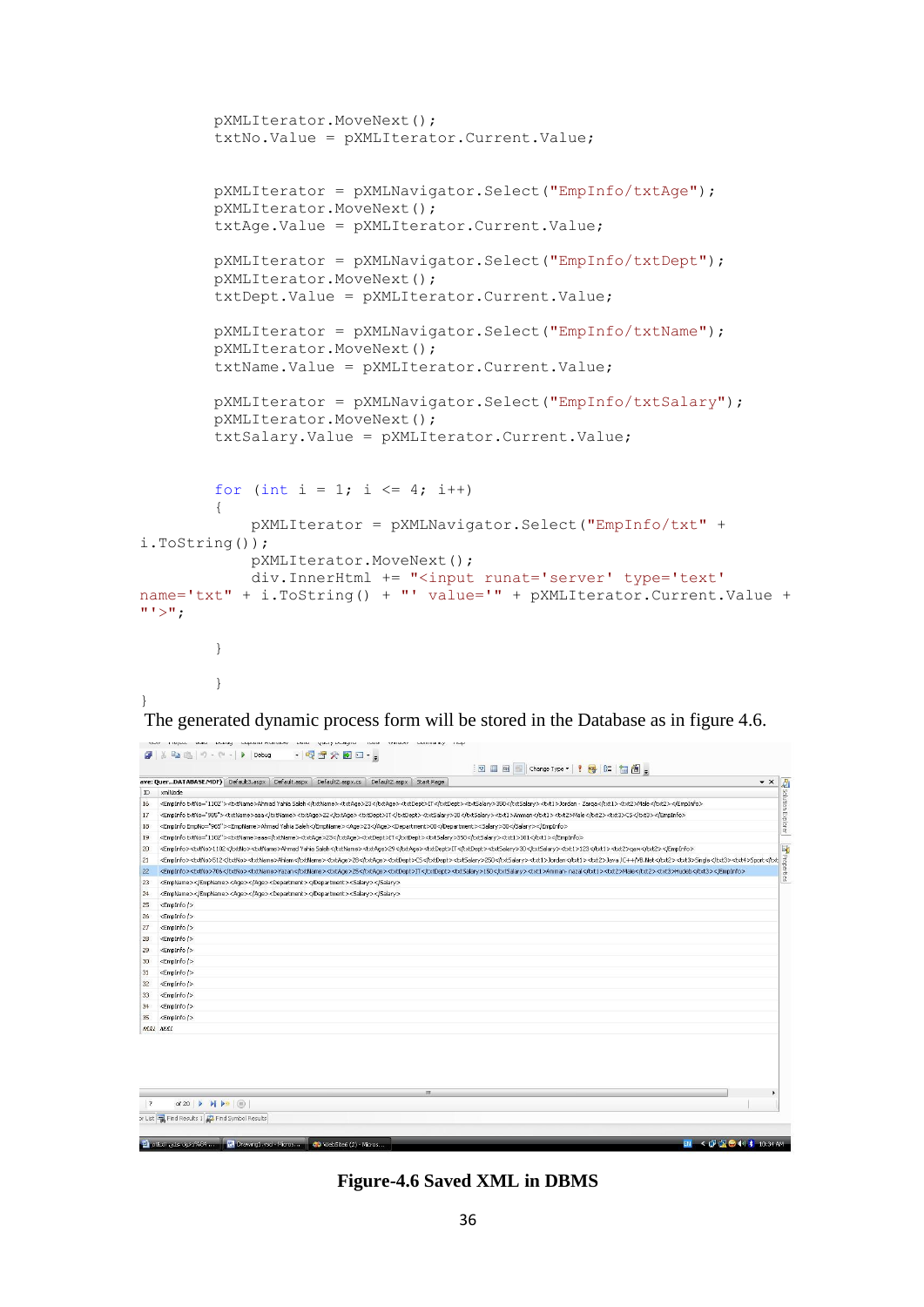```
        pXMLIterator.MoveNext();
        txtNo.Value = pXMLIterator.Current.Value;

        pXMLIterator = pXMLNavigator.Select("EmpInfo/txtAge");
        pXMLIterator.MoveNext();
        txtAge.Value = pXMLIterator.Current.Value;

        pXMLIterator = pXMLNavigator.Select("EmpInfo/txtDept");
        pXMLIterator.MoveNext();
        txtDept.Value = pXMLIterator.Current.Value;

        pXMLIterator = pXMLNavigator.Select("EmpInfo/txtName");
        pXMLIterator.MoveNext();
        txtName.Value = pXMLIterator.Current.Value;

        pXMLIterator = pXMLNavigator.Select("EmpInfo/txtSalary");
        pXMLIterator.MoveNext();
        txtSalary.Value = pXMLIterator.Current.Value;


        for (int i = 1; i <= 4; i++)
        {
            pXMLIterator = pXMLNavigator.Select("EmpInfo/txt" +
i.ToString());
            pXMLIterator.MoveNext();
            div.InnerHtml += "<input runat='server' type='text'
name='txt" + i.ToString() + "' value='" + pXMLIterator.Current.Value +
"'>";

        }

        }
}
```

The generated dynamic process form will be stored in the Database as in figure 4.6.

**Figure-4.6 Saved XML in DBMS**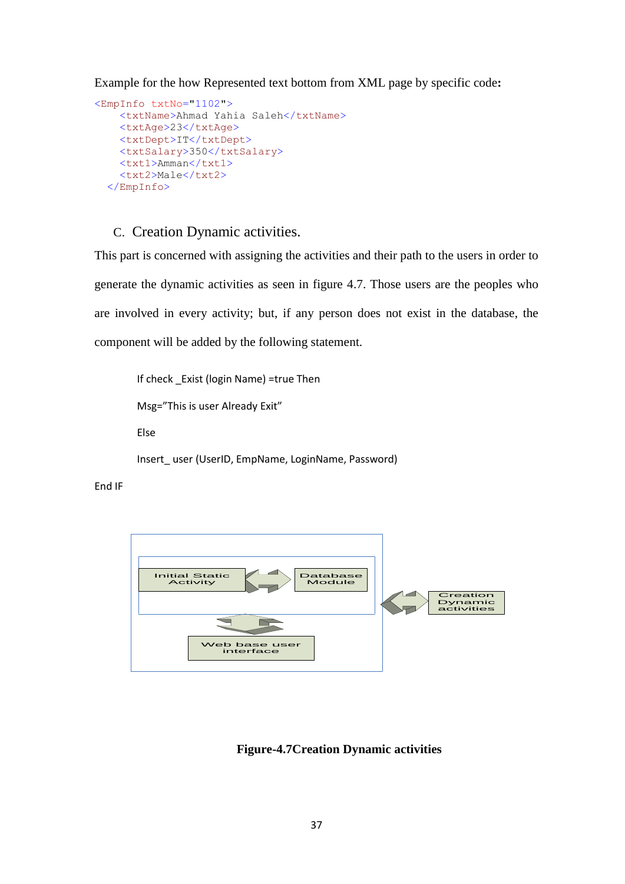Example for the how Represented text bottom from XML page by specific code**:**

```
<EmpInfo txtNo="1102">
    <txtName>Ahmad Yahia Saleh</txtName>
    <txtAge>23</txtAge>
    <txtDept>IT</txtDept>
    <txtSalary>350</txtSalary>
    <txt1>Amman</txt1>
    <txt2>Male</txt2>
  </EmpInfo>
```

### C. Creation Dynamic activities.

This part is concerned with assigning the activities and their path to the users in order to generate the dynamic activities as seen in figure 4.7. Those users are the peoples who are involved in every activity; but, if any person does not exist in the database, the component will be added by the following statement.

```
If check _Exist (login Name) =true Then
Msg="This is user Already Exit"
Else
Insert_ user (UserID, EmpName, LoginName, Password)
End IF
```

Initial Static Activity | Database Module | Web base user interface | Creation Dynamic activities

**Figure-4.7Creation Dynamic activities**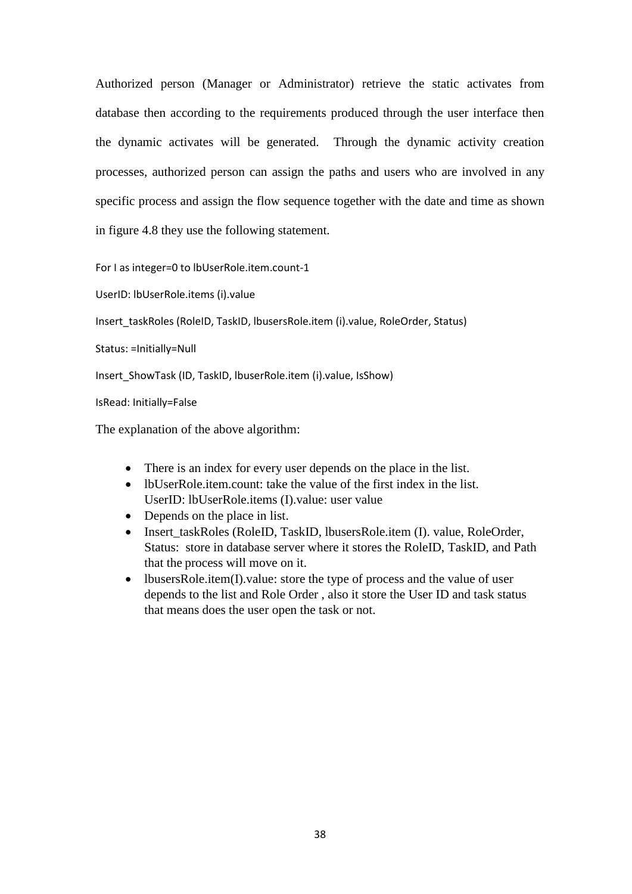Authorized person (Manager or Administrator) retrieve the static activates from database then according to the requirements produced through the user interface then the dynamic activates will be generated. Through the dynamic activity creation processes, authorized person can assign the paths and users who are involved in any specific process and assign the flow sequence together with the date and time as shown in figure 4.8 they use the following statement.

```
For I as integer=0 to lbUserRole.item.count-1

UserID: lbUserRole.items (i).value

Insert_taskRoles (RoleID, TaskID, lbusersRole.item (i).value, RoleOrder, Status)

Status: =Initially=Null

Insert_ShowTask (ID, TaskID, lbuserRole.item (i).value, IsShow)

IsRead: Initially=False
```

The explanation of the above algorithm:

- There is an index for every user depends on the place in the list.
- lbUserRole.item.count: take the value of the first index in the list.
  UserID: lbUserRole.items (I).value: user value
- Depends on the place in list.
- Insert_taskRoles (RoleID, TaskID, lbusersRole.item (I). value, RoleOrder, Status: store in database server where it stores the RoleID, TaskID, and Path that the process will move on it.
- lbusersRole.item(I).value: store the type of process and the value of user depends to the list and Role Order , also it store the User ID and task status that means does the user open the task or not.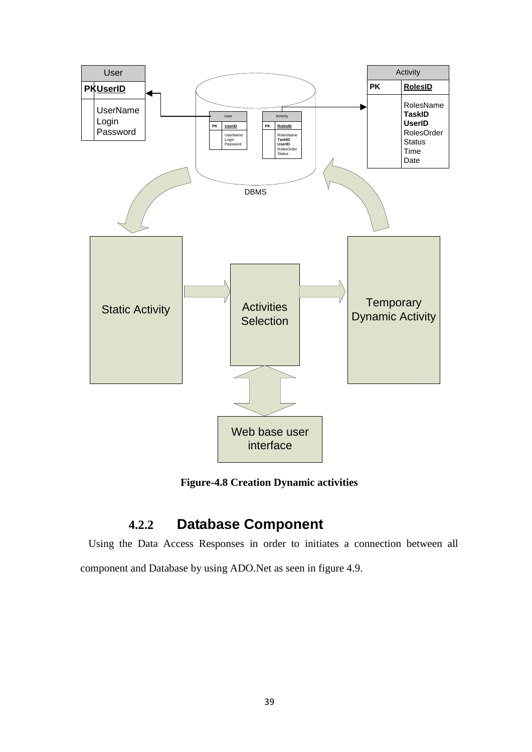**Figure-4.8 Creation Dynamic activities**

### 4.2.2 Database Component

Using the Data Access Responses in order to initiates a connection between all component and Database by using ADO.Net as seen in figure 4.9.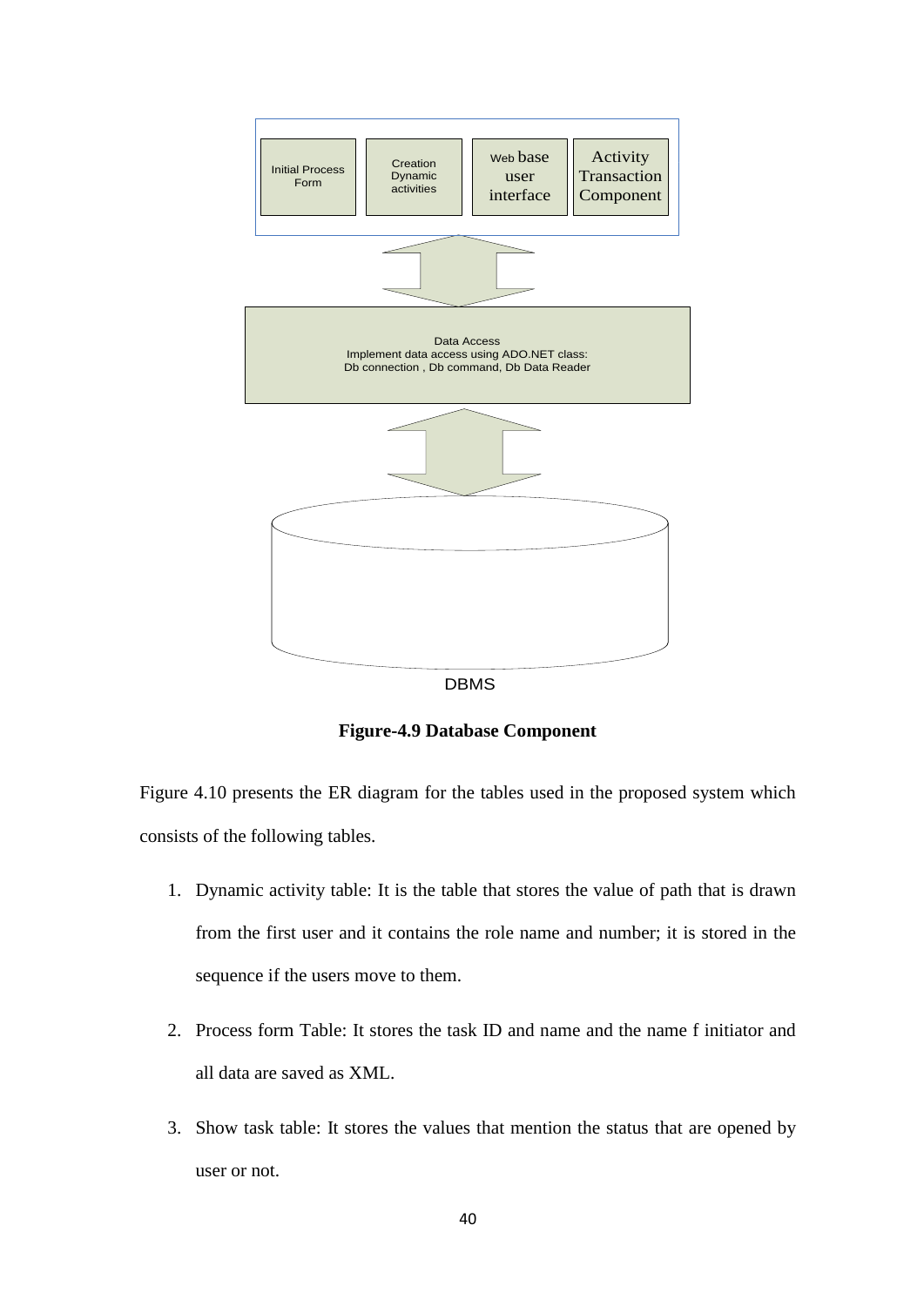Initial Process Form

Creation Dynamic activities

Web base user interface

Activity Transaction Component

Data Access
Implement data access using ADO.NET class:
Db connection , Db command, Db Data Reader

DBMS

**Figure-4.9 Database Component**

Figure 4.10 presents the ER diagram for the tables used in the proposed system which consists of the following tables.

1. Dynamic activity table: It is the table that stores the value of path that is drawn from the first user and it contains the role name and number; it is stored in the sequence if the users move to them.

2. Process form Table: It stores the task ID and name and the name f initiator and all data are saved as XML.

3. Show task table: It stores the values that mention the status that are opened by user or not.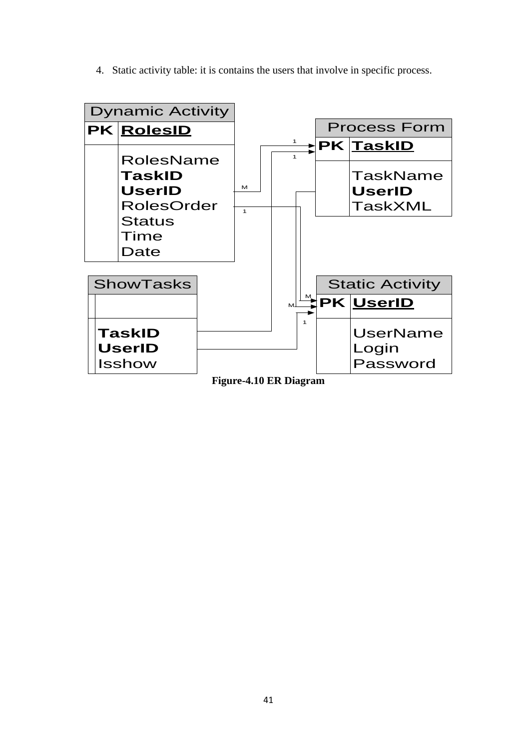4. Static activity table: it is contains the users that involve in specific process.

| Dynamic Activity | |
|---|---|
| PK | **RolesID** |
| | RolesName<br>**TaskID**<br>**UserID**<br>RolesOrder<br>Status<br>Time<br>Date |

| Process Form | |
|---|---|
| PK | **TaskID** |
| | TaskName<br>**UserID**<br>TaskXML |

| ShowTasks | |
|---|---|
| | |
| | **TaskID**<br>**UserID**<br>Isshow |

| Static Activity | |
|---|---|
| PK | **UserID** |
| | UserName<br>Login<br>Password |

**Figure-4.10 ER Diagram**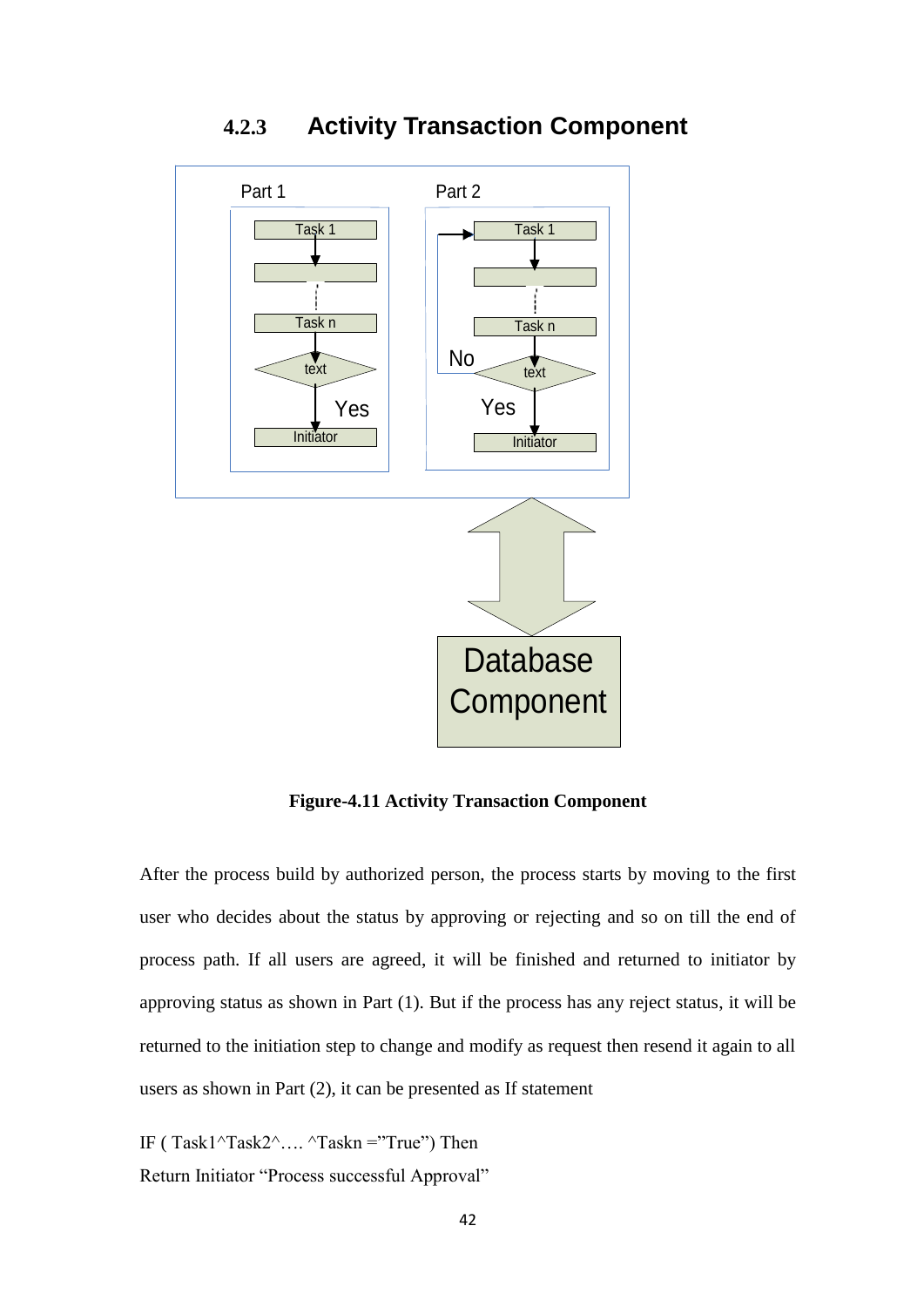### 4.2.3 Activity Transaction Component

**Figure-4.11 Activity Transaction Component**

After the process build by authorized person, the process starts by moving to the first user who decides about the status by approving or rejecting and so on till the end of process path. If all users are agreed, it will be finished and returned to initiator by approving status as shown in Part (1). But if the process has any reject status, it will be returned to the initiation step to change and modify as request then resend it again to all users as shown in Part (2), it can be presented as If statement

IF ( Task1^Task2^…. ^Taskn =”True”) Then

Return Initiator “Process successful Approval”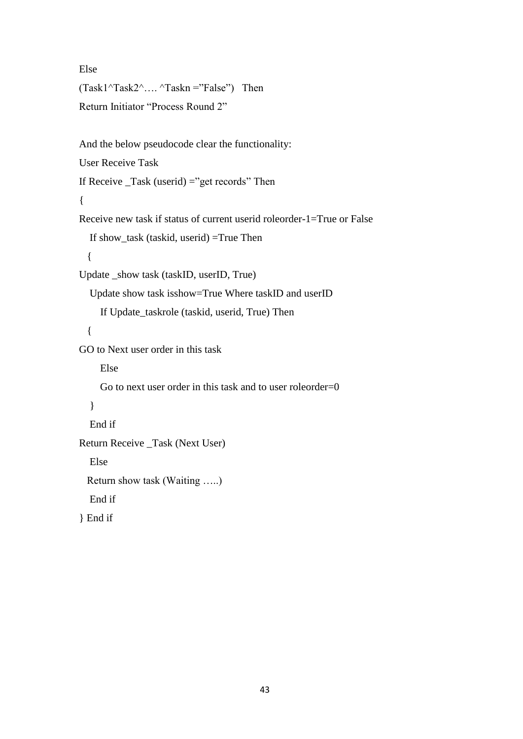Else

(Task1^Task2^…. ^Taskn =”False”)   Then

Return Initiator “Process Round 2”

And the below pseudocode clear the functionality:

```
User Receive Task
If Receive _Task (userid) =”get records” Then
{
Receive new task if status of current userid roleorder-1=True or False
    If show_task (taskid, userid) =True Then
   {
Update _show task (taskID, userID, True)
    Update show task isshow=True Where taskID and userID
        If Update_taskrole (taskid, userid, True) Then
   {
GO to Next user order in this task
        Else
        Go to next user order in this task and to user roleorder=0
    }
    End if
Return Receive _Task (Next User)
    Else
   Return show task (Waiting …..)
    End if
} End if
```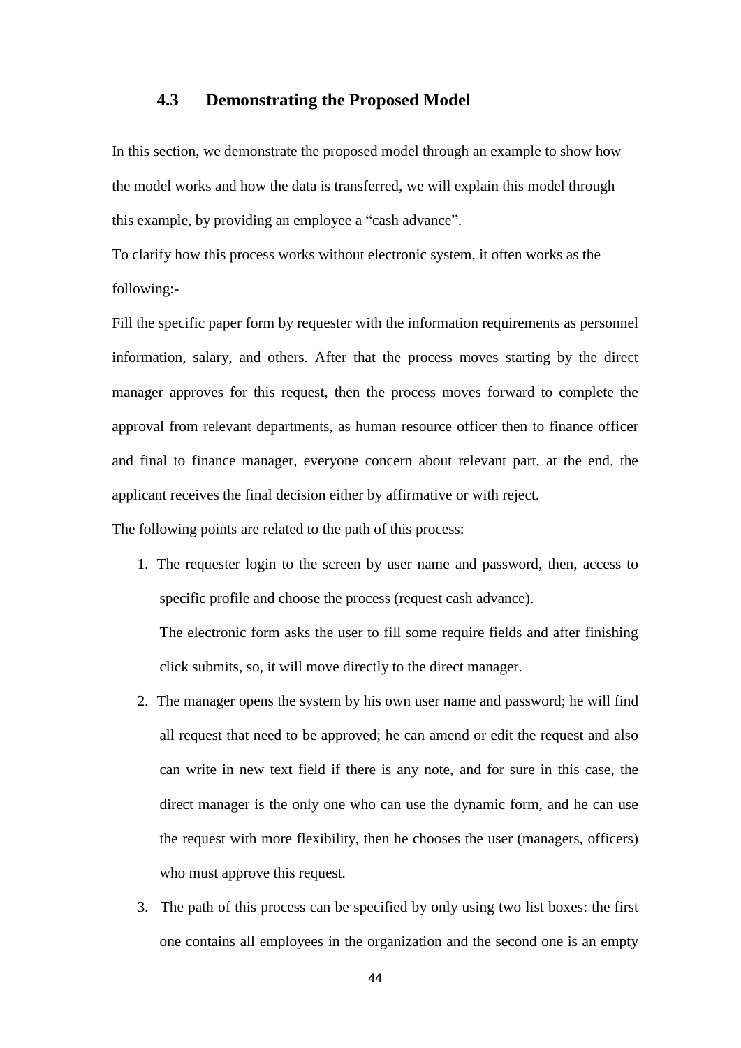## 4.3 Demonstrating the Proposed Model

In this section, we demonstrate the proposed model through an example to show how the model works and how the data is transferred, we will explain this model through this example, by providing an employee a "cash advance".

To clarify how this process works without electronic system, it often works as the following:-

Fill the specific paper form by requester with the information requirements as personnel information, salary, and others. After that the process moves starting by the direct manager approves for this request, then the process moves forward to complete the approval from relevant departments, as human resource officer then to finance officer and final to finance manager, everyone concern about relevant part, at the end, the applicant receives the final decision either by affirmative or with reject.

The following points are related to the path of this process:

1. The requester login to the screen by user name and password, then, access to specific profile and choose the process (request cash advance).

   The electronic form asks the user to fill some require fields and after finishing click submits, so, it will move directly to the direct manager.

2. The manager opens the system by his own user name and password; he will find all request that need to be approved; he can amend or edit the request and also can write in new text field if there is any note, and for sure in this case, the direct manager is the only one who can use the dynamic form, and he can use the request with more flexibility, then he chooses the user (managers, officers) who must approve this request.

3. The path of this process can be specified by only using two list boxes: the first one contains all employees in the organization and the second one is an empty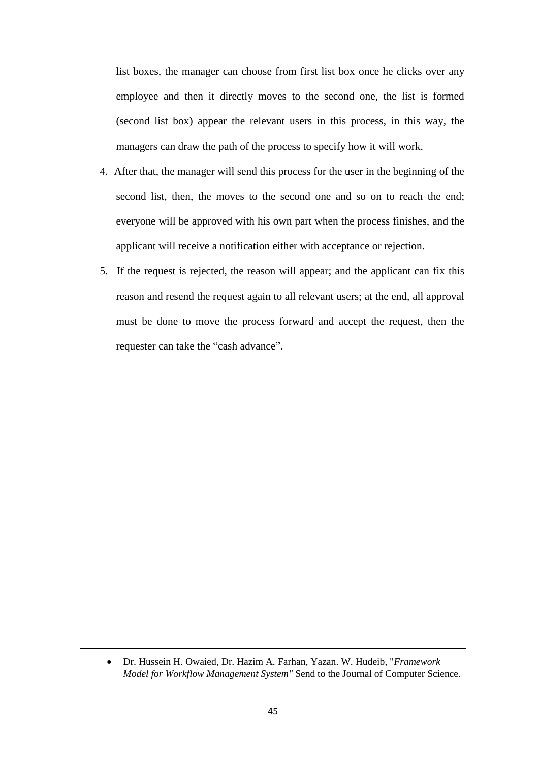list boxes, the manager can choose from first list box once he clicks over any employee and then it directly moves to the second one, the list is formed (second list box) appear the relevant users in this process, in this way, the managers can draw the path of the process to specify how it will work.

4. After that, the manager will send this process for the user in the beginning of the second list, then, the moves to the second one and so on to reach the end; everyone will be approved with his own part when the process finishes, and the applicant will receive a notification either with acceptance or rejection.
5. If the request is rejected, the reason will appear; and the applicant can fix this reason and resend the request again to all relevant users; at the end, all approval must be done to move the process forward and accept the request, then the requester can take the "cash advance".

---

- Dr. Hussein H. Owaied, Dr. Hazim A. Farhan, Yazan. W. Hudeib, "*Framework Model for Workflow Management System"* Send to the Journal of Computer Science.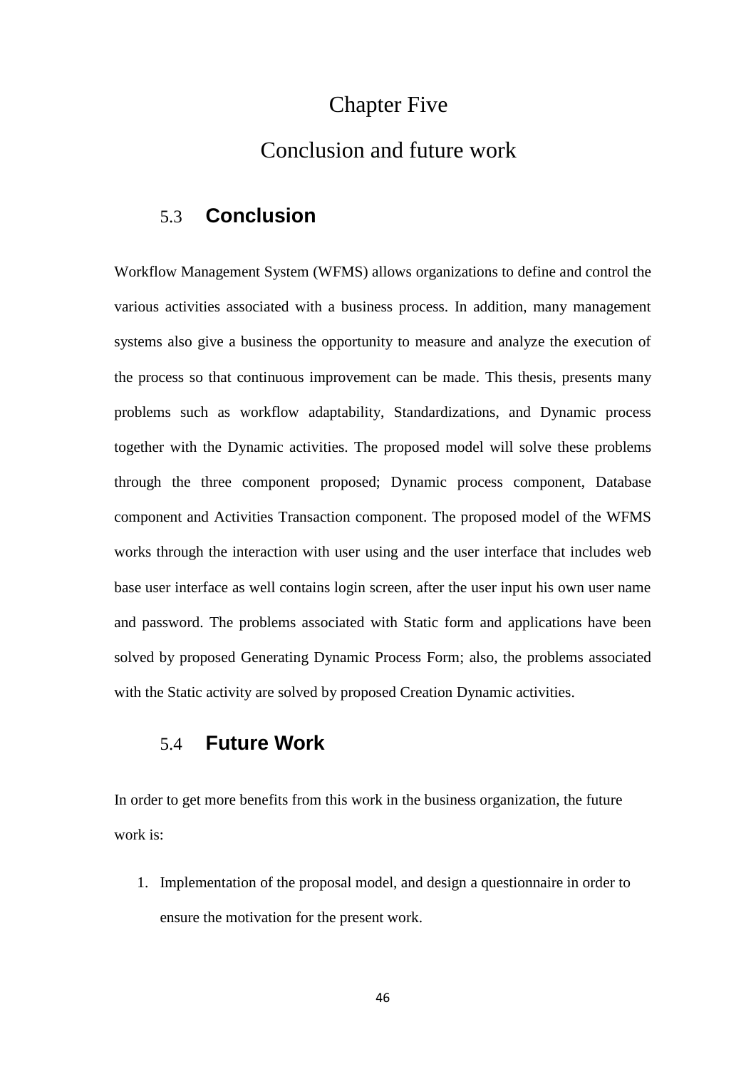# Chapter Five

# Conclusion and future work

## 5.3 Conclusion

Workflow Management System (WFMS) allows organizations to define and control the various activities associated with a business process. In addition, many management systems also give a business the opportunity to measure and analyze the execution of the process so that continuous improvement can be made. This thesis, presents many problems such as workflow adaptability, Standardizations, and Dynamic process together with the Dynamic activities. The proposed model will solve these problems through the three component proposed; Dynamic process component, Database component and Activities Transaction component. The proposed model of the WFMS works through the interaction with user using and the user interface that includes web base user interface as well contains login screen, after the user input his own user name and password. The problems associated with Static form and applications have been solved by proposed Generating Dynamic Process Form; also, the problems associated with the Static activity are solved by proposed Creation Dynamic activities.

## 5.4 Future Work

In order to get more benefits from this work in the business organization, the future work is:

1. Implementation of the proposal model, and design a questionnaire in order to ensure the motivation for the present work.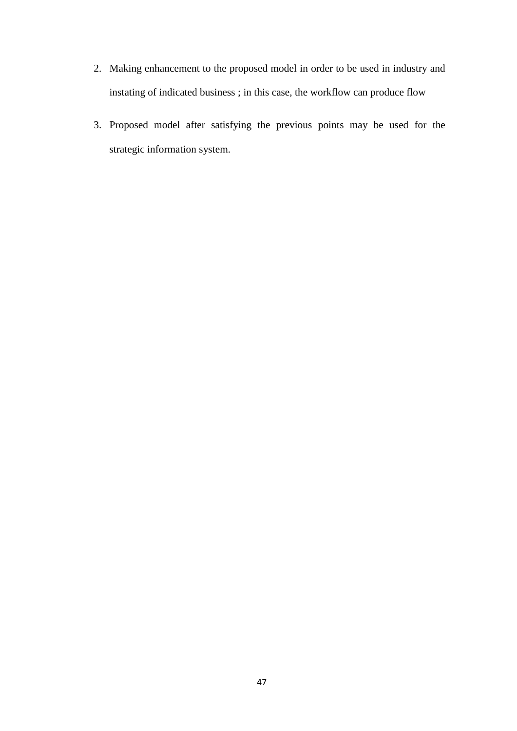2. Making enhancement to the proposed model in order to be used in industry and instating of indicated business ; in this case, the workflow can produce flow
3. Proposed model after satisfying the previous points may be used for the strategic information system.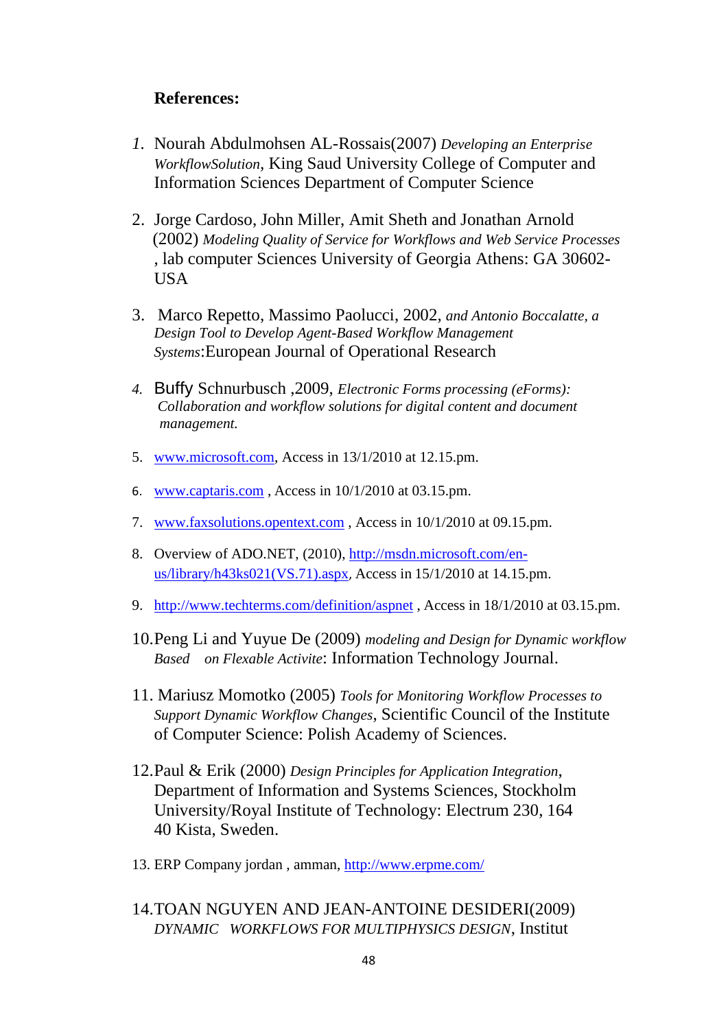**References:**

1. Nourah Abdulmohsen AL-Rossais(2007) *Developing an Enterprise WorkflowSolution*, King Saud University College of Computer and Information Sciences Department of Computer Science

2. Jorge Cardoso, John Miller, Amit Sheth and Jonathan Arnold (2002) *Modeling Quality of Service for Workflows and Web Service Processes* , lab computer Sciences University of Georgia Athens: GA 30602-USA

3. Marco Repetto, Massimo Paolucci, 2002, *and Antonio Boccalatte, a Design Tool to Develop Agent-Based Workflow Management Systems*:European Journal of Operational Research

4. Buffy Schnurbusch ,2009, *Electronic Forms processing (eForms): Collaboration and workflow solutions for digital content and document management.*

5. www.microsoft.com, Access in 13/1/2010 at 12.15.pm.

6. www.captaris.com , Access in 10/1/2010 at 03.15.pm.

7. www.faxsolutions.opentext.com , Access in 10/1/2010 at 09.15.pm.

8. Overview of ADO.NET, (2010), http://msdn.microsoft.com/en-us/library/h43ks021(VS.71).aspx, Access in 15/1/2010 at 14.15.pm.

9. http://www.techterms.com/definition/aspnet , Access in 18/1/2010 at 03.15.pm.

10. Peng Li and Yuyue De (2009) *modeling and Design for Dynamic workflow Based on Flexable Activite*: Information Technology Journal.

11. Mariusz Momotko (2005) *Tools for Monitoring Workflow Processes to Support Dynamic Workflow Changes*, Scientific Council of the Institute of Computer Science: Polish Academy of Sciences.

12. Paul & Erik (2000) *Design Principles for Application Integration*, Department of Information and Systems Sciences, Stockholm University/Royal Institute of Technology: Electrum 230, 164 40 Kista, Sweden.

13. ERP Company jordan , amman, http://www.erpme.com/

14. TOAN NGUYEN AND JEAN-ANTOINE DESIDERI(2009) *DYNAMIC WORKFLOWS FOR MULTIPHYSICS DESIGN*, Institut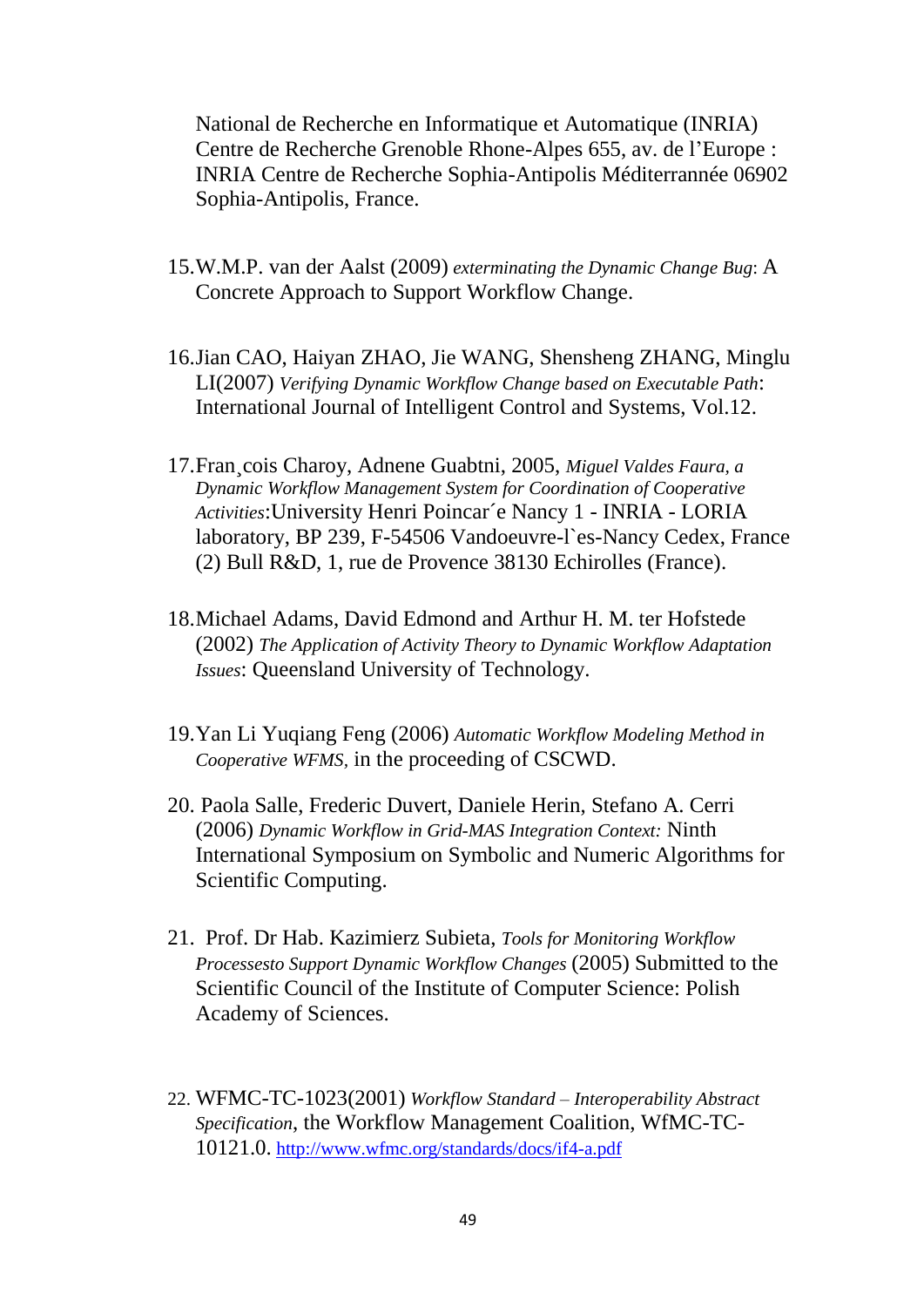National de Recherche en Informatique et Automatique (INRIA) Centre de Recherche Grenoble Rhone-Alpes 655, av. de l'Europe : INRIA Centre de Recherche Sophia-Antipolis Méditerrannée 06902 Sophia-Antipolis, France.

15. W.M.P. van der Aalst (2009) *exterminating the Dynamic Change Bug*: A Concrete Approach to Support Workflow Change.

16. Jian CAO, Haiyan ZHAO, Jie WANG, Shensheng ZHANG, Minglu LI(2007) *Verifying Dynamic Workflow Change based on Executable Path*: International Journal of Intelligent Control and Systems, Vol.12.

17. Fran¸cois Charoy, Adnene Guabtni, 2005, *Miguel Valdes Faura, a Dynamic Workflow Management System for Coordination of Cooperative Activities*:University Henri Poincar´e Nancy 1 - INRIA - LORIA laboratory, BP 239, F-54506 Vandoeuvre-l`es-Nancy Cedex, France (2) Bull R&D, 1, rue de Provence 38130 Echirolles (France).

18. Michael Adams, David Edmond and Arthur H. M. ter Hofstede (2002) *The Application of Activity Theory to Dynamic Workflow Adaptation Issues*: Queensland University of Technology.

19. Yan Li Yuqiang Feng (2006) *Automatic Workflow Modeling Method in Cooperative WFMS,* in the proceeding of CSCWD.

20. Paola Salle, Frederic Duvert, Daniele Herin, Stefano A. Cerri (2006) *Dynamic Workflow in Grid-MAS Integration Context:* Ninth International Symposium on Symbolic and Numeric Algorithms for Scientific Computing.

21. Prof. Dr Hab. Kazimierz Subieta, *Tools for Monitoring Workflow Processesto Support Dynamic Workflow Changes* (2005) Submitted to the Scientific Council of the Institute of Computer Science: Polish Academy of Sciences.

22. WFMC-TC-1023(2001) *Workflow Standard – Interoperability Abstract Specification*, the Workflow Management Coalition, WfMC-TC-10121.0. http://www.wfmc.org/standards/docs/if4-a.pdf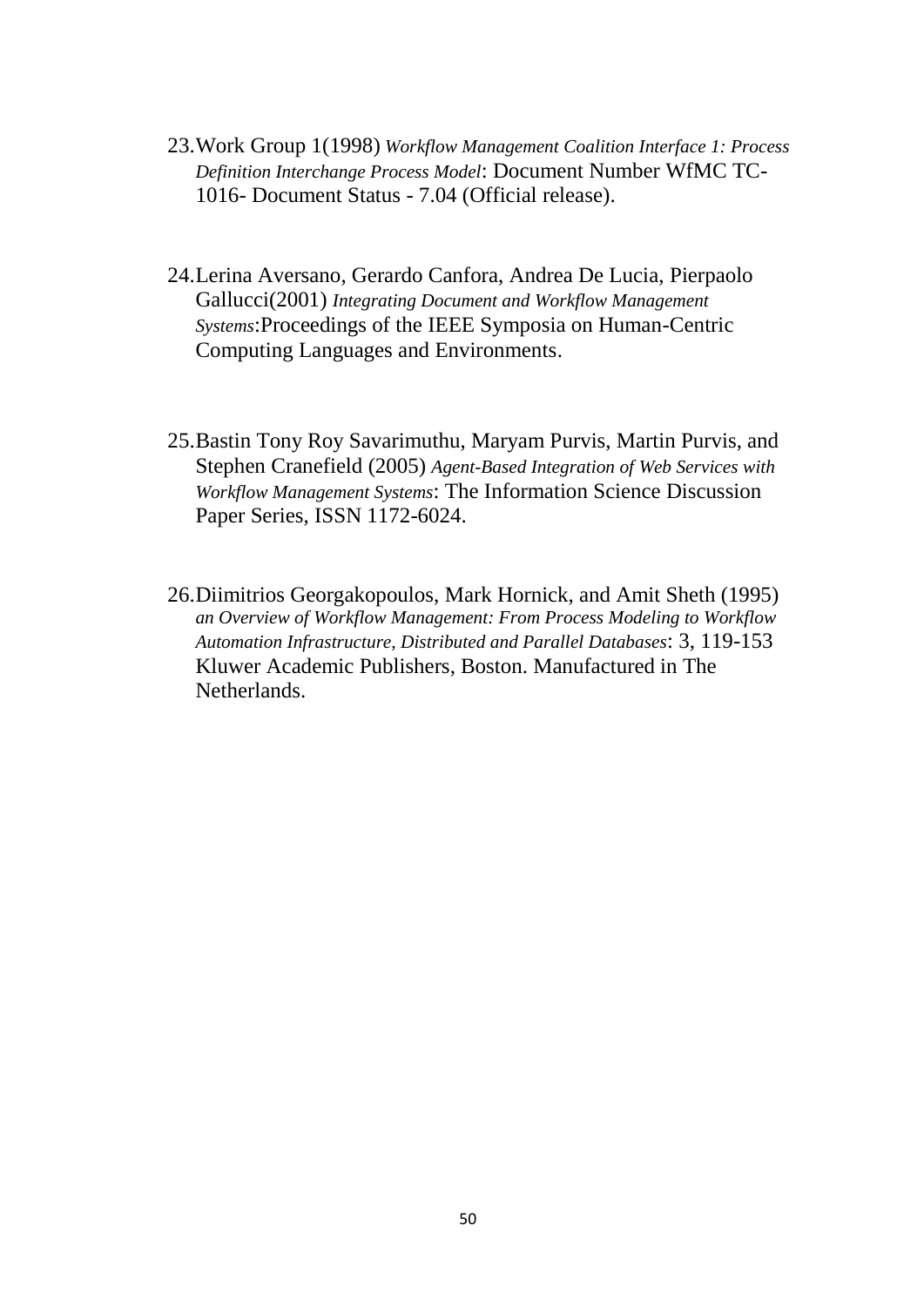23. Work Group 1(1998) *Workflow Management Coalition Interface 1: Process Definition Interchange Process Model*: Document Number WfMC TC-1016- Document Status - 7.04 (Official release).

24. Lerina Aversano, Gerardo Canfora, Andrea De Lucia, Pierpaolo Gallucci(2001) *Integrating Document and Workflow Management Systems*:Proceedings of the IEEE Symposia on Human-Centric Computing Languages and Environments.

25. Bastin Tony Roy Savarimuthu, Maryam Purvis, Martin Purvis, and Stephen Cranefield (2005) *Agent-Based Integration of Web Services with Workflow Management Systems*: The Information Science Discussion Paper Series, ISSN 1172-6024.

26. Diimitrios Georgakopoulos, Mark Hornick, and Amit Sheth (1995) *an Overview of Workflow Management: From Process Modeling to Workflow Automation Infrastructure, Distributed and Parallel Databases*: 3, 119-153 Kluwer Academic Publishers, Boston. Manufactured in The Netherlands.